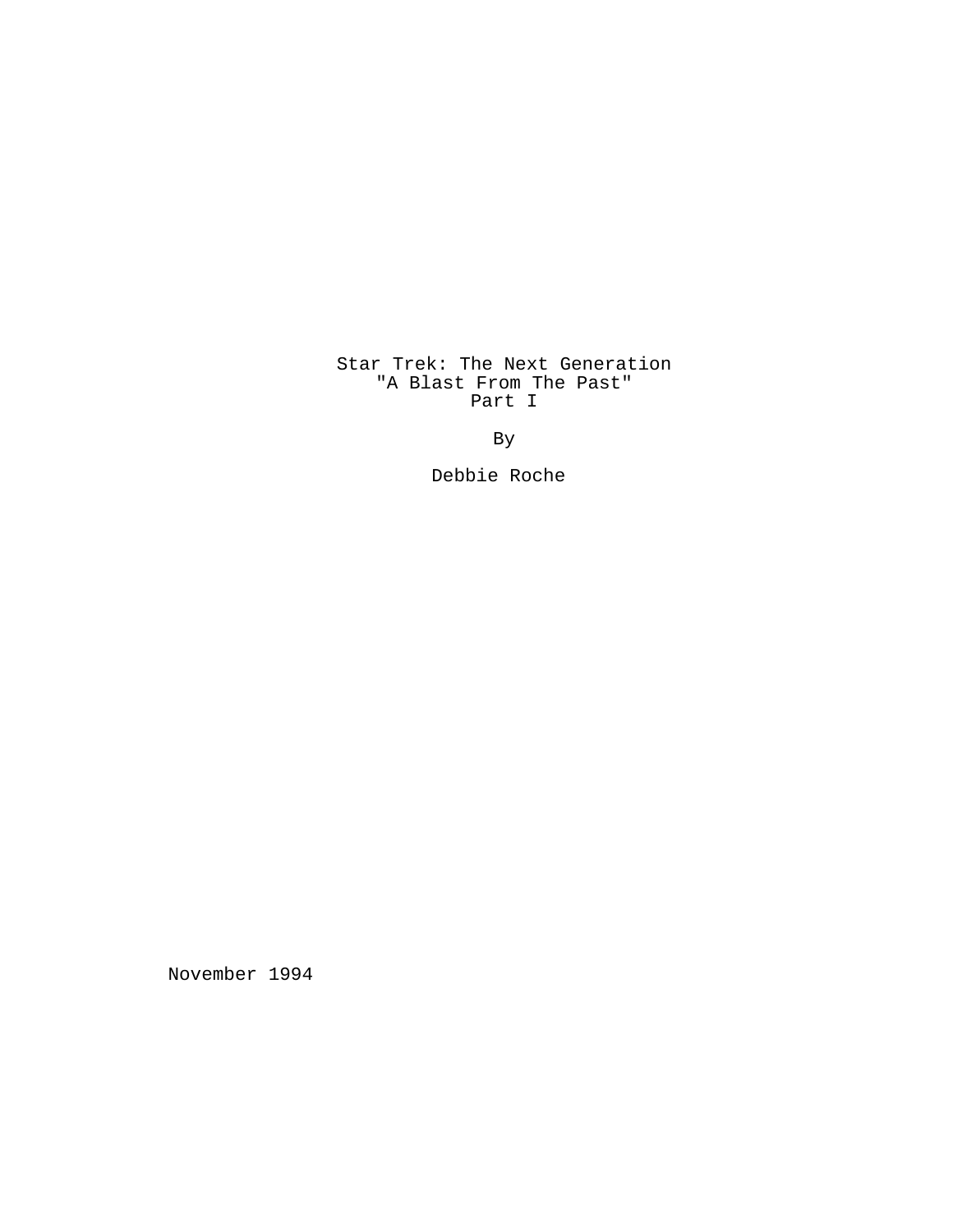Star Trek: The Next Generation
"A Blast From The Past"
Part I

By

Debbie Roche

November 1994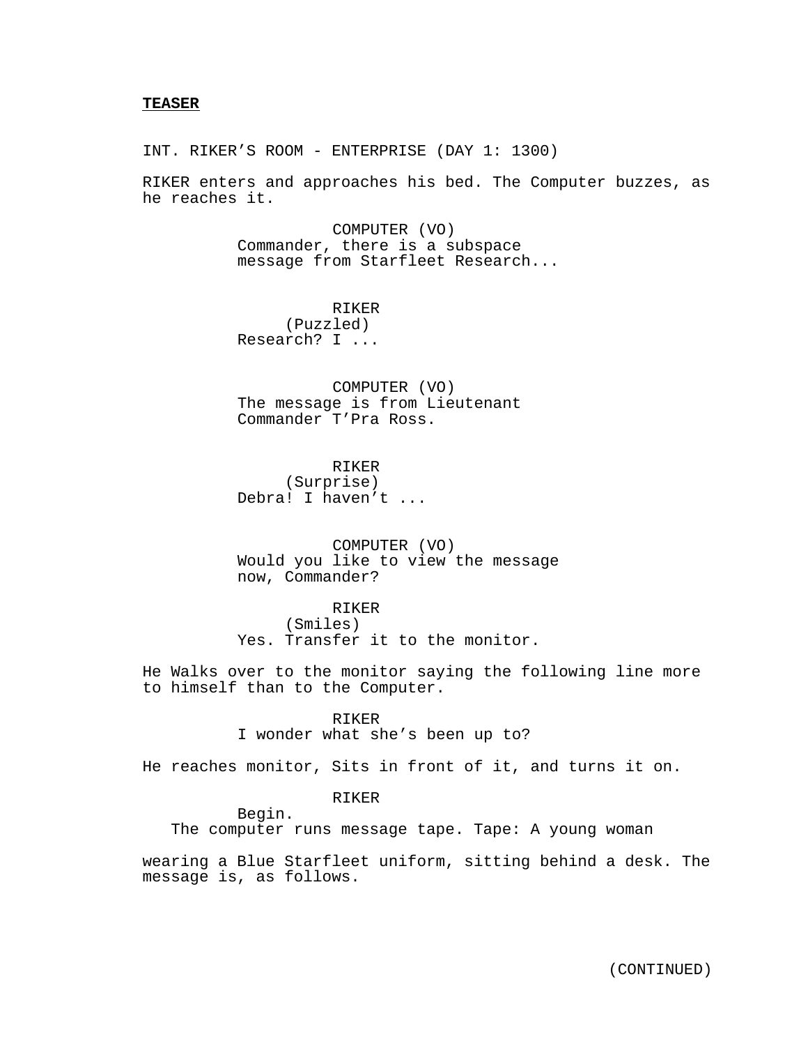**TEASER**

INT. RIKER'S ROOM - ENTERPRISE (DAY 1: 1300)

RIKER enters and approaches his bed. The Computer buzzes, as he reaches it.

COMPUTER (VO)
Commander, there is a subspace message from Starfleet Research...

RIKER
(Puzzled)
Research? I ...

COMPUTER (VO)
The message is from Lieutenant Commander T'Pra Ross.

RIKER
(Surprise)
Debra! I haven't ...

COMPUTER (VO)
Would you like to view the message now, Commander?

RIKER
(Smiles)
Yes. Transfer it to the monitor.

He Walks over to the monitor saying the following line more to himself than to the Computer.

RIKER
I wonder what she's been up to?

He reaches monitor, Sits in front of it, and turns it on.

RIKER
Begin.

The computer runs message tape. Tape: A young woman wearing a Blue Starfleet uniform, sitting behind a desk. The message is, as follows.

(CONTINUED)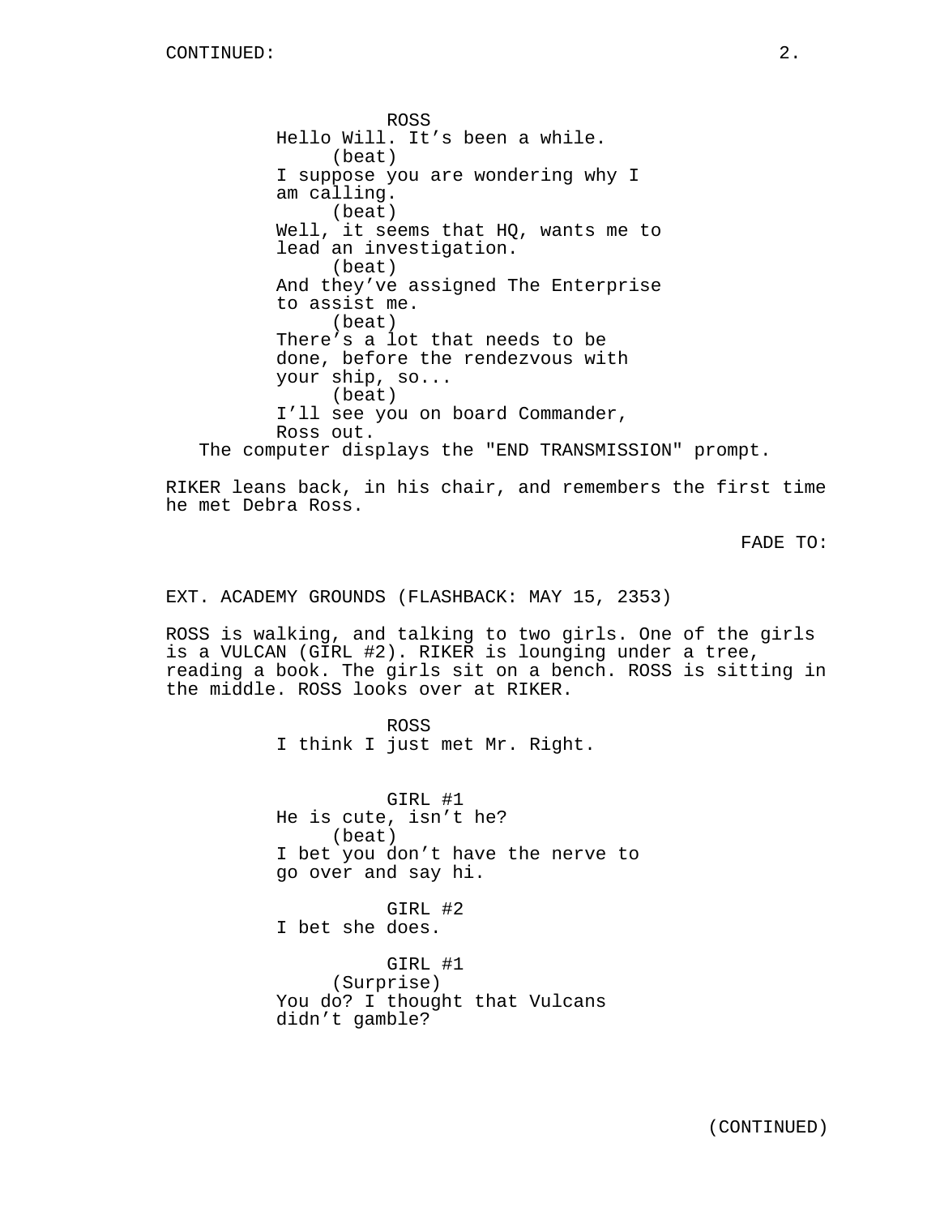CONTINUED:

ROSS
Hello Will. It's been a while.
(beat)
I suppose you are wondering why I am calling.
(beat)
Well, it seems that HQ, wants me to lead an investigation.
(beat)
And they've assigned The Enterprise to assist me.
(beat)
There's a lot that needs to be done, before the rendezvous with your ship, so...
(beat)
I'll see you on board Commander, Ross out.

The computer displays the "END TRANSMISSION" prompt.

RIKER leans back, in his chair, and remembers the first time he met Debra Ross.

FADE TO:

EXT. ACADEMY GROUNDS (FLASHBACK: MAY 15, 2353)

ROSS is walking, and talking to two girls. One of the girls is a VULCAN (GIRL #2). RIKER is lounging under a tree, reading a book. The girls sit on a bench. ROSS is sitting in the middle. ROSS looks over at RIKER.

ROSS
I think I just met Mr. Right.

GIRL #1
He is cute, isn't he?
(beat)
I bet you don't have the nerve to go over and say hi.

GIRL #2
I bet she does.

GIRL #1
(Surprise)
You do? I thought that Vulcans didn't gamble?

(CONTINUED)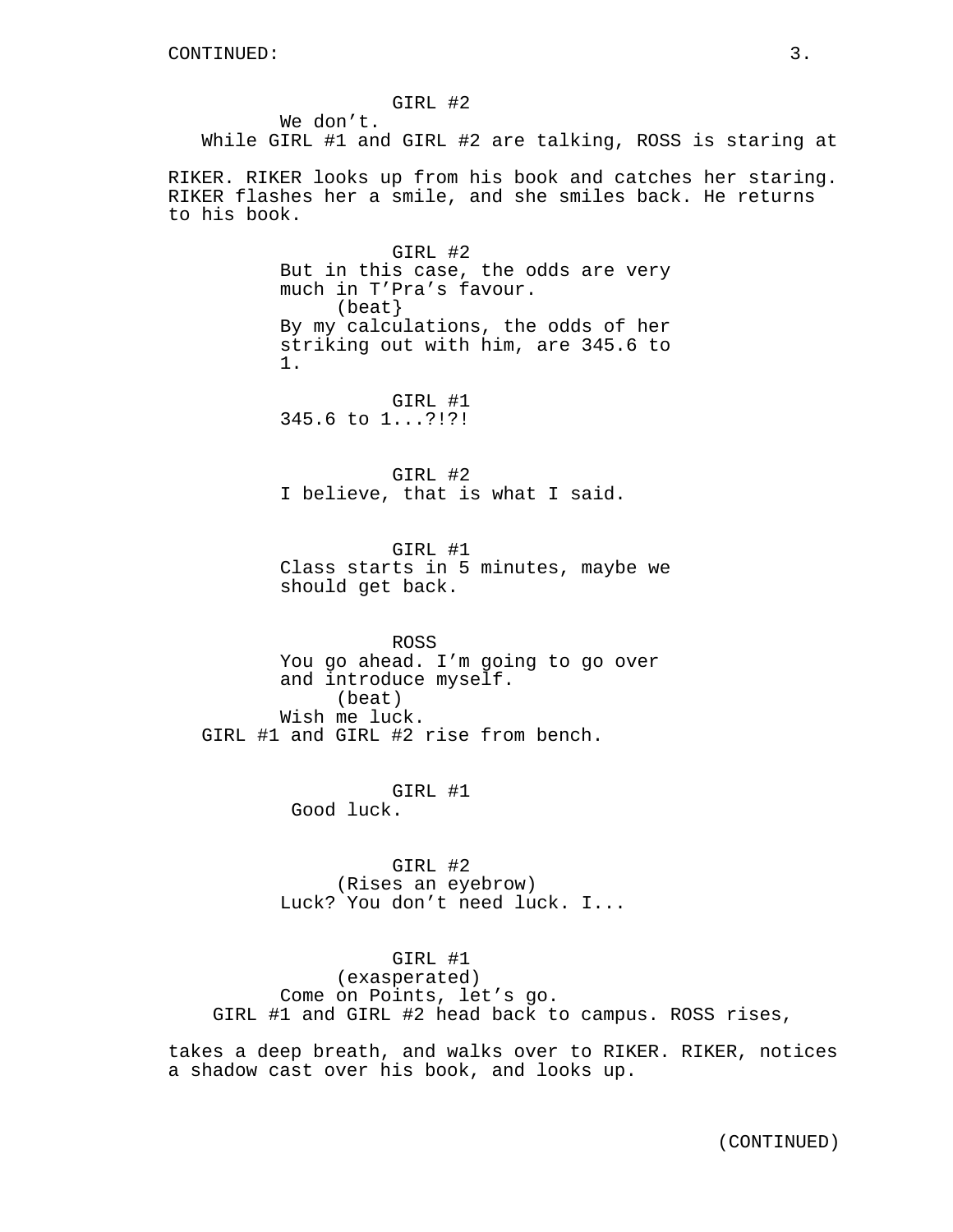GIRL #2

We don’t.

While GIRL #1 and GIRL #2 are talking, ROSS is staring at RIKER. RIKER looks up from his book and catches her staring. RIKER flashes her a smile, and she smiles back. He returns to his book.

GIRL #2

But in this case, the odds are very much in T’Pra’s favour.

(beat}

By my calculations, the odds of her striking out with him, are 345.6 to 1.

GIRL #1

345.6 to 1...?!?!

GIRL #2

I believe, that is what I said.

GIRL #1

Class starts in 5 minutes, maybe we should get back.

ROSS

You go ahead. I’m going to go over and introduce myself.

(beat)

Wish me luck.

GIRL #1 and GIRL #2 rise from bench.

GIRL #1

Good luck.

GIRL #2

(Rises an eyebrow)

Luck? You don’t need luck. I...

GIRL #1

(exasperated)

Come on Points, let’s go.

GIRL #1 and GIRL #2 head back to campus. ROSS rises, takes a deep breath, and walks over to RIKER. RIKER, notices a shadow cast over his book, and looks up.

(CONTINUED)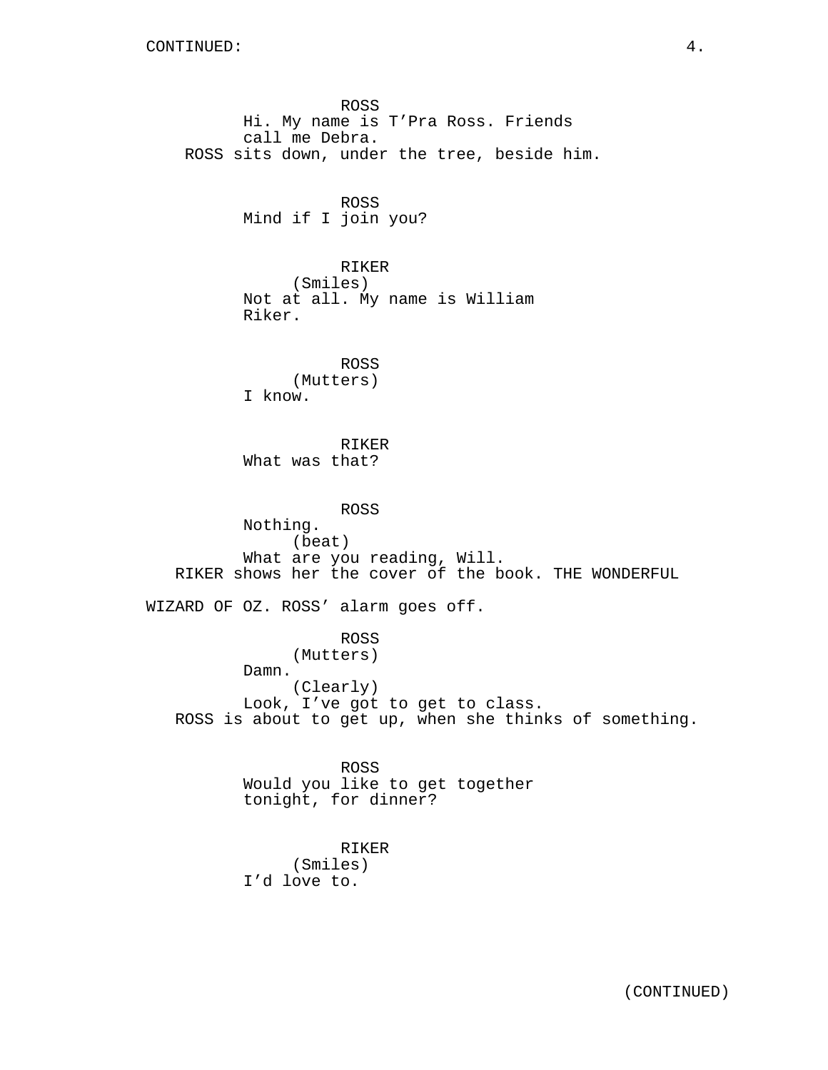ROSS
Hi. My name is T'Pra Ross. Friends call me Debra.

ROSS sits down, under the tree, beside him.

ROSS
Mind if I join you?

RIKER
(Smiles)
Not at all. My name is William Riker.

ROSS
(Mutters)
I know.

RIKER
What was that?

ROSS
Nothing.
(beat)
What are you reading, Will.

RIKER shows her the cover of the book. THE WONDERFUL WIZARD OF OZ. ROSS' alarm goes off.

ROSS
(Mutters)
Damn.
(Clearly)
Look, I've got to get to class.

ROSS is about to get up, when she thinks of something.

ROSS
Would you like to get together tonight, for dinner?

RIKER
(Smiles)
I'd love to.

(CONTINUED)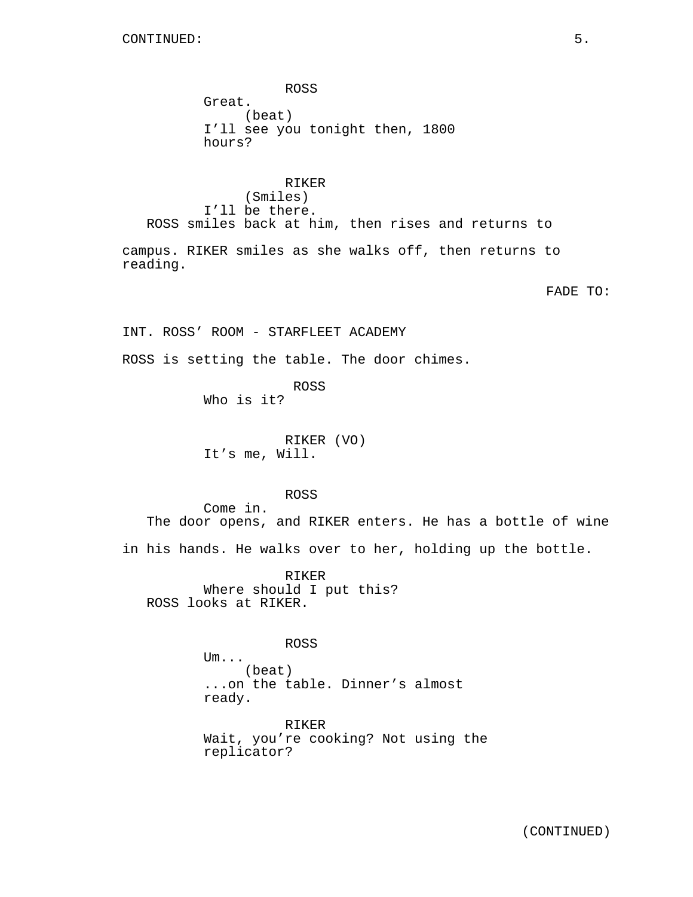ROSS
Great.
(beat)
I'll see you tonight then, 1800 hours?

RIKER
(Smiles)
I'll be there.

ROSS smiles back at him, then rises and returns to campus. RIKER smiles as she walks off, then returns to reading.

FADE TO:

INT. ROSS' ROOM - STARFLEET ACADEMY

ROSS is setting the table. The door chimes.

ROSS
Who is it?

RIKER (VO)
It's me, Will.

ROSS
Come in.

The door opens, and RIKER enters. He has a bottle of wine in his hands. He walks over to her, holding up the bottle.

RIKER
Where should I put this?

ROSS looks at RIKER.

ROSS
Um...
(beat)
...on the table. Dinner's almost ready.

RIKER
Wait, you're cooking? Not using the replicator?

(CONTINUED)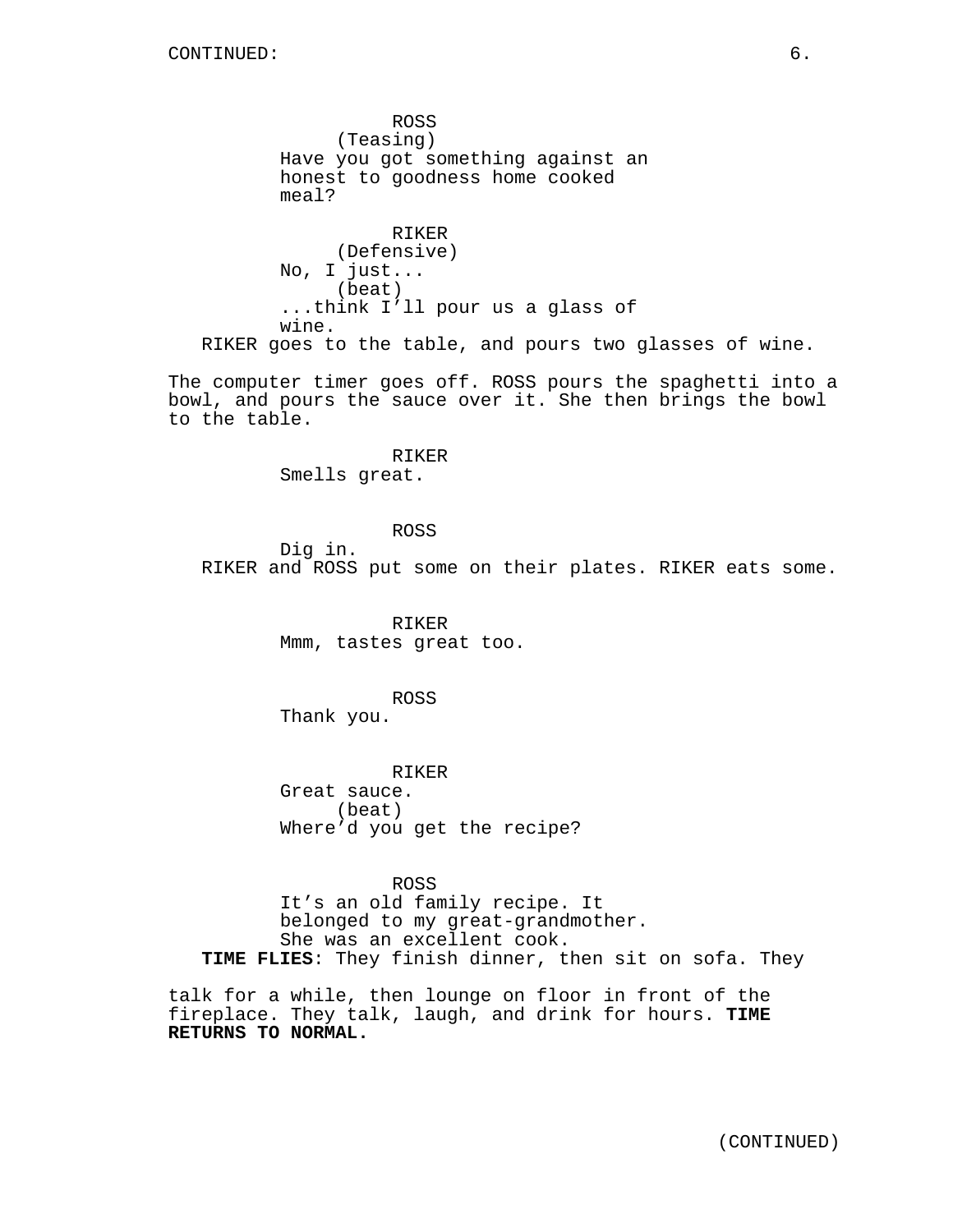CONTINUED:

ROSS
(Teasing)
Have you got something against an honest to goodness home cooked meal?

RIKER
(Defensive)
No, I just...
(beat)
...think I'll pour us a glass of wine.

RIKER goes to the table, and pours two glasses of wine.

The computer timer goes off. ROSS pours the spaghetti into a bowl, and pours the sauce over it. She then brings the bowl to the table.

RIKER
Smells great.

ROSS
Dig in.

RIKER and ROSS put some on their plates. RIKER eats some.

RIKER
Mmm, tastes great too.

ROSS
Thank you.

RIKER
Great sauce.
(beat)
Where'd you get the recipe?

ROSS
It's an old family recipe. It belonged to my great-grandmother. She was an excellent cook.

**TIME FLIES**: They finish dinner, then sit on sofa. They talk for a while, then lounge on floor in front of the fireplace. They talk, laugh, and drink for hours. **TIME RETURNS TO NORMAL.**

(CONTINUED)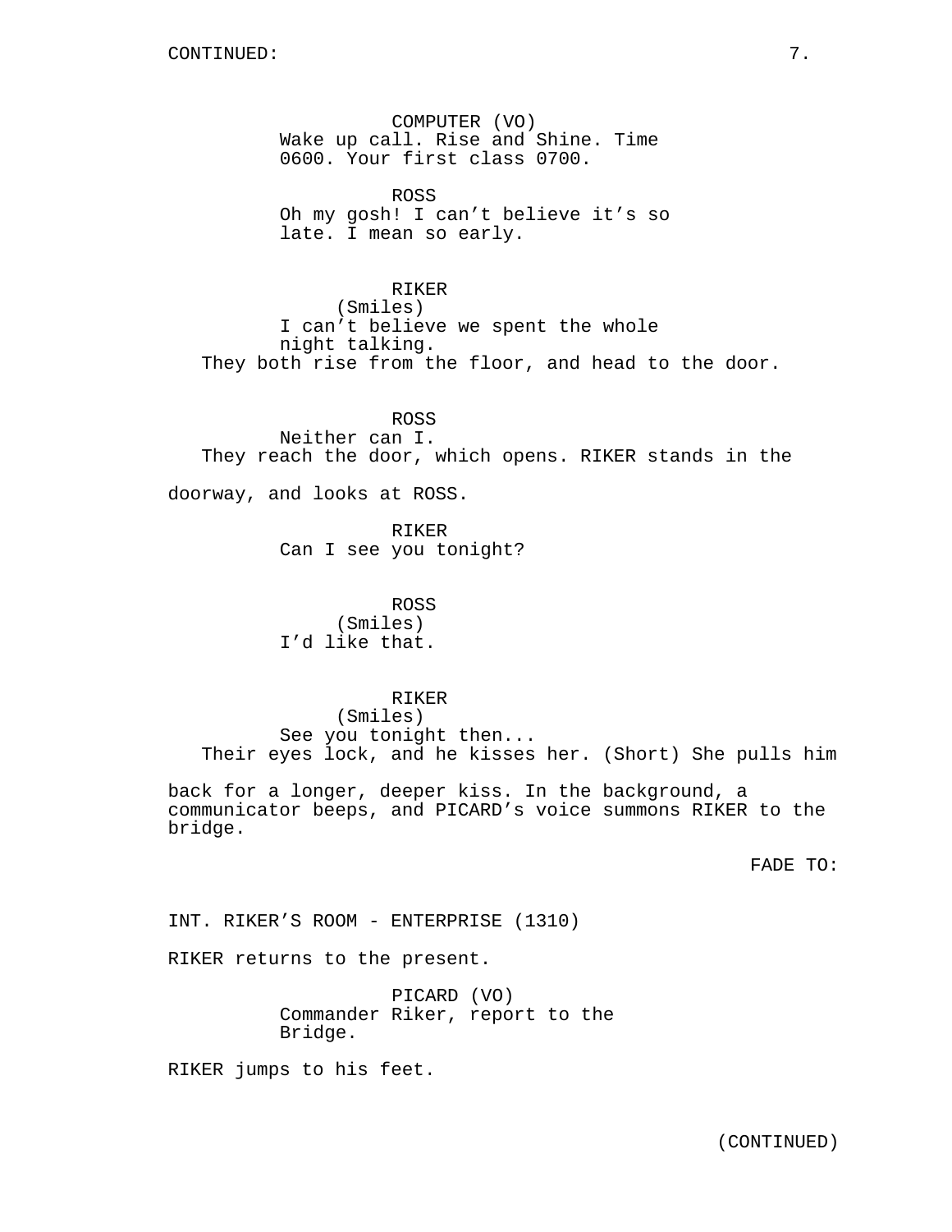COMPUTER (VO)
Wake up call. Rise and Shine. Time 0600. Your first class 0700.

ROSS
Oh my gosh! I can't believe it's so late. I mean so early.

RIKER
(Smiles)
I can't believe we spent the whole night talking.

They both rise from the floor, and head to the door.

ROSS
Neither can I.

They reach the door, which opens. RIKER stands in the doorway, and looks at ROSS.

RIKER
Can I see you tonight?

ROSS
(Smiles)
I'd like that.

RIKER
(Smiles)
See you tonight then...

Their eyes lock, and he kisses her. (Short) She pulls him back for a longer, deeper kiss. In the background, a communicator beeps, and PICARD's voice summons RIKER to the bridge.

FADE TO:

INT. RIKER'S ROOM - ENTERPRISE (1310)

RIKER returns to the present.

PICARD (VO)
Commander Riker, report to the Bridge.

RIKER jumps to his feet.

(CONTINUED)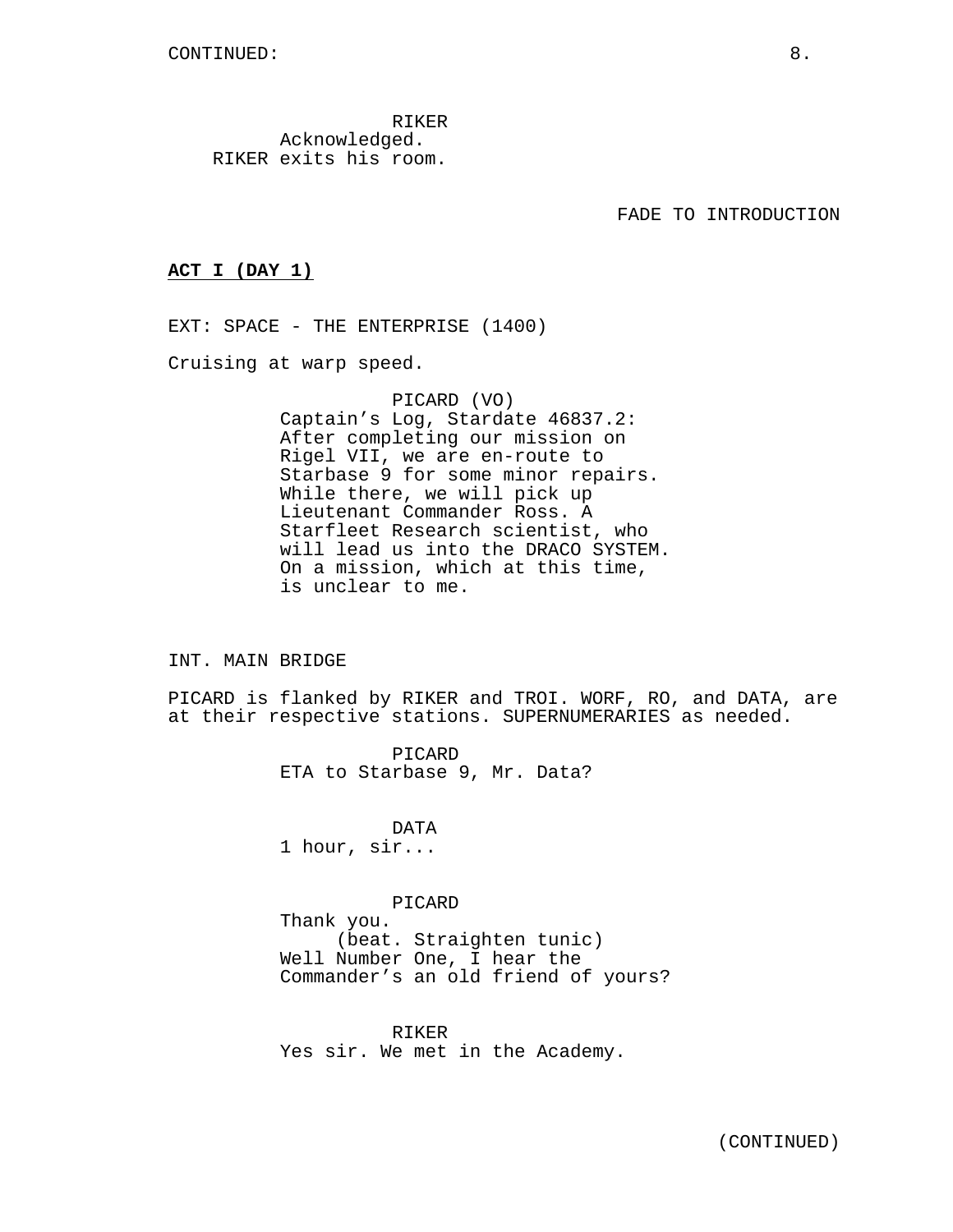RIKER
Acknowledged.
RIKER exits his room.

FADE TO INTRODUCTION

**ACT I (DAY 1)**

EXT: SPACE - THE ENTERPRISE (1400)

Cruising at warp speed.

PICARD (VO)
Captain's Log, Stardate 46837.2: After completing our mission on Rigel VII, we are en-route to Starbase 9 for some minor repairs. While there, we will pick up Lieutenant Commander Ross. A Starfleet Research scientist, who will lead us into the DRACO SYSTEM. On a mission, which at this time, is unclear to me.

INT. MAIN BRIDGE

PICARD is flanked by RIKER and TROI. WORF, RO, and DATA, are at their respective stations. SUPERNUMERARIES as needed.

PICARD
ETA to Starbase 9, Mr. Data?

DATA
1 hour, sir...

PICARD
Thank you.
(beat. Straighten tunic)
Well Number One, I hear the Commander's an old friend of yours?

RIKER
Yes sir. We met in the Academy.

(CONTINUED)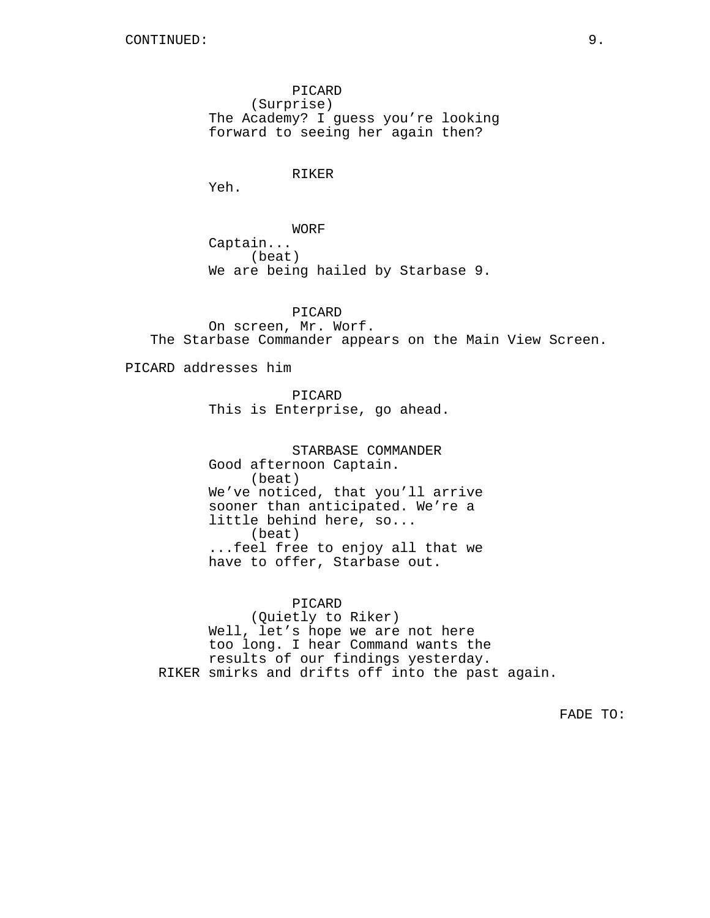PICARD
(Surprise)
The Academy? I guess you're looking forward to seeing her again then?

RIKER
Yeh.

WORF
Captain...
(beat)
We are being hailed by Starbase 9.

PICARD
On screen, Mr. Worf.

The Starbase Commander appears on the Main View Screen.

PICARD addresses him

PICARD
This is Enterprise, go ahead.

STARBASE COMMANDER
Good afternoon Captain.
(beat)
We've noticed, that you'll arrive sooner than anticipated. We're a little behind here, so...
(beat)
...feel free to enjoy all that we have to offer, Starbase out.

PICARD
(Quietly to Riker)
Well, let's hope we are not here too long. I hear Command wants the results of our findings yesterday.

RIKER smirks and drifts off into the past again.

FADE TO: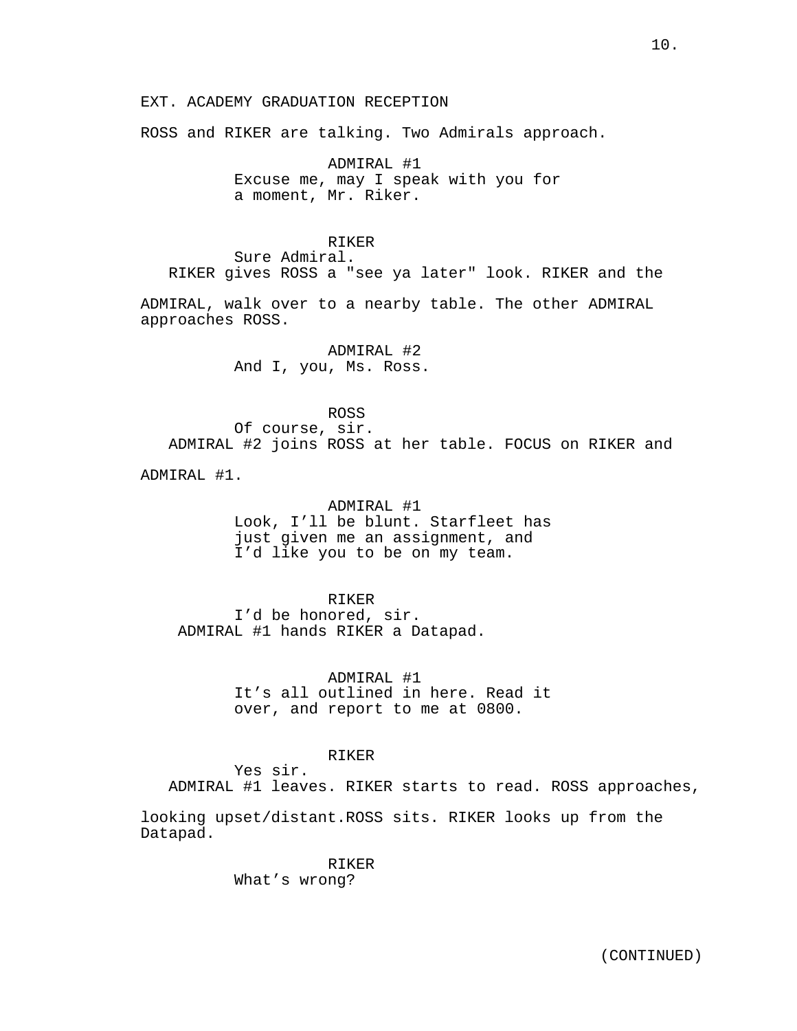EXT. ACADEMY GRADUATION RECEPTION

ROSS and RIKER are talking. Two Admirals approach.

ADMIRAL #1
Excuse me, may I speak with you for a moment, Mr. Riker.

RIKER
Sure Admiral.

RIKER gives ROSS a "see ya later" look. RIKER and the ADMIRAL, walk over to a nearby table. The other ADMIRAL approaches ROSS.

ADMIRAL #2
And I, you, Ms. Ross.

ROSS
Of course, sir.

ADMIRAL #2 joins ROSS at her table. FOCUS on RIKER and ADMIRAL #1.

ADMIRAL #1
Look, I’ll be blunt. Starfleet has just given me an assignment, and I’d like you to be on my team.

RIKER
I’d be honored, sir.

ADMIRAL #1 hands RIKER a Datapad.

ADMIRAL #1
It’s all outlined in here. Read it over, and report to me at 0800.

RIKER
Yes sir.

ADMIRAL #1 leaves. RIKER starts to read. ROSS approaches, looking upset/distant.ROSS sits. RIKER looks up from the Datapad.

RIKER
What’s wrong?

(CONTINUED)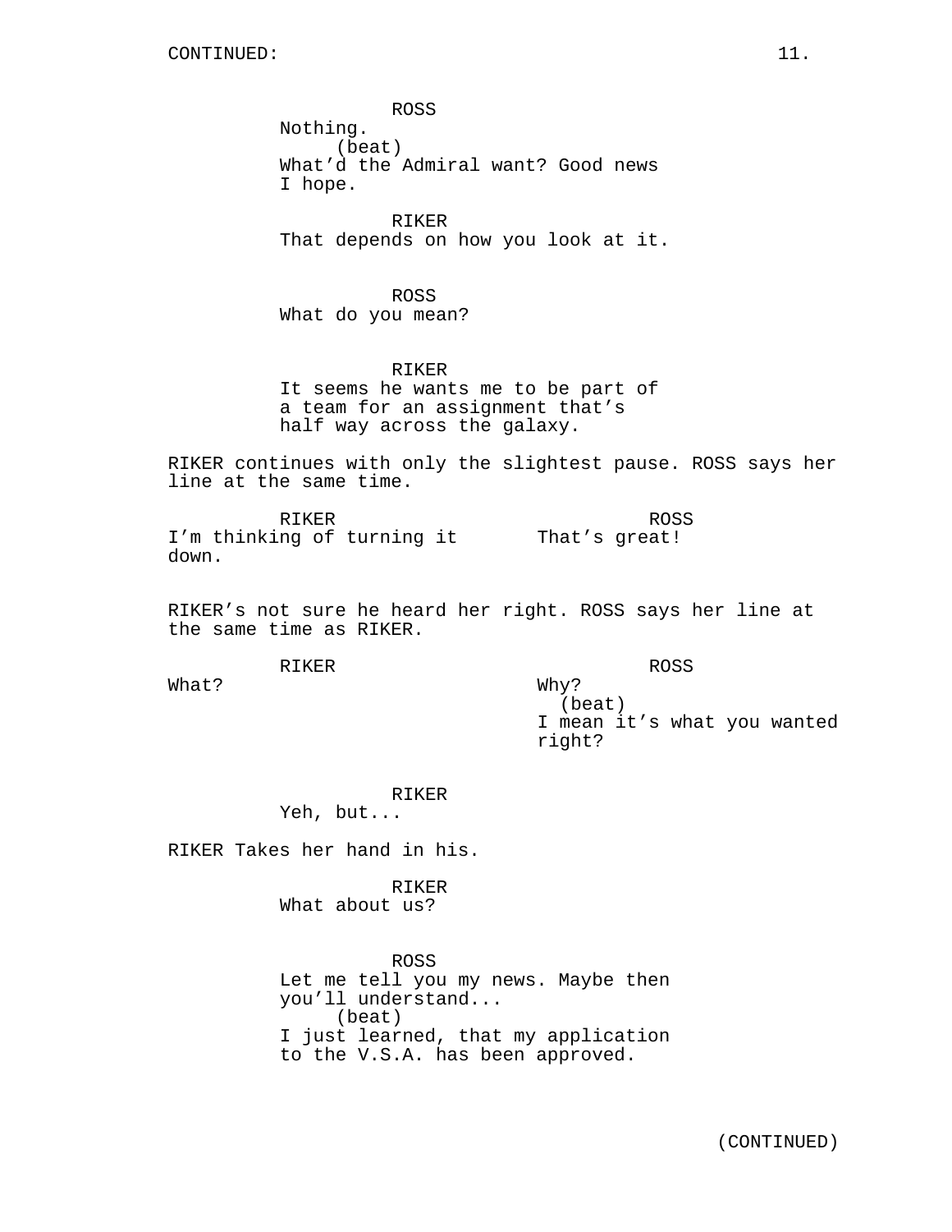CONTINUED:

ROSS
Nothing.
(beat)
What'd the Admiral want? Good news I hope.

RIKER
That depends on how you look at it.

ROSS
What do you mean?

RIKER
It seems he wants me to be part of a team for an assignment that's half way across the galaxy.

RIKER continues with only the slightest pause. ROSS says her line at the same time.

| RIKER | ROSS |
| --- | --- |
| I'm thinking of turning it down. | That's great! |

RIKER's not sure he heard her right. ROSS says her line at the same time as RIKER.

| RIKER | ROSS |
| --- | --- |
| What? | Why? (beat) I mean it's what you wanted right? |

RIKER
Yeh, but...

RIKER Takes her hand in his.

RIKER
What about us?

ROSS
Let me tell you my news. Maybe then you'll understand...
(beat)
I just learned, that my application to the V.S.A. has been approved.

(CONTINUED)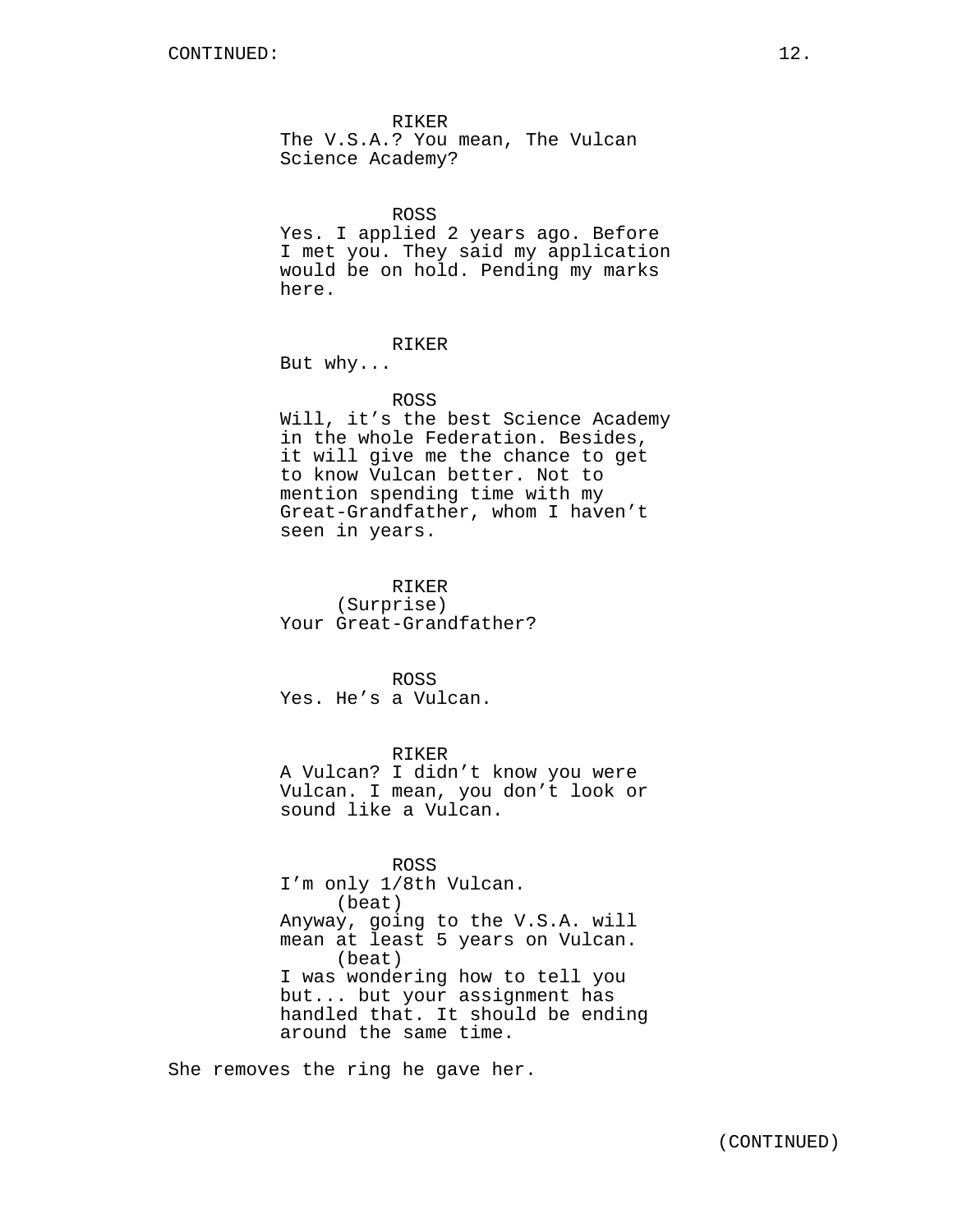RIKER
The V.S.A.? You mean, The Vulcan Science Academy?

ROSS
Yes. I applied 2 years ago. Before I met you. They said my application would be on hold. Pending my marks here.

RIKER
But why...

ROSS
Will, it's the best Science Academy in the whole Federation. Besides, it will give me the chance to get to know Vulcan better. Not to mention spending time with my Great-Grandfather, whom I haven't seen in years.

RIKER
(Surprise)
Your Great-Grandfather?

ROSS
Yes. He's a Vulcan.

RIKER
A Vulcan? I didn't know you were Vulcan. I mean, you don't look or sound like a Vulcan.

ROSS
I'm only 1/8th Vulcan.
(beat)
Anyway, going to the V.S.A. will mean at least 5 years on Vulcan.
(beat)
I was wondering how to tell you but... but your assignment has handled that. It should be ending around the same time.

She removes the ring he gave her.

(CONTINUED)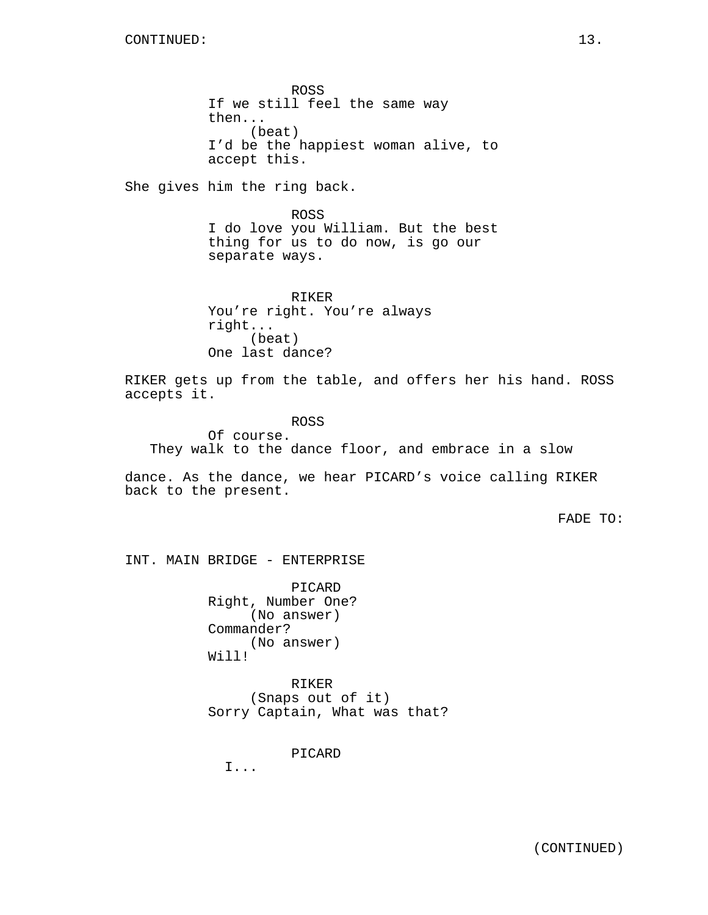CONTINUED:

ROSS
If we still feel the same way then...
(beat)
I'd be the happiest woman alive, to accept this.

She gives him the ring back.

ROSS
I do love you William. But the best thing for us to do now, is go our separate ways.

RIKER
You're right. You're always right...
(beat)
One last dance?

RIKER gets up from the table, and offers her his hand. ROSS accepts it.

ROSS
Of course.

They walk to the dance floor, and embrace in a slow dance. As the dance, we hear PICARD's voice calling RIKER back to the present.

FADE TO:

INT. MAIN BRIDGE - ENTERPRISE

PICARD
Right, Number One?
(No answer)
Commander?
(No answer)
Will!

RIKER
(Snaps out of it)
Sorry Captain, What was that?

PICARD
I...

(CONTINUED)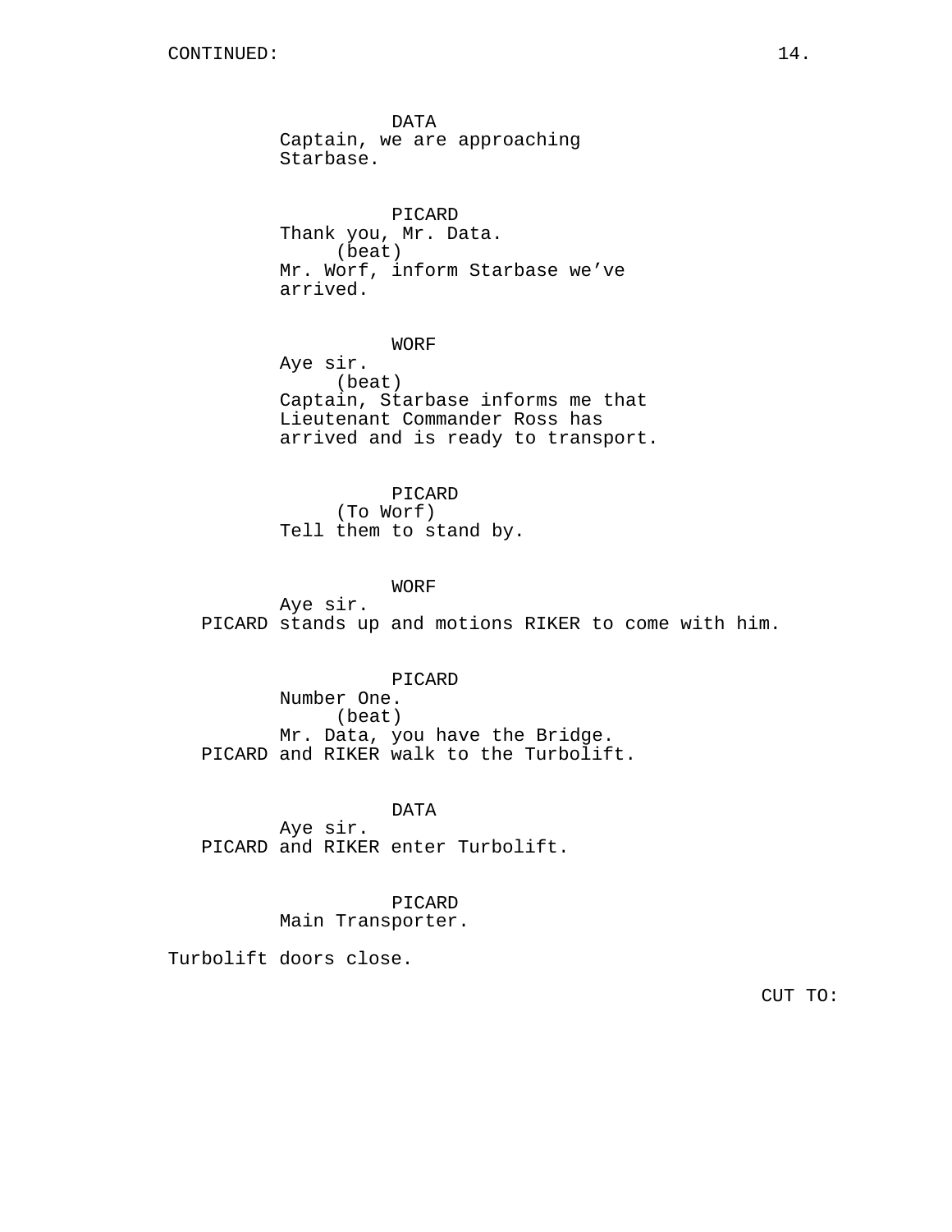CONTINUED:

DATA
Captain, we are approaching Starbase.

PICARD
Thank you, Mr. Data.
(beat)
Mr. Worf, inform Starbase we've arrived.

WORF
Aye sir.
(beat)
Captain, Starbase informs me that Lieutenant Commander Ross has arrived and is ready to transport.

PICARD
(To Worf)
Tell them to stand by.

WORF
Aye sir.

PICARD stands up and motions RIKER to come with him.

PICARD
Number One.
(beat)
Mr. Data, you have the Bridge.

PICARD and RIKER walk to the Turbolift.

DATA
Aye sir.

PICARD and RIKER enter Turbolift.

PICARD
Main Transporter.

Turbolift doors close.

CUT TO: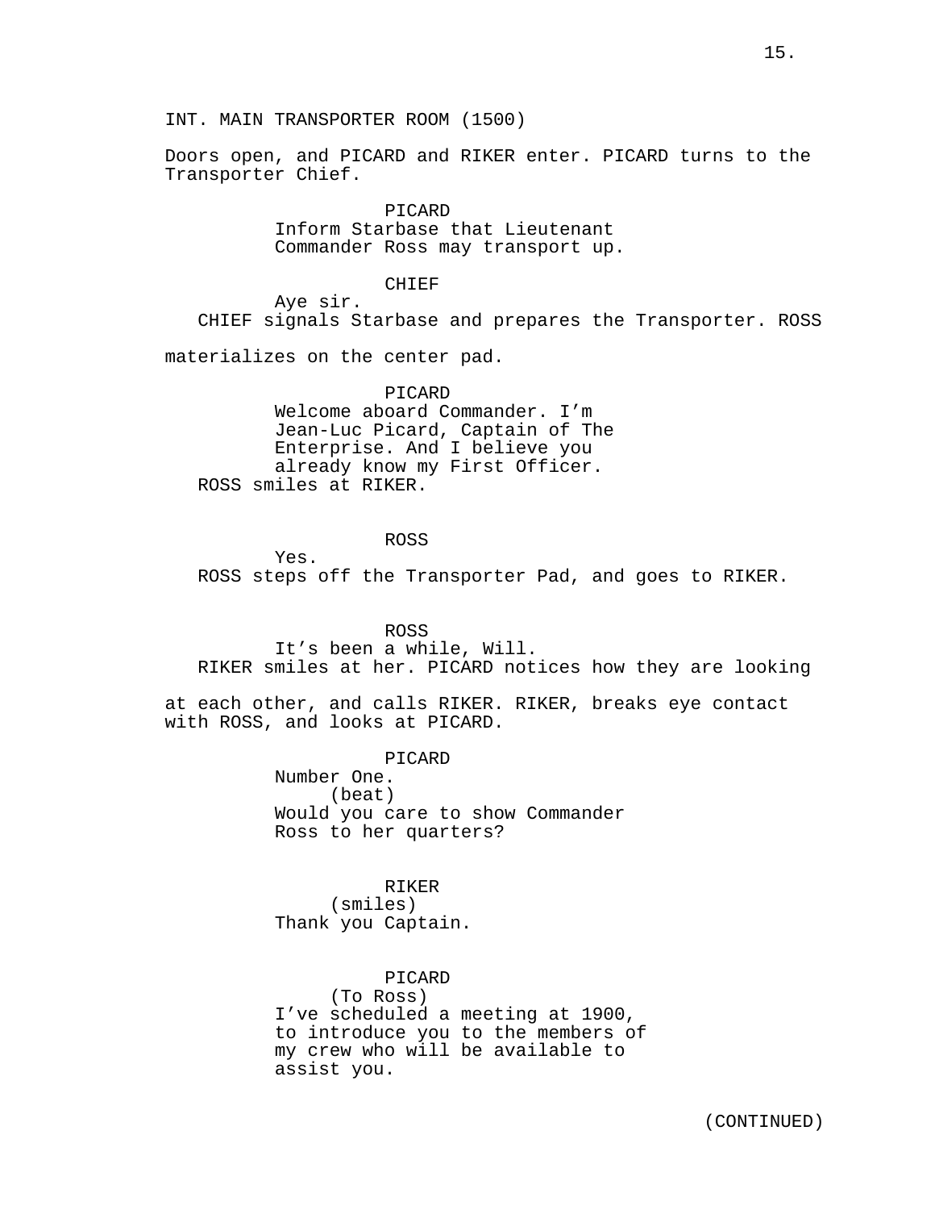INT. MAIN TRANSPORTER ROOM (1500)

Doors open, and PICARD and RIKER enter. PICARD turns to the Transporter Chief.

PICARD
Inform Starbase that Lieutenant Commander Ross may transport up.

CHIEF
Aye sir.

CHIEF signals Starbase and prepares the Transporter. ROSS materializes on the center pad.

PICARD
Welcome aboard Commander. I'm Jean-Luc Picard, Captain of The Enterprise. And I believe you already know my First Officer.

ROSS smiles at RIKER.

ROSS
Yes.

ROSS steps off the Transporter Pad, and goes to RIKER.

ROSS
It's been a while, Will.

RIKER smiles at her. PICARD notices how they are looking at each other, and calls RIKER. RIKER, breaks eye contact with ROSS, and looks at PICARD.

PICARD
Number One.
(beat)
Would you care to show Commander Ross to her quarters?

RIKER
(smiles)
Thank you Captain.

PICARD
(To Ross)
I've scheduled a meeting at 1900, to introduce you to the members of my crew who will be available to assist you.

(CONTINUED)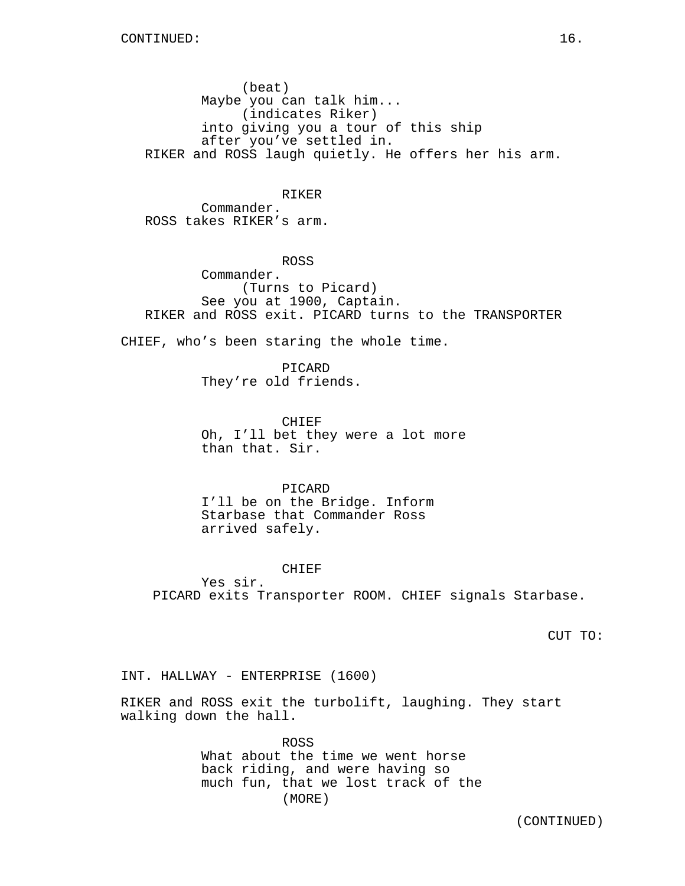(beat)
Maybe you can talk him...
(indicates Riker)
into giving you a tour of this ship
after you've settled in.

RIKER and ROSS laugh quietly. He offers her his arm.

RIKER
Commander.

ROSS takes RIKER's arm.

ROSS
Commander.
(Turns to Picard)
See you at 1900, Captain.

RIKER and ROSS exit. PICARD turns to the TRANSPORTER CHIEF, who's been staring the whole time.

PICARD
They're old friends.

CHIEF
Oh, I'll bet they were a lot more
than that. Sir.

PICARD
I'll be on the Bridge. Inform
Starbase that Commander Ross
arrived safely.

CHIEF
Yes sir.

PICARD exits Transporter ROOM. CHIEF signals Starbase.

CUT TO:

INT. HALLWAY - ENTERPRISE (1600)

RIKER and ROSS exit the turbolift, laughing. They start walking down the hall.

ROSS
What about the time we went horse
back riding, and were having so
much fun, that we lost track of the
(MORE)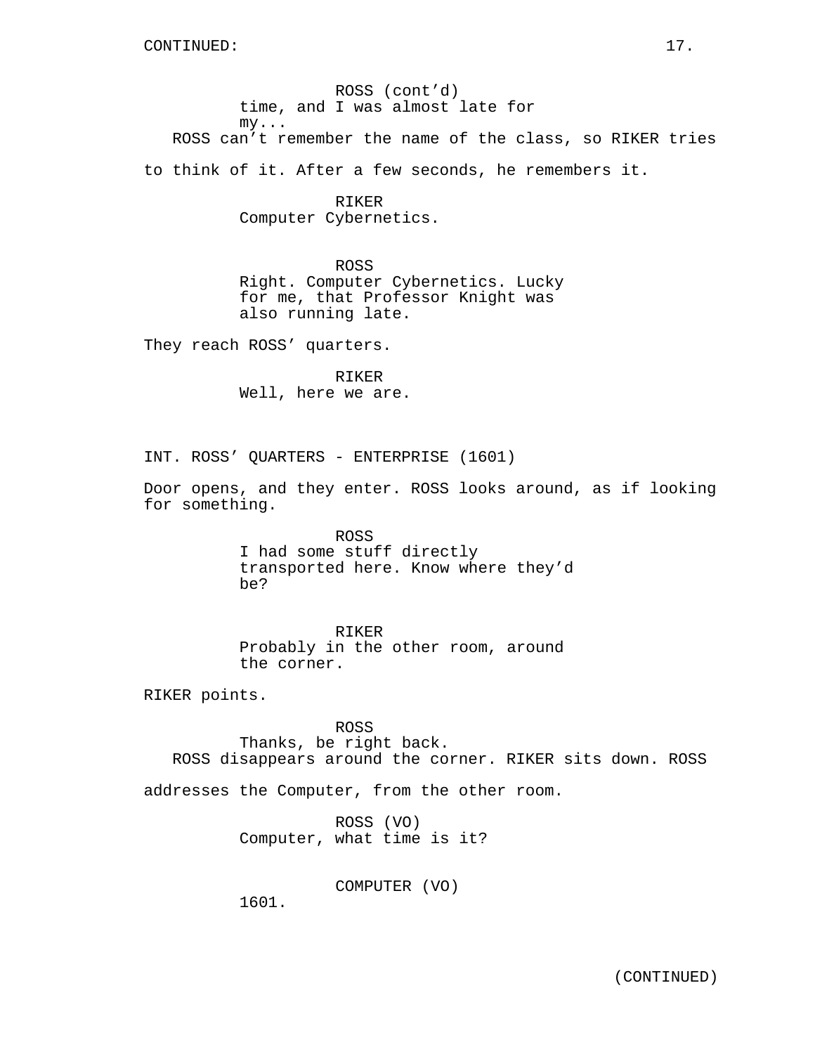ROSS (cont'd)
time, and I was almost late for my...

ROSS can't remember the name of the class, so RIKER tries to think of it. After a few seconds, he remembers it.

RIKER
Computer Cybernetics.

ROSS
Right. Computer Cybernetics. Lucky for me, that Professor Knight was also running late.

They reach ROSS' quarters.

RIKER
Well, here we are.

INT. ROSS' QUARTERS - ENTERPRISE (1601)

Door opens, and they enter. ROSS looks around, as if looking for something.

ROSS
I had some stuff directly transported here. Know where they'd be?

RIKER
Probably in the other room, around the corner.

RIKER points.

ROSS
Thanks, be right back.

ROSS disappears around the corner. RIKER sits down. ROSS addresses the Computer, from the other room.

ROSS (VO)
Computer, what time is it?

COMPUTER (VO)
1601.

(CONTINUED)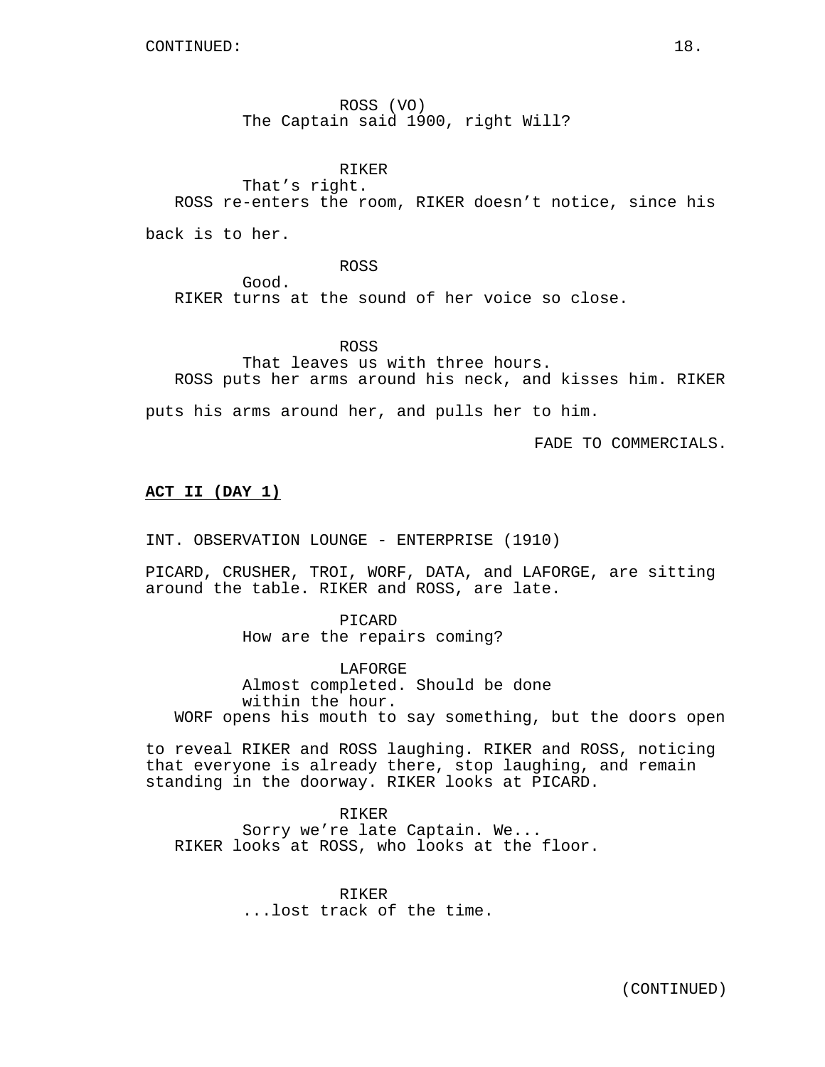CONTINUED:

ROSS (VO)
The Captain said 1900, right Will?

RIKER
That's right.

ROSS re-enters the room, RIKER doesn't notice, since his back is to her.

ROSS
Good.

RIKER turns at the sound of her voice so close.

ROSS
That leaves us with three hours.

ROSS puts her arms around his neck, and kisses him. RIKER puts his arms around her, and pulls her to him.

FADE TO COMMERCIALS.

**ACT II (DAY 1)**

INT. OBSERVATION LOUNGE - ENTERPRISE (1910)

PICARD, CRUSHER, TROI, WORF, DATA, and LAFORGE, are sitting around the table. RIKER and ROSS, are late.

PICARD
How are the repairs coming?

LAFORGE
Almost completed. Should be done within the hour.

WORF opens his mouth to say something, but the doors open to reveal RIKER and ROSS laughing. RIKER and ROSS, noticing that everyone is already there, stop laughing, and remain standing in the doorway. RIKER looks at PICARD.

RIKER
Sorry we're late Captain. We...

RIKER looks at ROSS, who looks at the floor.

RIKER
...lost track of the time.

(CONTINUED)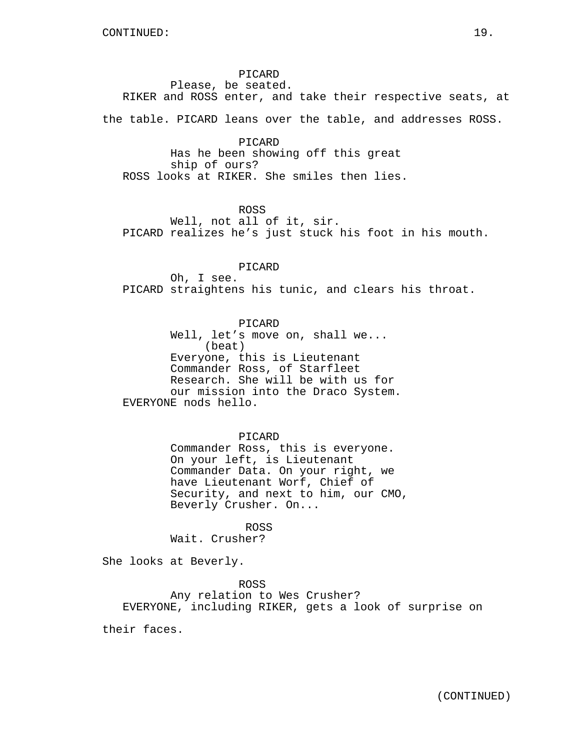PICARD
Please, be seated.

RIKER and ROSS enter, and take their respective seats, at the table. PICARD leans over the table, and addresses ROSS.

PICARD
Has he been showing off this great ship of ours?

ROSS looks at RIKER. She smiles then lies.

ROSS
Well, not all of it, sir.

PICARD realizes he's just stuck his foot in his mouth.

PICARD
Oh, I see.

PICARD straightens his tunic, and clears his throat.

PICARD
Well, let's move on, shall we...
(beat)
Everyone, this is Lieutenant Commander Ross, of Starfleet Research. She will be with us for our mission into the Draco System.

EVERYONE nods hello.

PICARD
Commander Ross, this is everyone. On your left, is Lieutenant Commander Data. On your right, we have Lieutenant Worf, Chief of Security, and next to him, our CMO, Beverly Crusher. On...

ROSS
Wait. Crusher?

She looks at Beverly.

ROSS
Any relation to Wes Crusher?

EVERYONE, including RIKER, gets a look of surprise on their faces.

(CONTINUED)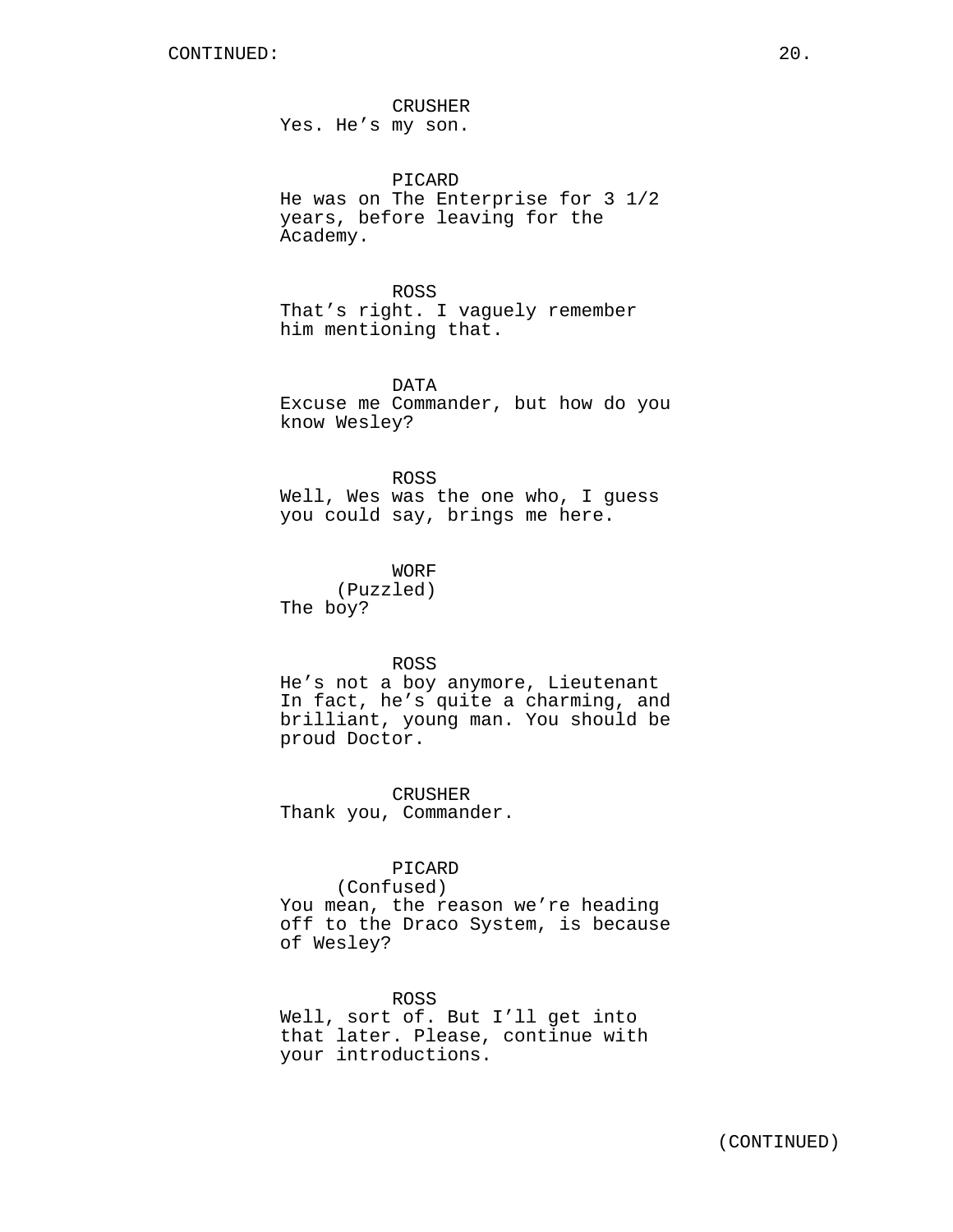CONTINUED:

CRUSHER
Yes. He’s my son.

PICARD
He was on The Enterprise for 3 1/2 years, before leaving for the Academy.

ROSS
That’s right. I vaguely remember him mentioning that.

DATA
Excuse me Commander, but how do you know Wesley?

ROSS
Well, Wes was the one who, I guess you could say, brings me here.

WORF
(Puzzled)
The boy?

ROSS
He’s not a boy anymore, Lieutenant In fact, he’s quite a charming, and brilliant, young man. You should be proud Doctor.

CRUSHER
Thank you, Commander.

PICARD
(Confused)
You mean, the reason we’re heading off to the Draco System, is because of Wesley?

ROSS
Well, sort of. But I’ll get into that later. Please, continue with your introductions.

(CONTINUED)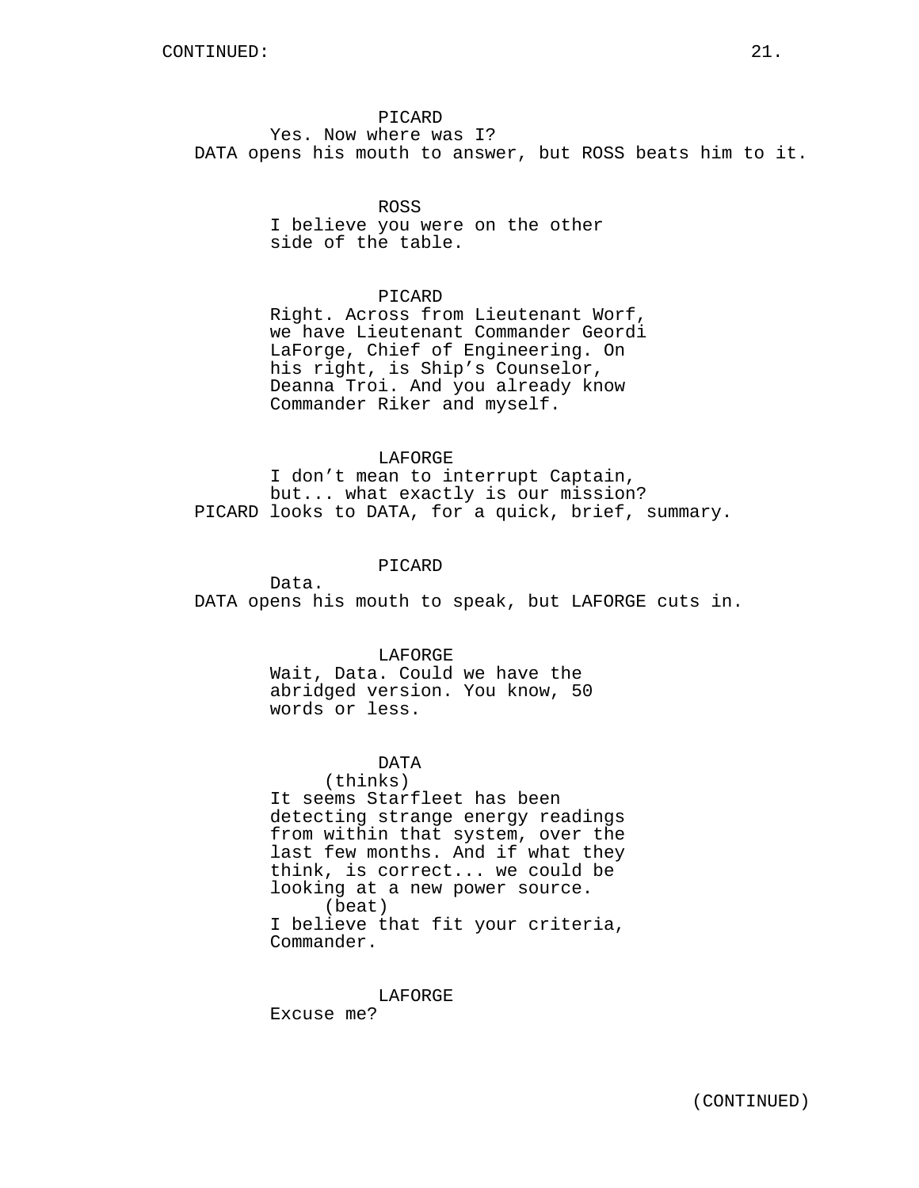PICARD

Yes. Now where was I?

DATA opens his mouth to answer, but ROSS beats him to it.

ROSS

I believe you were on the other side of the table.

PICARD

Right. Across from Lieutenant Worf, we have Lieutenant Commander Geordi LaForge, Chief of Engineering. On his right, is Ship's Counselor, Deanna Troi. And you already know Commander Riker and myself.

LAFORGE

I don't mean to interrupt Captain, but... what exactly is our mission?

PICARD looks to DATA, for a quick, brief, summary.

PICARD

Data.

DATA opens his mouth to speak, but LAFORGE cuts in.

LAFORGE

Wait, Data. Could we have the abridged version. You know, 50 words or less.

DATA

(thinks)

It seems Starfleet has been detecting strange energy readings from within that system, over the last few months. And if what they think, is correct... we could be looking at a new power source.

(beat)

I believe that fit your criteria, Commander.

LAFORGE

Excuse me?

(CONTINUED)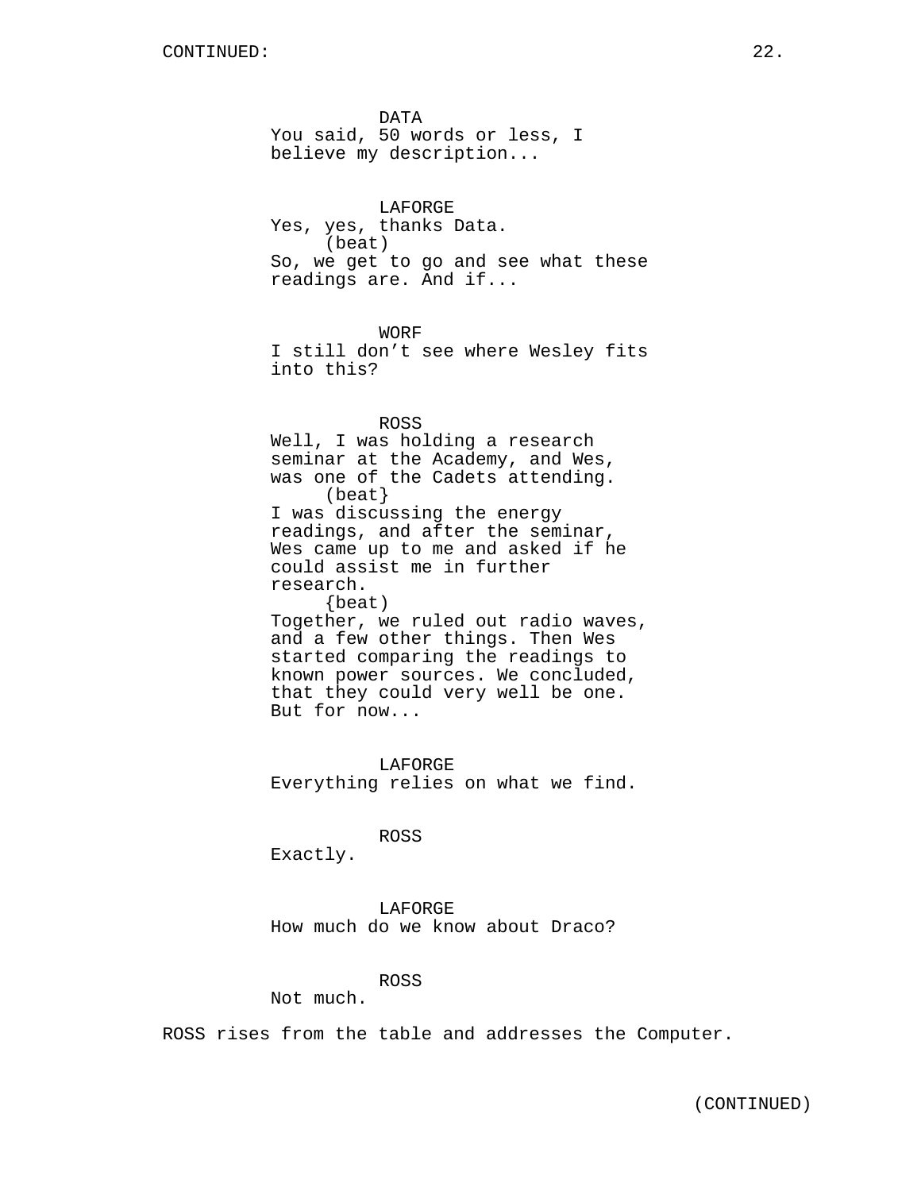CONTINUED:

DATA
You said, 50 words or less, I believe my description...

LAFORGE
Yes, yes, thanks Data.
(beat)
So, we get to go and see what these readings are. And if...

WORF
I still don't see where Wesley fits into this?

ROSS
Well, I was holding a research seminar at the Academy, and Wes, was one of the Cadets attending.
(beat}
I was discussing the energy readings, and after the seminar, Wes came up to me and asked if he could assist me in further research.
{beat)
Together, we ruled out radio waves, and a few other things. Then Wes started comparing the readings to known power sources. We concluded, that they could very well be one. But for now...

LAFORGE
Everything relies on what we find.

ROSS
Exactly.

LAFORGE
How much do we know about Draco?

ROSS
Not much.

ROSS rises from the table and addresses the Computer.

(CONTINUED)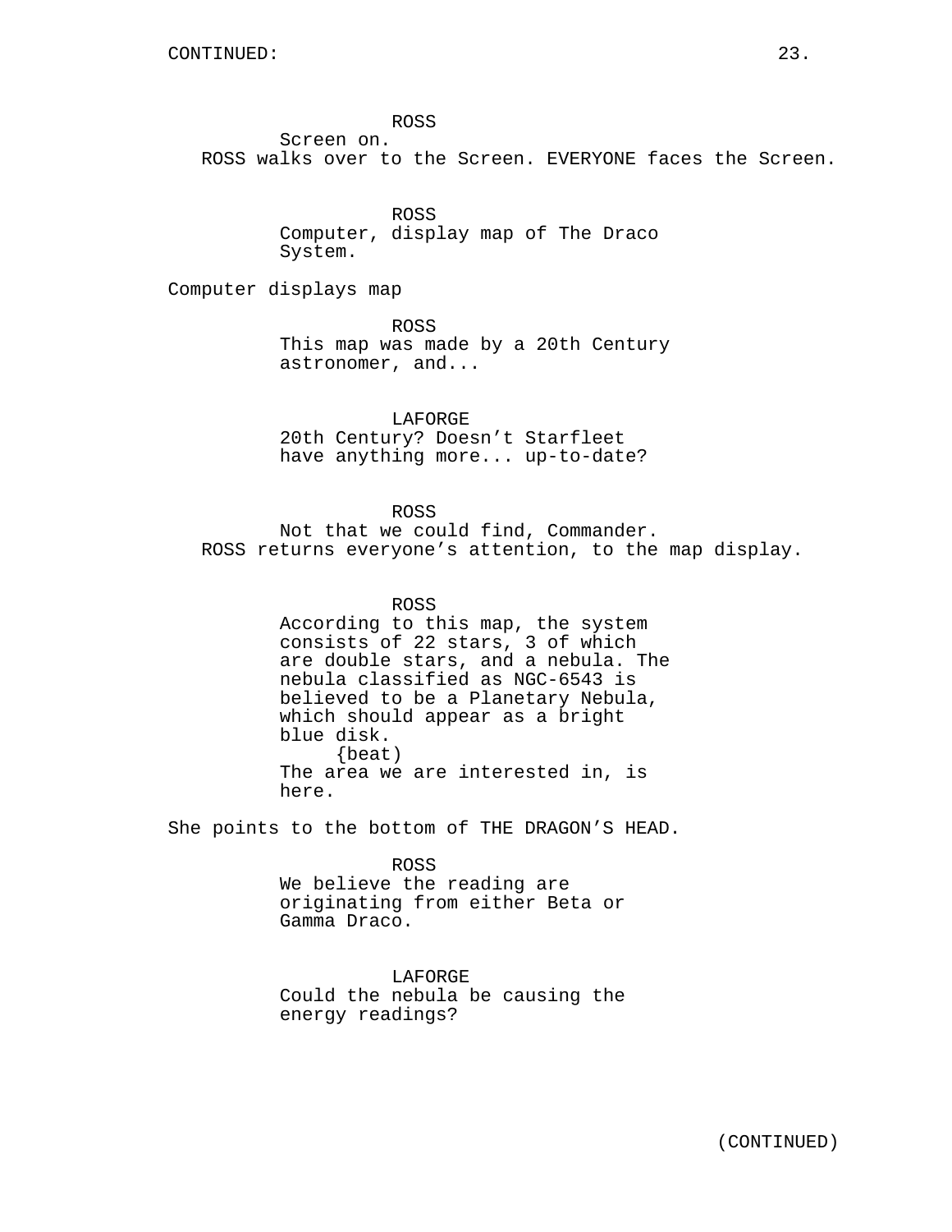CONTINUED:

ROSS
Screen on.

ROSS walks over to the Screen. EVERYONE faces the Screen.

ROSS
Computer, display map of The Draco System.

Computer displays map

ROSS
This map was made by a 20th Century astronomer, and...

LAFORGE
20th Century? Doesn't Starfleet have anything more... up-to-date?

ROSS
Not that we could find, Commander.

ROSS returns everyone's attention, to the map display.

ROSS
According to this map, the system consists of 22 stars, 3 of which are double stars, and a nebula. The nebula classified as NGC-6543 is believed to be a Planetary Nebula, which should appear as a bright blue disk.
{beat)
The area we are interested in, is here.

She points to the bottom of THE DRAGON'S HEAD.

ROSS
We believe the reading are originating from either Beta or Gamma Draco.

LAFORGE
Could the nebula be causing the energy readings?

(CONTINUED)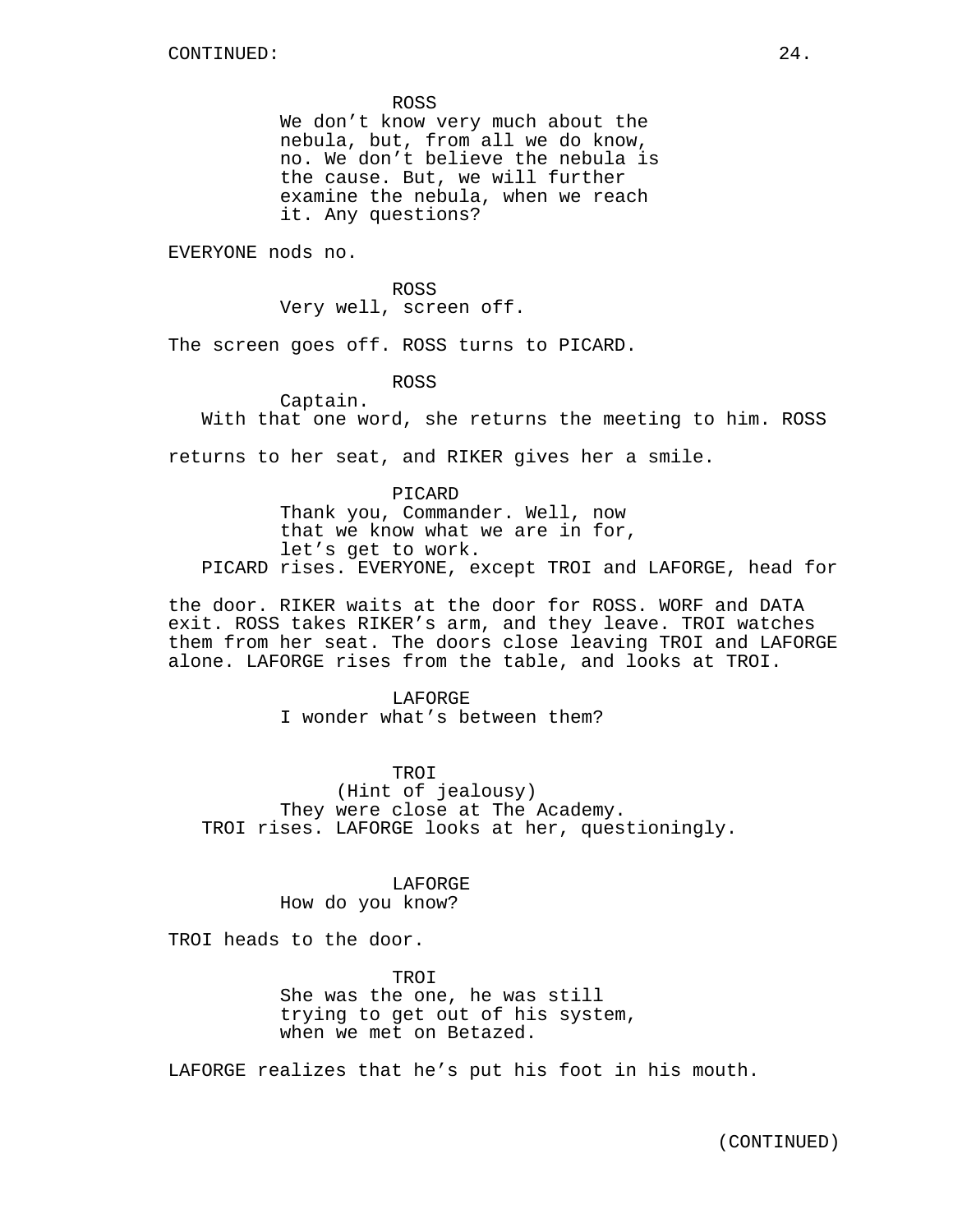ROSS
We don't know very much about the nebula, but, from all we do know, no. We don't believe the nebula is the cause. But, we will further examine the nebula, when we reach it. Any questions?

EVERYONE nods no.

ROSS
Very well, screen off.

The screen goes off. ROSS turns to PICARD.

ROSS
Captain.

With that one word, she returns the meeting to him. ROSS returns to her seat, and RIKER gives her a smile.

PICARD
Thank you, Commander. Well, now that we know what we are in for, let's get to work.

PICARD rises. EVERYONE, except TROI and LAFORGE, head for the door. RIKER waits at the door for ROSS. WORF and DATA exit. ROSS takes RIKER's arm, and they leave. TROI watches them from her seat. The doors close leaving TROI and LAFORGE alone. LAFORGE rises from the table, and looks at TROI.

LAFORGE
I wonder what's between them?

TROI
(Hint of jealousy)
They were close at The Academy.

TROI rises. LAFORGE looks at her, questioningly.

LAFORGE
How do you know?

TROI heads to the door.

TROI
She was the one, he was still trying to get out of his system, when we met on Betazed.

LAFORGE realizes that he's put his foot in his mouth.

(CONTINUED)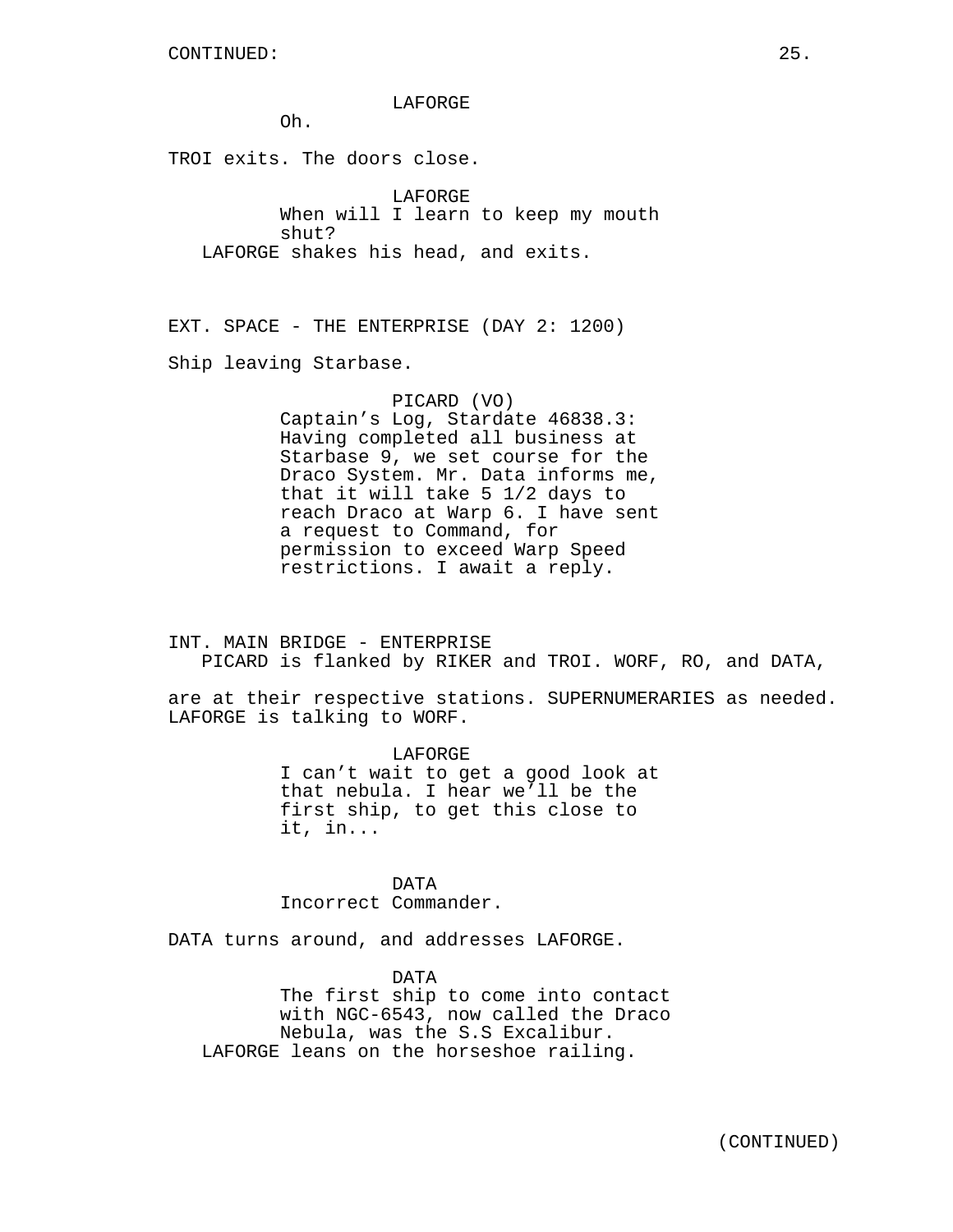CONTINUED:

LAFORGE
Oh.

TROI exits. The doors close.

LAFORGE
When will I learn to keep my mouth shut?
LAFORGE shakes his head, and exits.

EXT. SPACE - THE ENTERPRISE (DAY 2: 1200)

Ship leaving Starbase.

PICARD (VO)
Captain's Log, Stardate 46838.3: Having completed all business at Starbase 9, we set course for the Draco System. Mr. Data informs me, that it will take 5 1/2 days to reach Draco at Warp 6. I have sent a request to Command, for permission to exceed Warp Speed restrictions. I await a reply.

INT. MAIN BRIDGE - ENTERPRISE
PICARD is flanked by RIKER and TROI. WORF, RO, and DATA,

are at their respective stations. SUPERNUMERARIES as needed. LAFORGE is talking to WORF.

LAFORGE
I can't wait to get a good look at that nebula. I hear we'll be the first ship, to get this close to it, in...

DATA
Incorrect Commander.

DATA turns around, and addresses LAFORGE.

DATA
The first ship to come into contact with NGC-6543, now called the Draco Nebula, was the S.S Excalibur.
LAFORGE leans on the horseshoe railing.

(CONTINUED)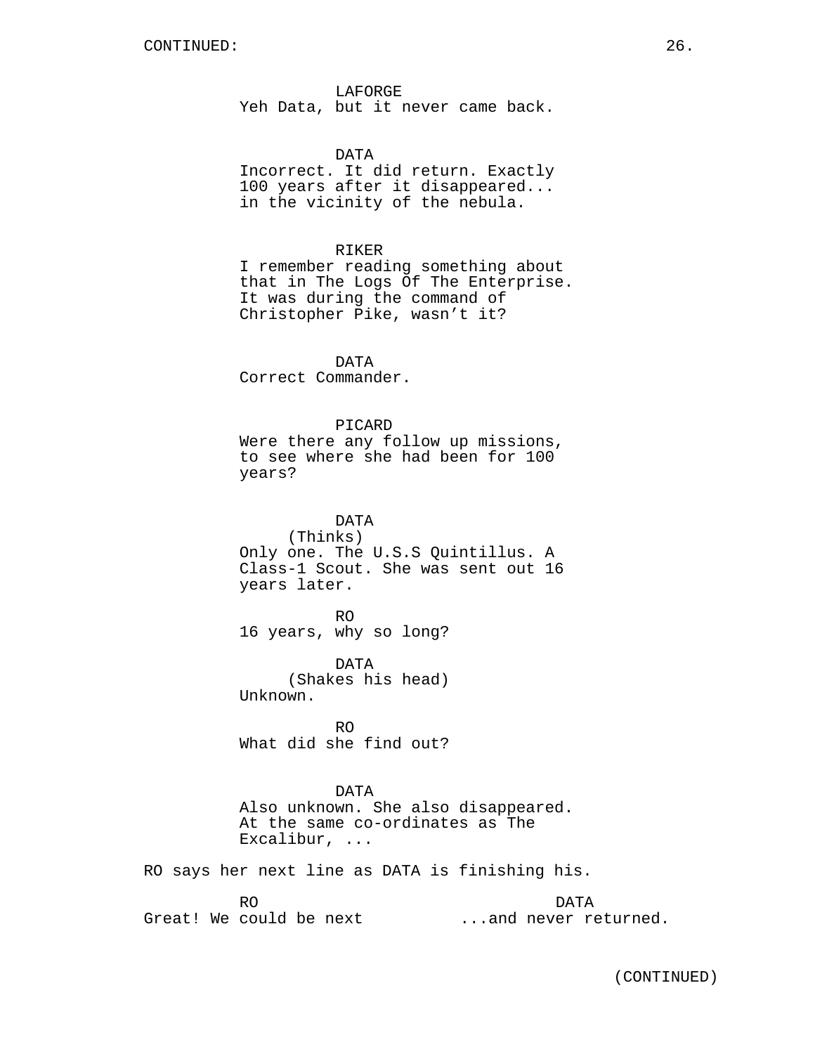CONTINUED:

LAFORGE
Yeh Data, but it never came back.

DATA
Incorrect. It did return. Exactly 100 years after it disappeared... in the vicinity of the nebula.

RIKER
I remember reading something about that in The Logs Of The Enterprise. It was during the command of Christopher Pike, wasn't it?

DATA
Correct Commander.

PICARD
Were there any follow up missions, to see where she had been for 100 years?

DATA
(Thinks)
Only one. The U.S.S Quintillus. A Class-1 Scout. She was sent out 16 years later.

RO
16 years, why so long?

DATA
(Shakes his head)
Unknown.

RO
What did she find out?

DATA
Also unknown. She also disappeared. At the same co-ordinates as The Excalibur, ...

RO says her next line as DATA is finishing his.

| RO | DATA |
| --- | --- |
| Great! We could be next | ...and never returned. |

(CONTINUED)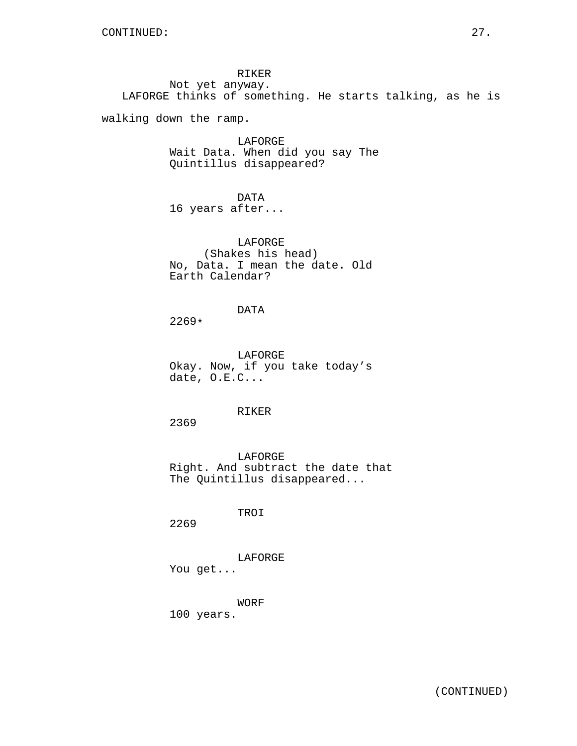CONTINUED:

RIKER
Not yet anyway.

LAFORGE thinks of something. He starts talking, as he is walking down the ramp.

LAFORGE
Wait Data. When did you say The Quintillus disappeared?

DATA
16 years after...

LAFORGE
(Shakes his head)
No, Data. I mean the date. Old Earth Calendar?

DATA
2269*

LAFORGE
Okay. Now, if you take today's date, O.E.C...

RIKER
2369

LAFORGE
Right. And subtract the date that The Quintillus disappeared...

TROI
2269

LAFORGE
You get...

WORF
100 years.

(CONTINUED)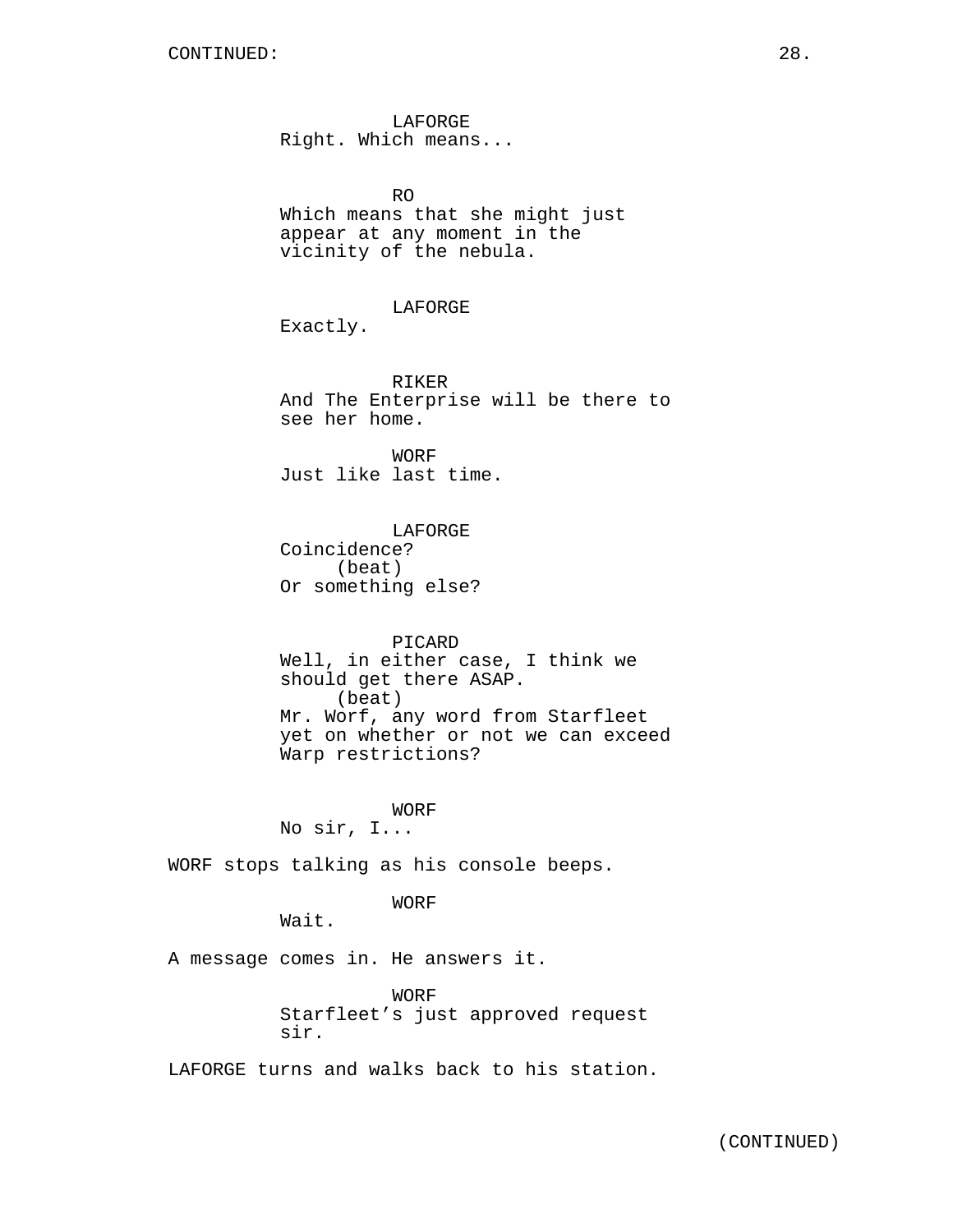CONTINUED:

LAFORGE
Right. Which means...

RO
Which means that she might just appear at any moment in the vicinity of the nebula.

LAFORGE
Exactly.

RIKER
And The Enterprise will be there to see her home.

WORF
Just like last time.

LAFORGE
Coincidence?
(beat)
Or something else?

PICARD
Well, in either case, I think we should get there ASAP.
(beat)
Mr. Worf, any word from Starfleet yet on whether or not we can exceed Warp restrictions?

WORF
No sir, I...

WORF stops talking as his console beeps.

WORF
Wait.

A message comes in. He answers it.

WORF
Starfleet's just approved request sir.

LAFORGE turns and walks back to his station.

(CONTINUED)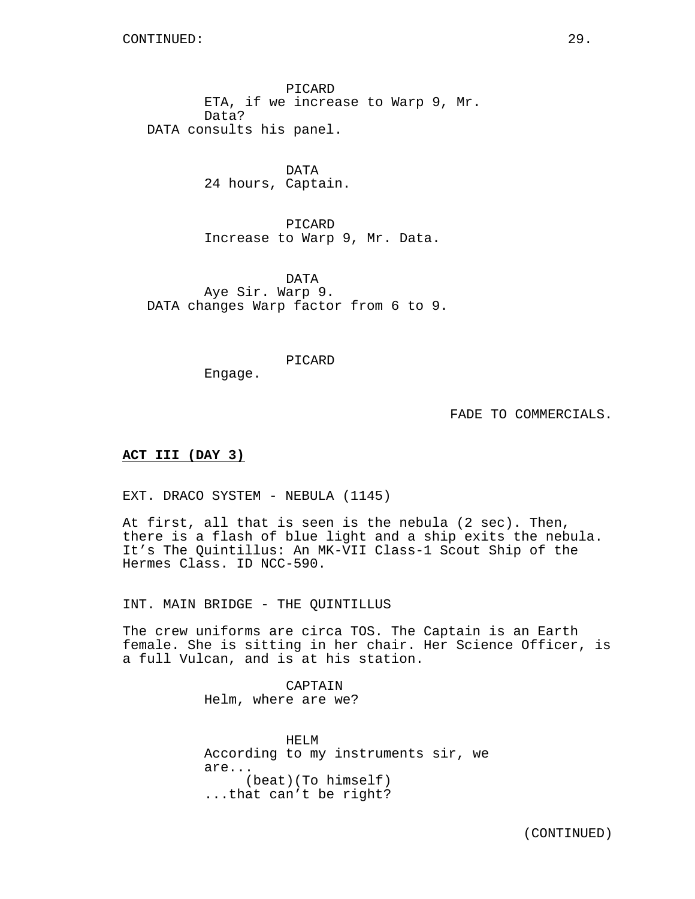PICARD
ETA, if we increase to Warp 9, Mr. Data?

DATA consults his panel.

DATA
24 hours, Captain.

PICARD
Increase to Warp 9, Mr. Data.

DATA
Aye Sir. Warp 9.

DATA changes Warp factor from 6 to 9.

PICARD
Engage.

FADE TO COMMERCIALS.

**ACT III (DAY 3)**

EXT. DRACO SYSTEM - NEBULA (1145)

At first, all that is seen is the nebula (2 sec). Then, there is a flash of blue light and a ship exits the nebula. It's The Quintillus: An MK-VII Class-1 Scout Ship of the Hermes Class. ID NCC-590.

INT. MAIN BRIDGE - THE QUINTILLUS

The crew uniforms are circa TOS. The Captain is an Earth female. She is sitting in her chair. Her Science Officer, is a full Vulcan, and is at his station.

CAPTAIN
Helm, where are we?

HELM
According to my instruments sir, we are...
(beat)(To himself)
...that can't be right?

(CONTINUED)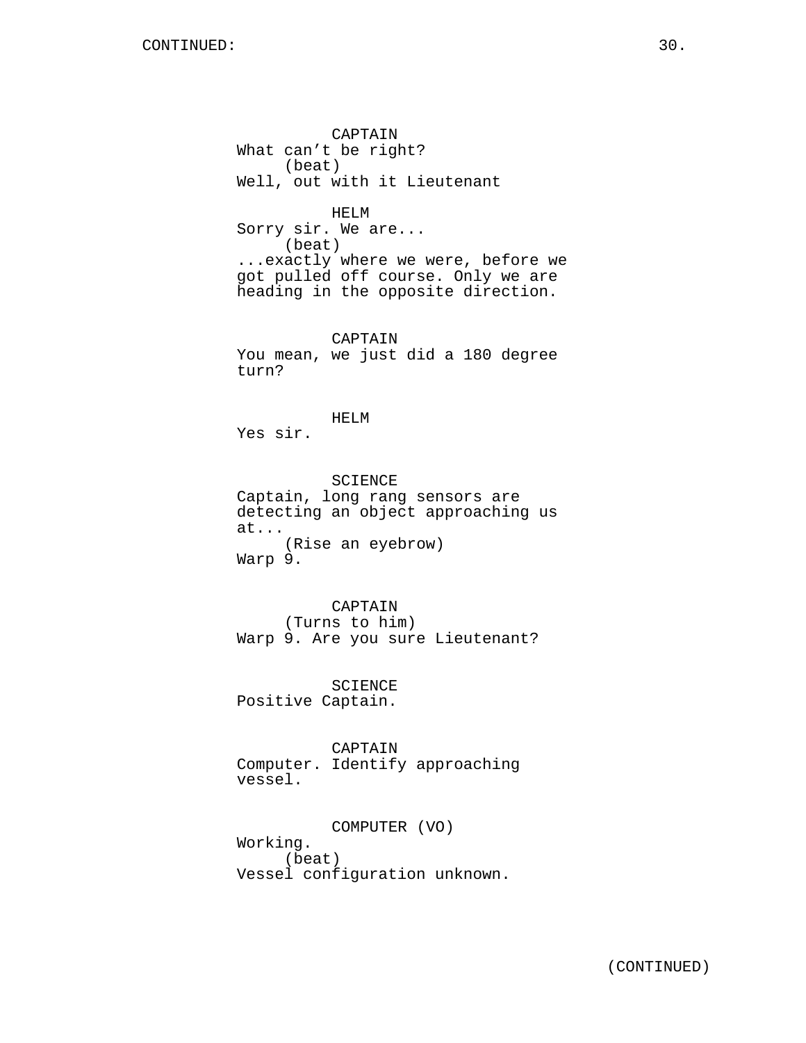CAPTAIN
What can’t be right?
(beat)
Well, out with it Lieutenant

HELM
Sorry sir. We are...
(beat)
...exactly where we were, before we got pulled off course. Only we are heading in the opposite direction.

CAPTAIN
You mean, we just did a 180 degree turn?

HELM
Yes sir.

SCIENCE
Captain, long rang sensors are detecting an object approaching us at...
(Rise an eyebrow)
Warp 9.

CAPTAIN
(Turns to him)
Warp 9. Are you sure Lieutenant?

SCIENCE
Positive Captain.

CAPTAIN
Computer. Identify approaching vessel.

COMPUTER (VO)
Working.
(beat)
Vessel configuration unknown.

(CONTINUED)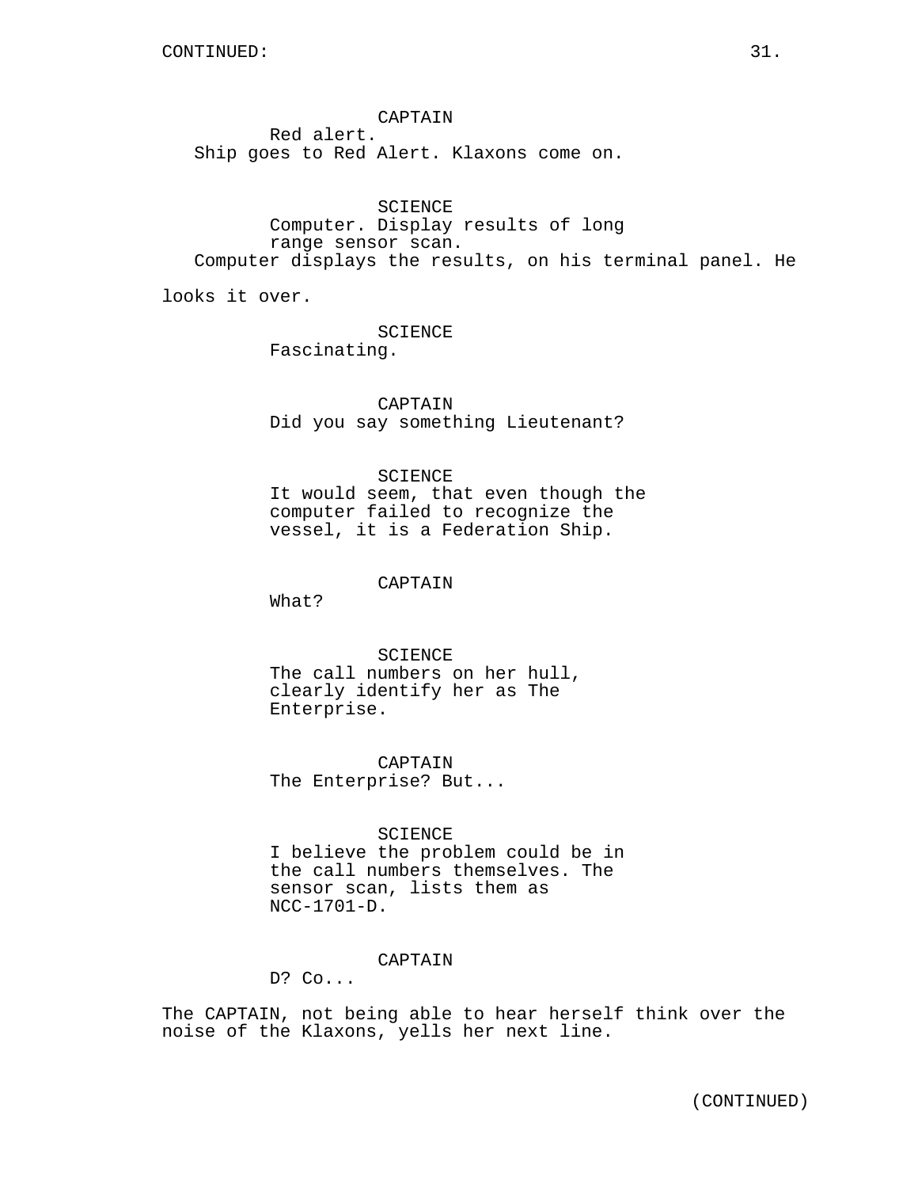CONTINUED:

CAPTAIN
Red alert.

Ship goes to Red Alert. Klaxons come on.

SCIENCE
Computer. Display results of long range sensor scan.

Computer displays the results, on his terminal panel. He looks it over.

SCIENCE
Fascinating.

CAPTAIN
Did you say something Lieutenant?

SCIENCE
It would seem, that even though the computer failed to recognize the vessel, it is a Federation Ship.

CAPTAIN
What?

SCIENCE
The call numbers on her hull, clearly identify her as The Enterprise.

CAPTAIN
The Enterprise? But...

SCIENCE
I believe the problem could be in the call numbers themselves. The sensor scan, lists them as NCC-1701-D.

CAPTAIN
D? Co...

The CAPTAIN, not being able to hear herself think over the noise of the Klaxons, yells her next line.

(CONTINUED)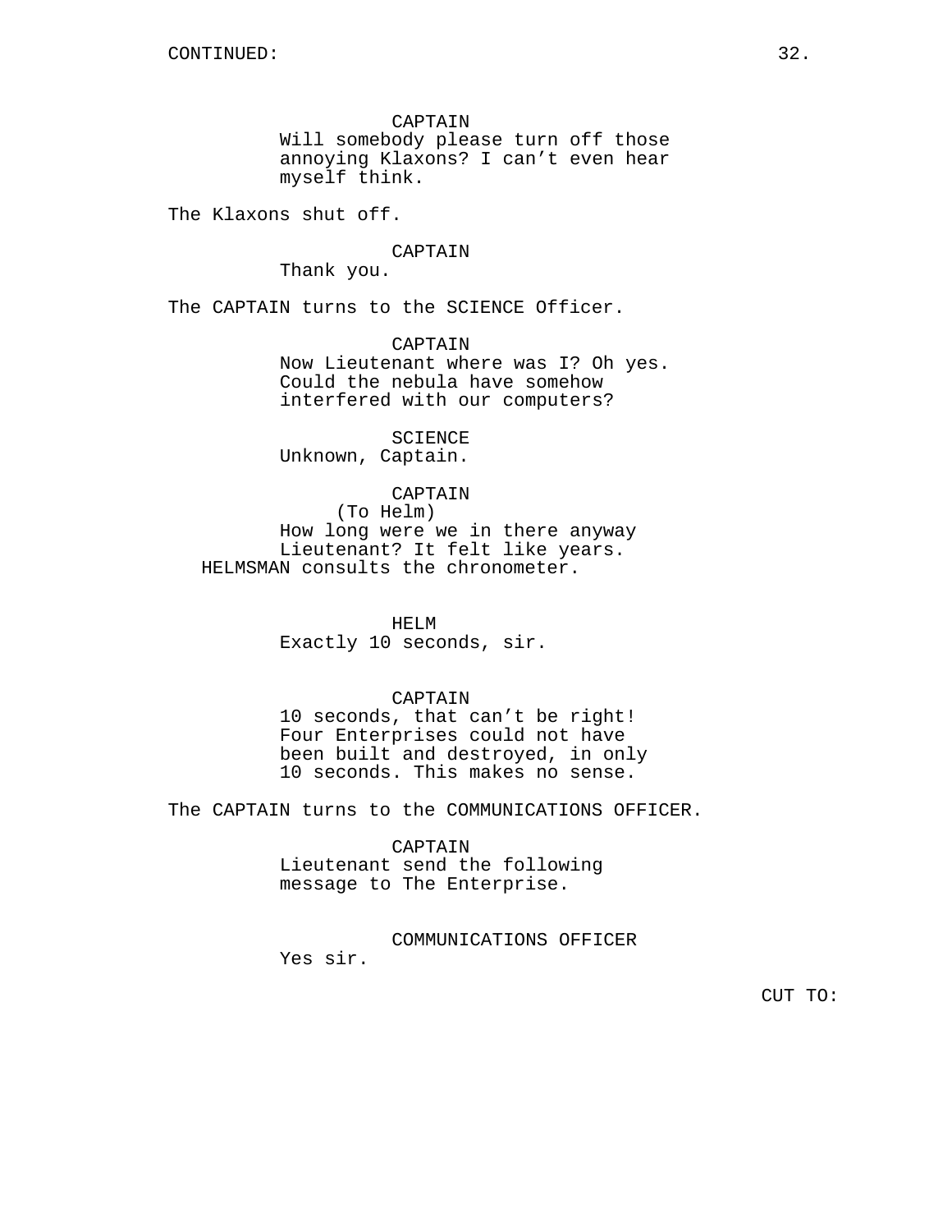CONTINUED:

CAPTAIN
Will somebody please turn off those annoying Klaxons? I can't even hear myself think.

The Klaxons shut off.

CAPTAIN
Thank you.

The CAPTAIN turns to the SCIENCE Officer.

CAPTAIN
Now Lieutenant where was I? Oh yes. Could the nebula have somehow interfered with our computers?

SCIENCE
Unknown, Captain.

CAPTAIN
(To Helm)
How long were we in there anyway Lieutenant? It felt like years.

HELMSMAN consults the chronometer.

HELM
Exactly 10 seconds, sir.

CAPTAIN
10 seconds, that can't be right! Four Enterprises could not have been built and destroyed, in only 10 seconds. This makes no sense.

The CAPTAIN turns to the COMMUNICATIONS OFFICER.

CAPTAIN
Lieutenant send the following message to The Enterprise.

COMMUNICATIONS OFFICER
Yes sir.

CUT TO: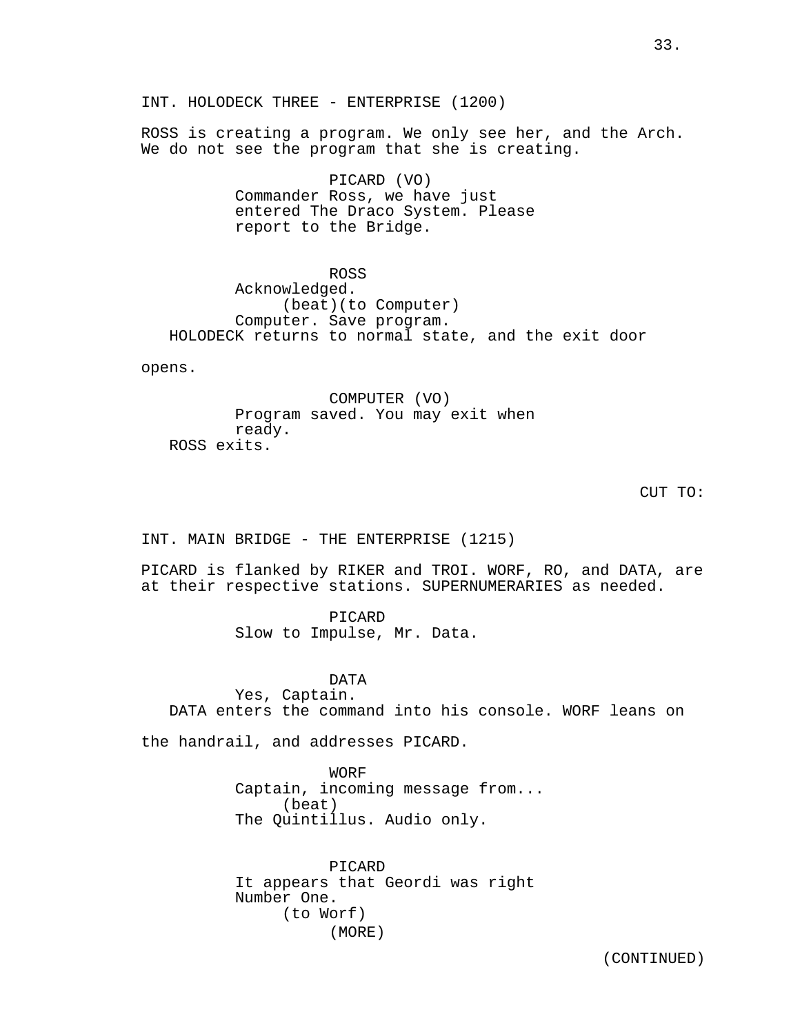INT. HOLODECK THREE - ENTERPRISE (1200)

ROSS is creating a program. We only see her, and the Arch. We do not see the program that she is creating.

PICARD (VO)
Commander Ross, we have just entered The Draco System. Please report to the Bridge.

ROSS
Acknowledged.
(beat)(to Computer)
Computer. Save program.

HOLODECK returns to normal state, and the exit door opens.

COMPUTER (VO)
Program saved. You may exit when ready.

ROSS exits.

CUT TO:

INT. MAIN BRIDGE - THE ENTERPRISE (1215)

PICARD is flanked by RIKER and TROI. WORF, RO, and DATA, are at their respective stations. SUPERNUMERARIES as needed.

PICARD
Slow to Impulse, Mr. Data.

DATA
Yes, Captain.

DATA enters the command into his console. WORF leans on the handrail, and addresses PICARD.

WORF
Captain, incoming message from...
(beat)
The Quintillus. Audio only.

PICARD
It appears that Geordi was right Number One.
(to Worf)
(MORE)

(CONTINUED)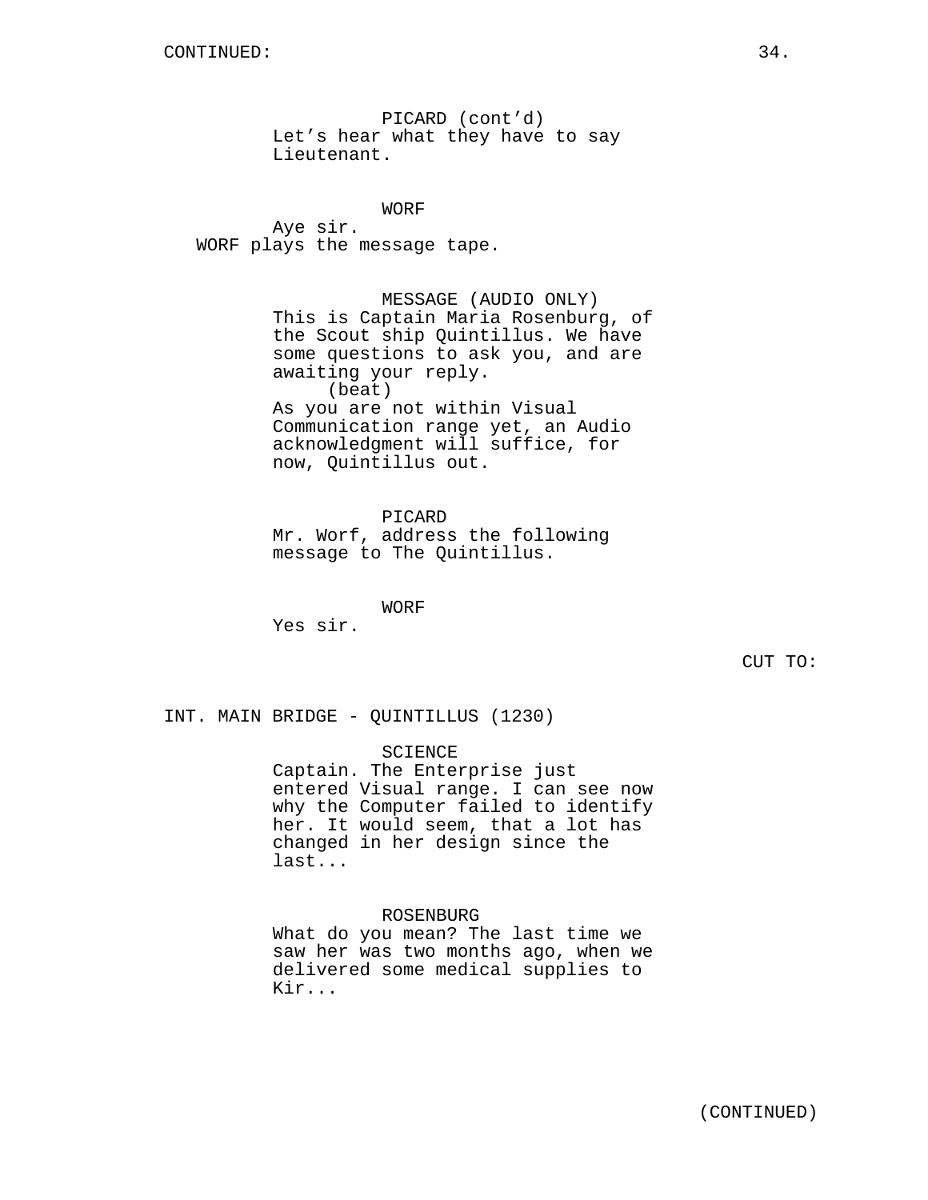CONTINUED:

PICARD (cont'd)
Let's hear what they have to say Lieutenant.

WORF
Aye sir.

WORF plays the message tape.

MESSAGE (AUDIO ONLY)
This is Captain Maria Rosenburg, of the Scout ship Quintillus. We have some questions to ask you, and are awaiting your reply.
(beat)
As you are not within Visual Communication range yet, an Audio acknowledgment will suffice, for now, Quintillus out.

PICARD
Mr. Worf, address the following message to The Quintillus.

WORF
Yes sir.

CUT TO:

INT. MAIN BRIDGE - QUINTILLUS (1230)

SCIENCE
Captain. The Enterprise just entered Visual range. I can see now why the Computer failed to identify her. It would seem, that a lot has changed in her design since the last...

ROSENBURG
What do you mean? The last time we saw her was two months ago, when we delivered some medical supplies to Kir...

(CONTINUED)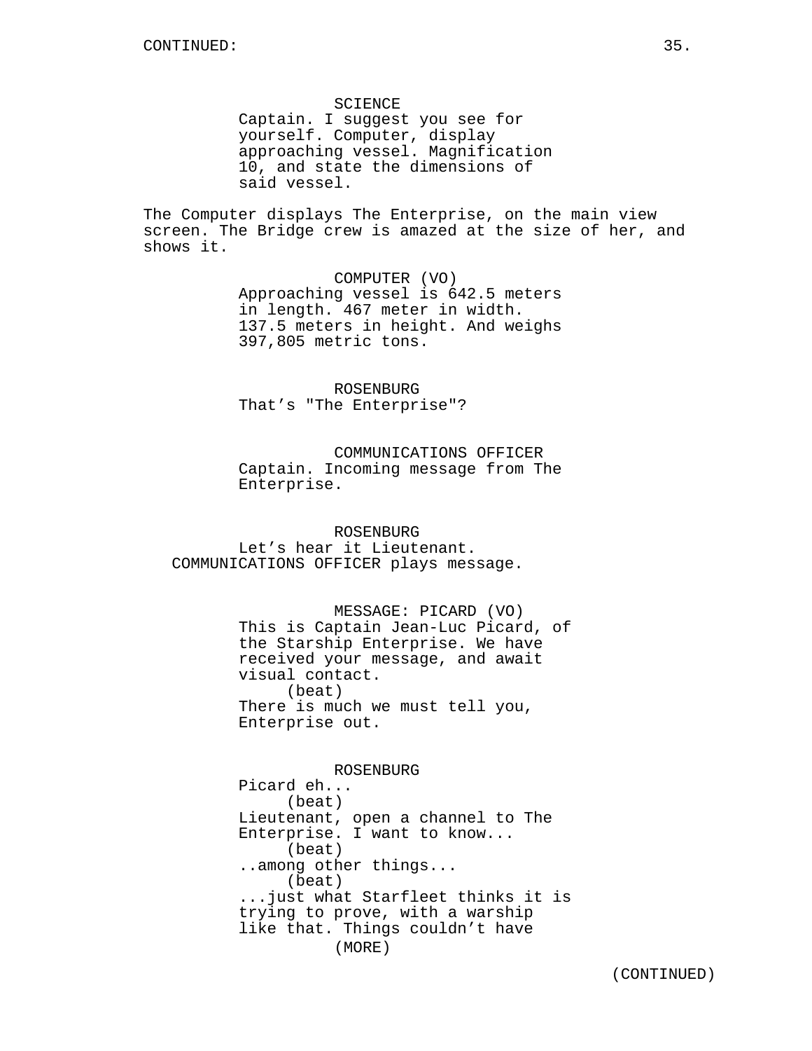SCIENCE
Captain. I suggest you see for yourself. Computer, display approaching vessel. Magnification 10, and state the dimensions of said vessel.

The Computer displays The Enterprise, on the main view screen. The Bridge crew is amazed at the size of her, and shows it.

COMPUTER (VO)
Approaching vessel is 642.5 meters in length. 467 meter in width. 137.5 meters in height. And weighs 397,805 metric tons.

ROSENBURG
That’s "The Enterprise"?

COMMUNICATIONS OFFICER
Captain. Incoming message from The Enterprise.

ROSENBURG
Let’s hear it Lieutenant.

COMMUNICATIONS OFFICER plays message.

MESSAGE: PICARD (VO)
This is Captain Jean-Luc Picard, of the Starship Enterprise. We have received your message, and await visual contact.
(beat)
There is much we must tell you, Enterprise out.

ROSENBURG
Picard eh...
(beat)
Lieutenant, open a channel to The Enterprise. I want to know...
(beat)
..among other things...
(beat)
...just what Starfleet thinks it is trying to prove, with a warship like that. Things couldn’t have
(MORE)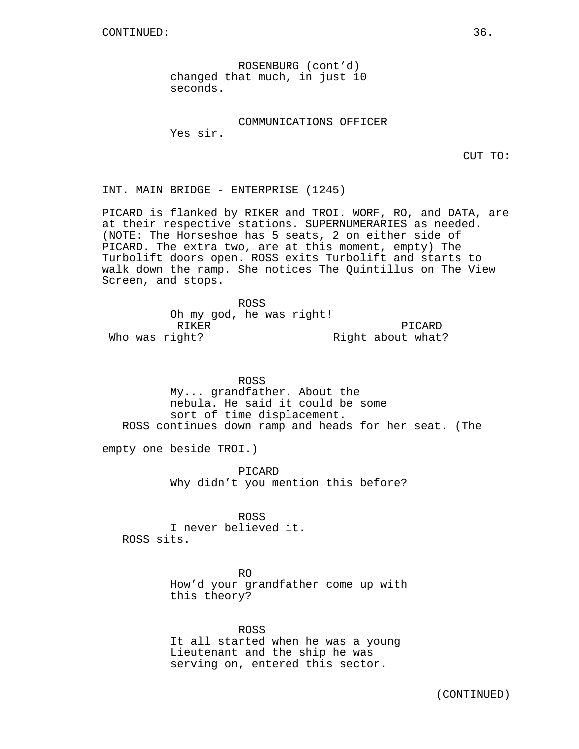ROSENBURG (cont'd)
changed that much, in just 10 seconds.

COMMUNICATIONS OFFICER
Yes sir.

CUT TO:

INT. MAIN BRIDGE - ENTERPRISE (1245)

PICARD is flanked by RIKER and TROI. WORF, RO, and DATA, are at their respective stations. SUPERNUMERARIES as needed. (NOTE: The Horseshoe has 5 seats, 2 on either side of PICARD. The extra two, are at this moment, empty) The Turbolift doors open. ROSS exits Turbolift and starts to walk down the ramp. She notices The Quintillus on The View Screen, and stops.

ROSS
Oh my god, he was right!

RIKER
Who was right?

PICARD
Right about what?

ROSS
My... grandfather. About the nebula. He said it could be some sort of time displacement.

ROSS continues down ramp and heads for her seat. (The empty one beside TROI.)

PICARD
Why didn't you mention this before?

ROSS
I never believed it.

ROSS sits.

RO
How'd your grandfather come up with this theory?

ROSS
It all started when he was a young Lieutenant and the ship he was serving on, entered this sector.

(CONTINUED)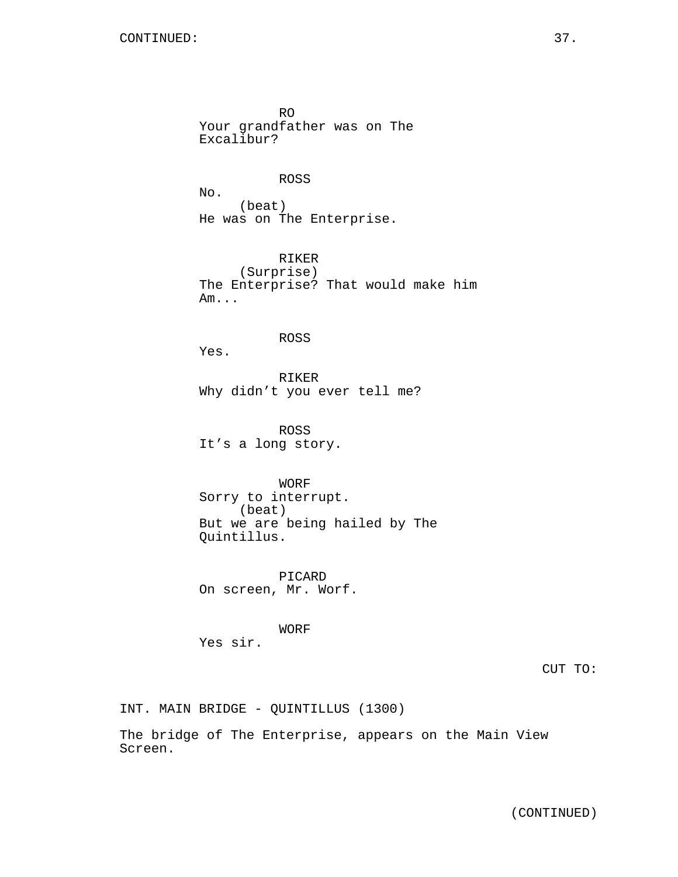CONTINUED:

RO
Your grandfather was on The Excalibur?

ROSS
No.
(beat)
He was on The Enterprise.

RIKER
(Surprise)
The Enterprise? That would make him Am...

ROSS
Yes.

RIKER
Why didn't you ever tell me?

ROSS
It's a long story.

WORF
Sorry to interrupt.
(beat)
But we are being hailed by The Quintillus.

PICARD
On screen, Mr. Worf.

WORF
Yes sir.

CUT TO:

INT. MAIN BRIDGE - QUINTILLUS (1300)

The bridge of The Enterprise, appears on the Main View Screen.

(CONTINUED)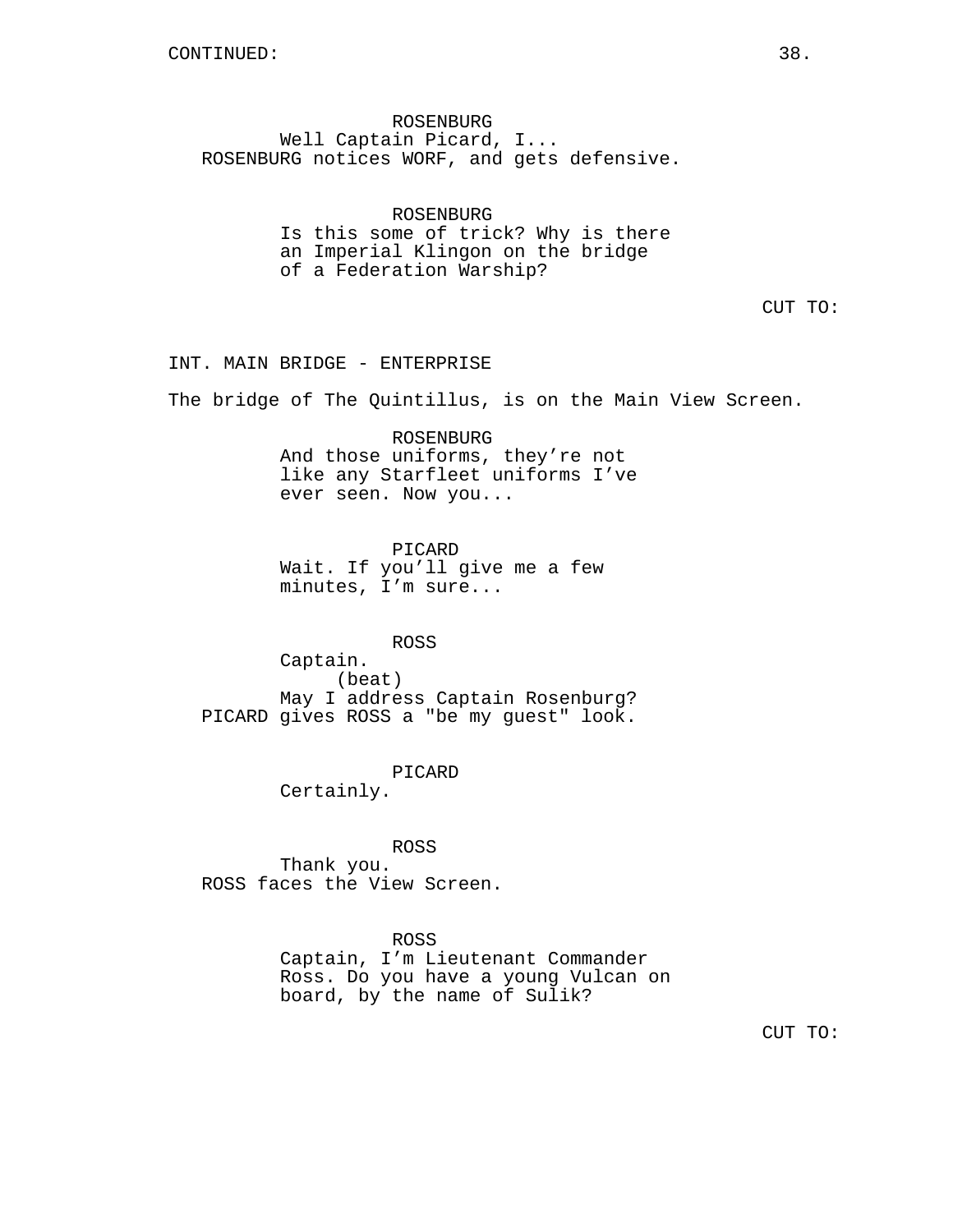CONTINUED:

ROSENBURG
Well Captain Picard, I...

ROSENBURG notices WORF, and gets defensive.

ROSENBURG
Is this some of trick? Why is there an Imperial Klingon on the bridge of a Federation Warship?

CUT TO:

INT. MAIN BRIDGE - ENTERPRISE

The bridge of The Quintillus, is on the Main View Screen.

ROSENBURG
And those uniforms, they're not like any Starfleet uniforms I've ever seen. Now you...

PICARD
Wait. If you'll give me a few minutes, I'm sure...

ROSS
Captain.
(beat)
May I address Captain Rosenburg?

PICARD gives ROSS a "be my guest" look.

PICARD
Certainly.

ROSS
Thank you.

ROSS faces the View Screen.

ROSS
Captain, I'm Lieutenant Commander Ross. Do you have a young Vulcan on board, by the name of Sulik?

CUT TO: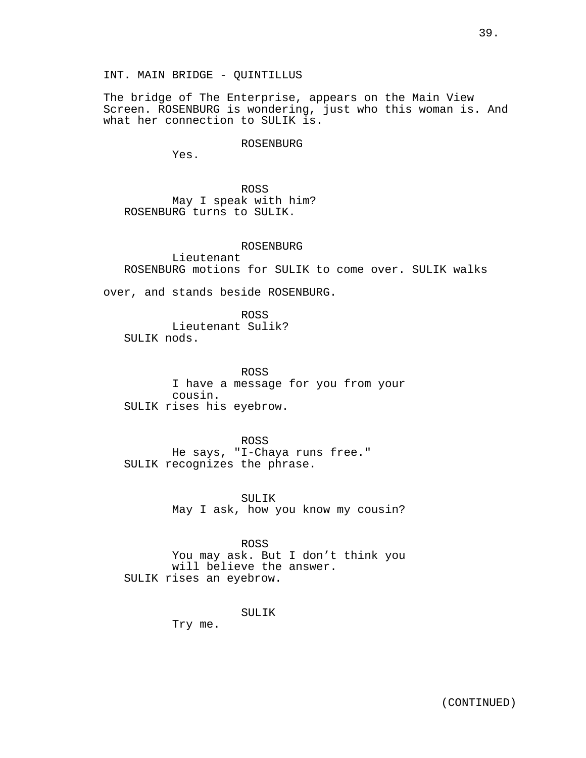INT. MAIN BRIDGE - QUINTILLUS

The bridge of The Enterprise, appears on the Main View Screen. ROSENBURG is wondering, just who this woman is. And what her connection to SULIK is.

ROSENBURG
Yes.

ROSS
May I speak with him?

ROSENBURG turns to SULIK.

ROSENBURG
Lieutenant

ROSENBURG motions for SULIK to come over. SULIK walks over, and stands beside ROSENBURG.

ROSS
Lieutenant Sulik?

SULIK nods.

ROSS
I have a message for you from your cousin.

SULIK rises his eyebrow.

ROSS
He says, "I-Chaya runs free."

SULIK recognizes the phrase.

SULIK
May I ask, how you know my cousin?

ROSS
You may ask. But I don’t think you will believe the answer.

SULIK rises an eyebrow.

SULIK
Try me.

(CONTINUED)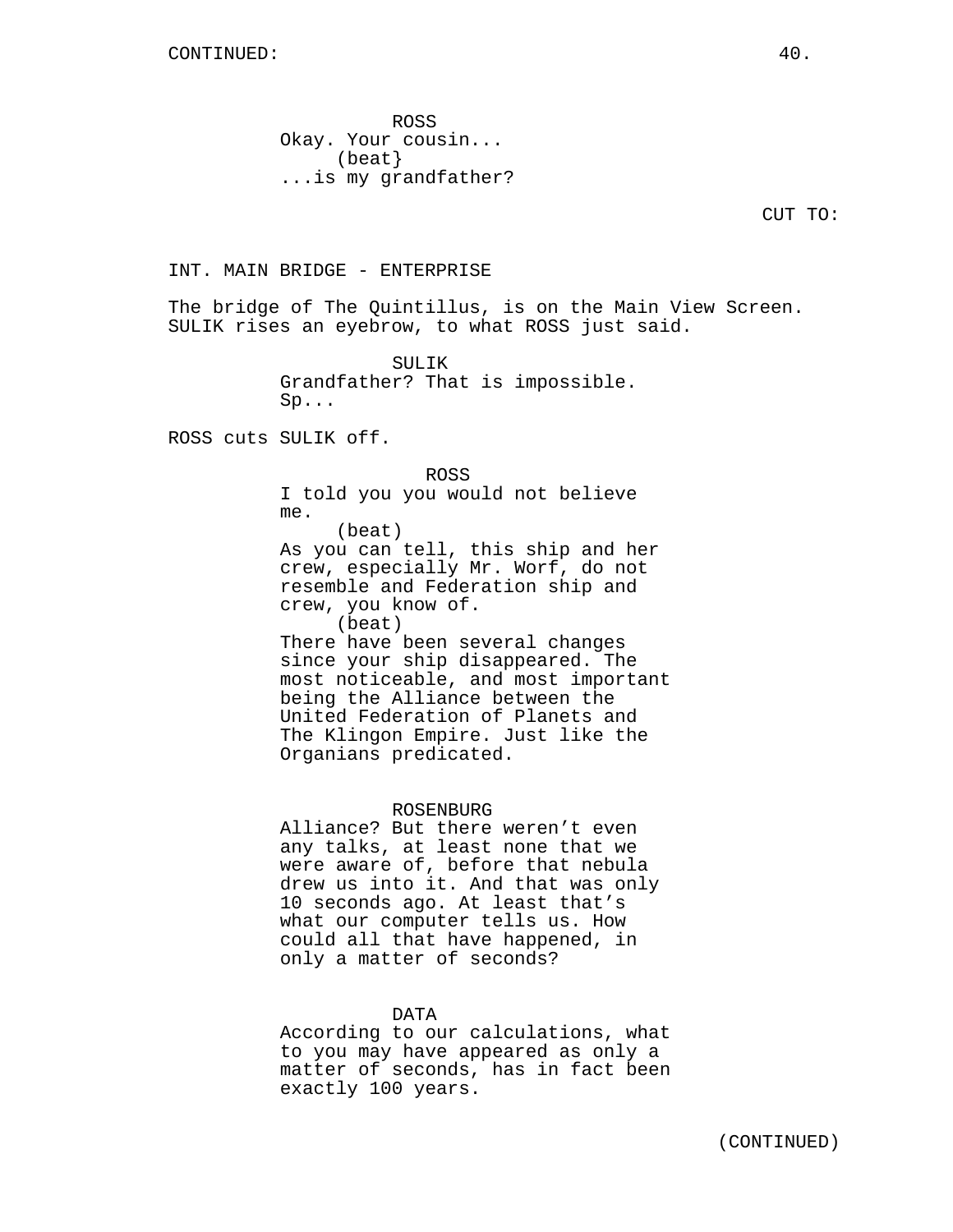CONTINUED:

ROSS
Okay. Your cousin...
(beat}
...is my grandfather?

CUT TO:

INT. MAIN BRIDGE - ENTERPRISE

The bridge of The Quintillus, is on the Main View Screen. SULIK rises an eyebrow, to what ROSS just said.

SULIK
Grandfather? That is impossible. Sp...

ROSS cuts SULIK off.

ROSS
I told you you would not believe me.
(beat)
As you can tell, this ship and her crew, especially Mr. Worf, do not resemble and Federation ship and crew, you know of.
(beat)
There have been several changes since your ship disappeared. The most noticeable, and most important being the Alliance between the United Federation of Planets and The Klingon Empire. Just like the Organians predicated.

ROSENBURG
Alliance? But there weren't even any talks, at least none that we were aware of, before that nebula drew us into it. And that was only 10 seconds ago. At least that's what our computer tells us. How could all that have happened, in only a matter of seconds?

DATA
According to our calculations, what to you may have appeared as only a matter of seconds, has in fact been exactly 100 years.

(CONTINUED)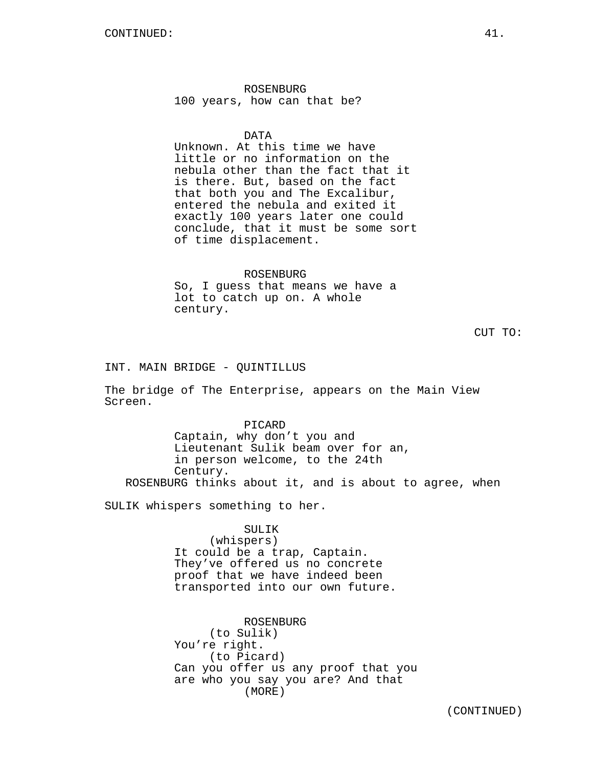CONTINUED:

ROSENBURG
100 years, how can that be?

DATA
Unknown. At this time we have little or no information on the nebula other than the fact that it is there. But, based on the fact that both you and The Excalibur, entered the nebula and exited it exactly 100 years later one could conclude, that it must be some sort of time displacement.

ROSENBURG
So, I guess that means we have a lot to catch up on. A whole century.

CUT TO:

INT. MAIN BRIDGE - QUINTILLUS

The bridge of The Enterprise, appears on the Main View Screen.

PICARD
Captain, why don't you and Lieutenant Sulik beam over for an, in person welcome, to the 24th Century.

ROSENBURG thinks about it, and is about to agree, when

SULIK whispers something to her.

SULIK
(whispers)
It could be a trap, Captain. They've offered us no concrete proof that we have indeed been transported into our own future.

ROSENBURG
(to Sulik)
You're right.
(to Picard)
Can you offer us any proof that you are who you say you are? And that
(MORE)

(CONTINUED)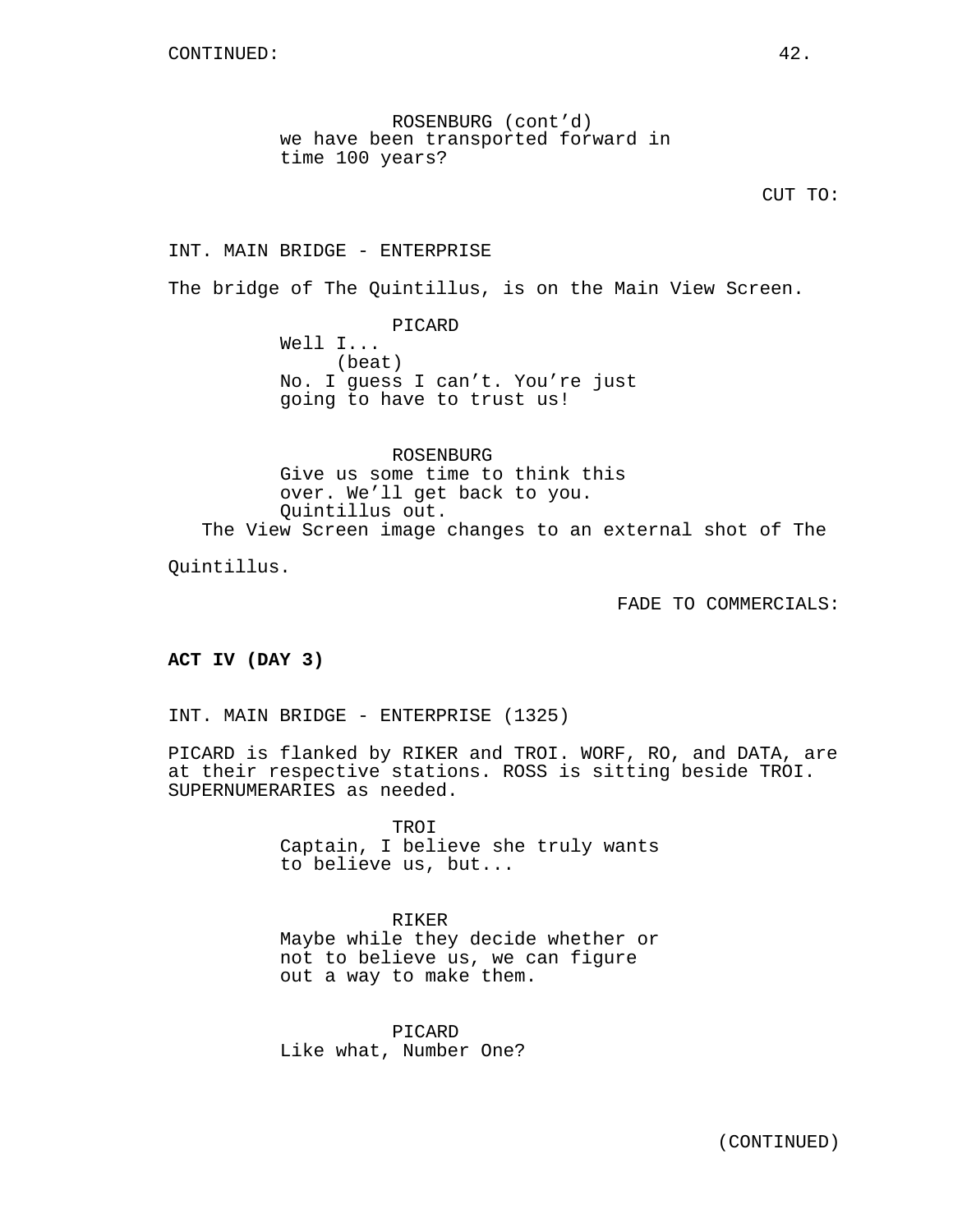CONTINUED:

ROSENBURG (cont'd)
we have been transported forward in
time 100 years?

CUT TO:

INT. MAIN BRIDGE - ENTERPRISE

The bridge of The Quintillus, is on the Main View Screen.

PICARD
Well I...
(beat)
No. I guess I can't. You're just
going to have to trust us!

ROSENBURG
Give us some time to think this
over. We'll get back to you.
Quintillus out.

The View Screen image changes to an external shot of The
Quintillus.

FADE TO COMMERCIALS:

**ACT IV (DAY 3)**

INT. MAIN BRIDGE - ENTERPRISE (1325)

PICARD is flanked by RIKER and TROI. WORF, RO, and DATA, are
at their respective stations. ROSS is sitting beside TROI.
SUPERNUMERARIES as needed.

TROI
Captain, I believe she truly wants
to believe us, but...

RIKER
Maybe while they decide whether or
not to believe us, we can figure
out a way to make them.

PICARD
Like what, Number One?

(CONTINUED)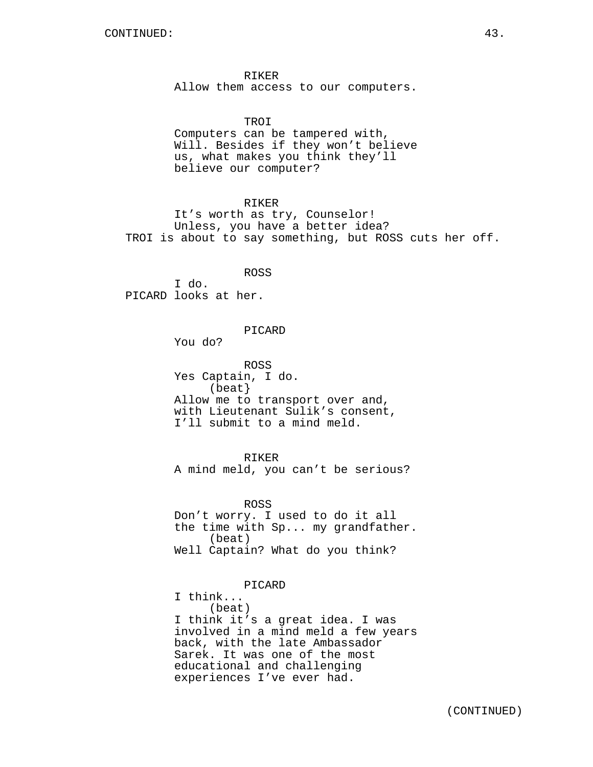RIKER
Allow them access to our computers.

TROI
Computers can be tampered with, Will. Besides if they won't believe us, what makes you think they'll believe our computer?

RIKER
It's worth as try, Counselor! Unless, you have a better idea?

TROI is about to say something, but ROSS cuts her off.

ROSS
I do.

PICARD looks at her.

PICARD
You do?

ROSS
Yes Captain, I do.
(beat}
Allow me to transport over and, with Lieutenant Sulik's consent, I'll submit to a mind meld.

RIKER
A mind meld, you can't be serious?

ROSS
Don't worry. I used to do it all the time with Sp... my grandfather.
(beat)
Well Captain? What do you think?

PICARD
I think...
(beat)
I think it's a great idea. I was involved in a mind meld a few years back, with the late Ambassador Sarek. It was one of the most educational and challenging experiences I've ever had.

(CONTINUED)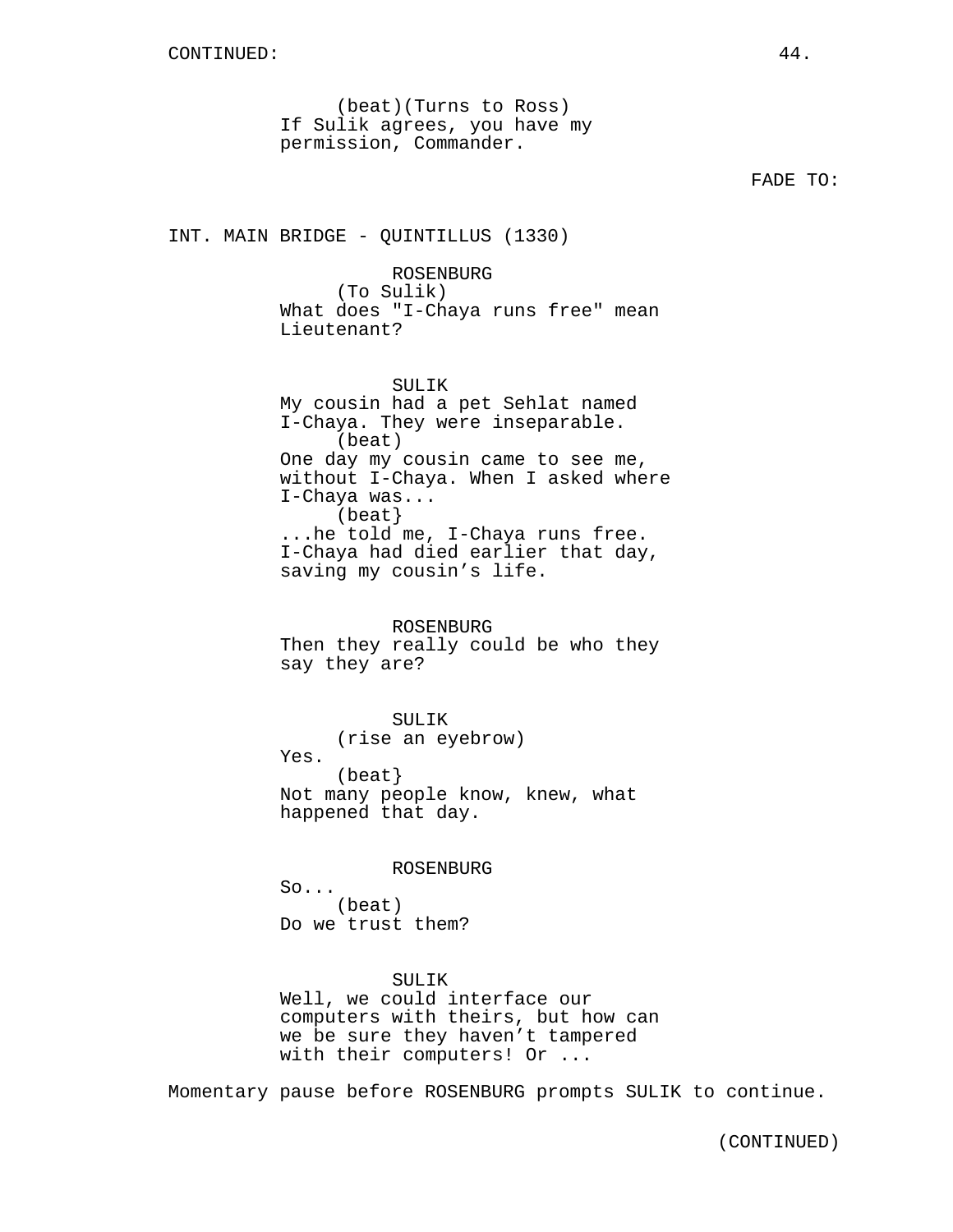(beat)(Turns to Ross)
If Sulik agrees, you have my permission, Commander.

FADE TO:

INT. MAIN BRIDGE - QUINTILLUS (1330)

ROSENBURG
(To Sulik)
What does "I-Chaya runs free" mean Lieutenant?

SULIK
My cousin had a pet Sehlat named I-Chaya. They were inseparable.
(beat)
One day my cousin came to see me, without I-Chaya. When I asked where I-Chaya was...
(beat}
...he told me, I-Chaya runs free. I-Chaya had died earlier that day, saving my cousin’s life.

ROSENBURG
Then they really could be who they say they are?

SULIK
(rise an eyebrow)
Yes.
(beat}
Not many people know, knew, what happened that day.

ROSENBURG
So...
(beat)
Do we trust them?

SULIK
Well, we could interface our computers with theirs, but how can we be sure they haven’t tampered with their computers! Or ...

Momentary pause before ROSENBURG prompts SULIK to continue.

(CONTINUED)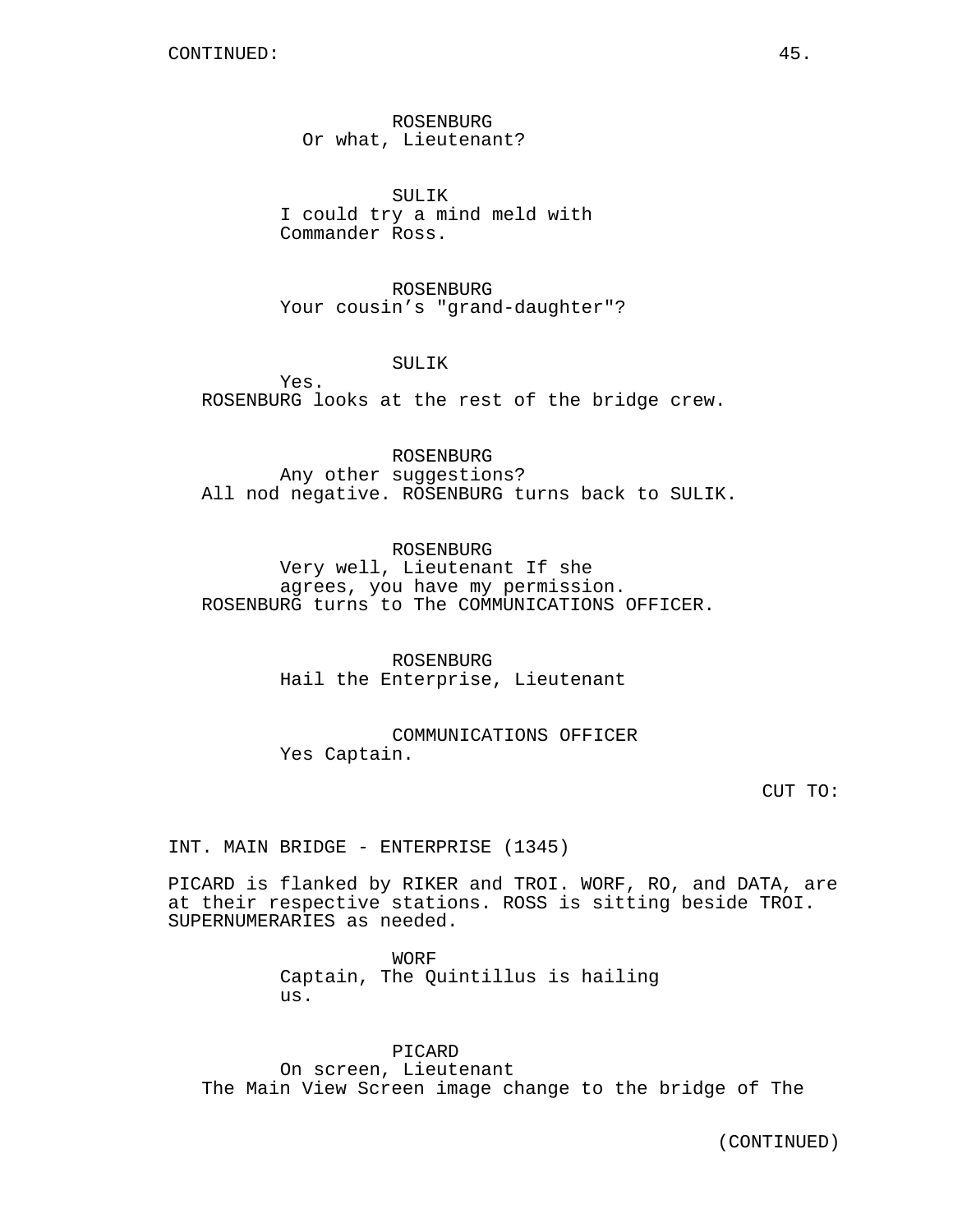CONTINUED:

ROSENBURG
Or what, Lieutenant?

SULIK
I could try a mind meld with Commander Ross.

ROSENBURG
Your cousin's "grand-daughter"?

SULIK
Yes.

ROSENBURG looks at the rest of the bridge crew.

ROSENBURG
Any other suggestions?

All nod negative. ROSENBURG turns back to SULIK.

ROSENBURG
Very well, Lieutenant If she agrees, you have my permission.

ROSENBURG turns to The COMMUNICATIONS OFFICER.

ROSENBURG
Hail the Enterprise, Lieutenant

COMMUNICATIONS OFFICER
Yes Captain.

CUT TO:

INT. MAIN BRIDGE - ENTERPRISE (1345)

PICARD is flanked by RIKER and TROI. WORF, RO, and DATA, are at their respective stations. ROSS is sitting beside TROI. SUPERNUMERARIES as needed.

WORF
Captain, The Quintillus is hailing us.

PICARD
On screen, Lieutenant

The Main View Screen image change to the bridge of The

(CONTINUED)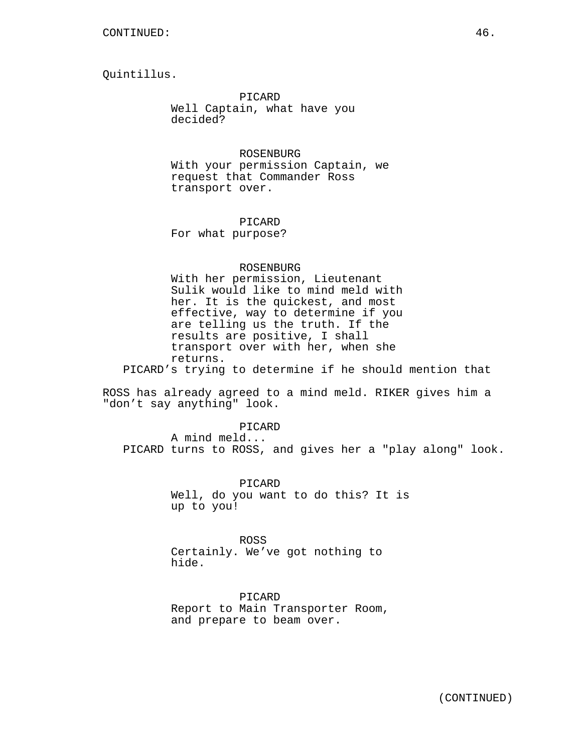CONTINUED:

Quintillus.

PICARD
Well Captain, what have you decided?

ROSENBURG
With your permission Captain, we request that Commander Ross transport over.

PICARD
For what purpose?

ROSENBURG
With her permission, Lieutenant Sulik would like to mind meld with her. It is the quickest, and most effective, way to determine if you are telling us the truth. If the results are positive, I shall transport over with her, when she returns.

PICARD's trying to determine if he should mention that ROSS has already agreed to a mind meld. RIKER gives him a "don't say anything" look.

PICARD
A mind meld...

PICARD turns to ROSS, and gives her a "play along" look.

PICARD
Well, do you want to do this? It is up to you!

ROSS
Certainly. We've got nothing to hide.

PICARD
Report to Main Transporter Room, and prepare to beam over.

(CONTINUED)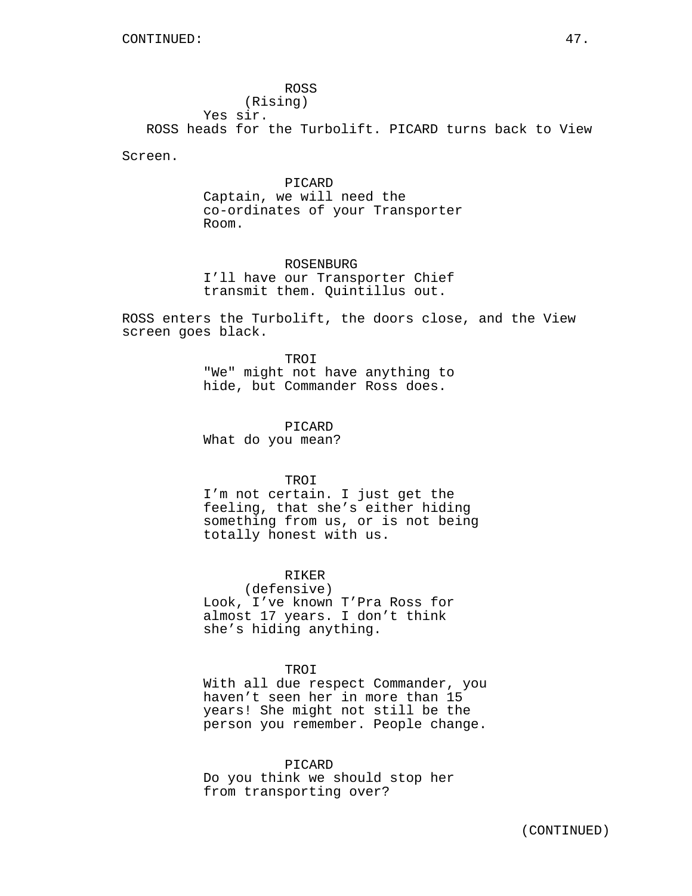CONTINUED:

ROSS
(Rising)
Yes sir.

ROSS heads for the Turbolift. PICARD turns back to View Screen.

PICARD
Captain, we will need the co-ordinates of your Transporter Room.

ROSENBURG
I'll have our Transporter Chief transmit them. Quintillus out.

ROSS enters the Turbolift, the doors close, and the View screen goes black.

TROI
"We" might not have anything to hide, but Commander Ross does.

PICARD
What do you mean?

TROI
I'm not certain. I just get the feeling, that she's either hiding something from us, or is not being totally honest with us.

RIKER
(defensive)
Look, I've known T'Pra Ross for almost 17 years. I don't think she's hiding anything.

TROI
With all due respect Commander, you haven't seen her in more than 15 years! She might not still be the person you remember. People change.

PICARD
Do you think we should stop her from transporting over?

(CONTINUED)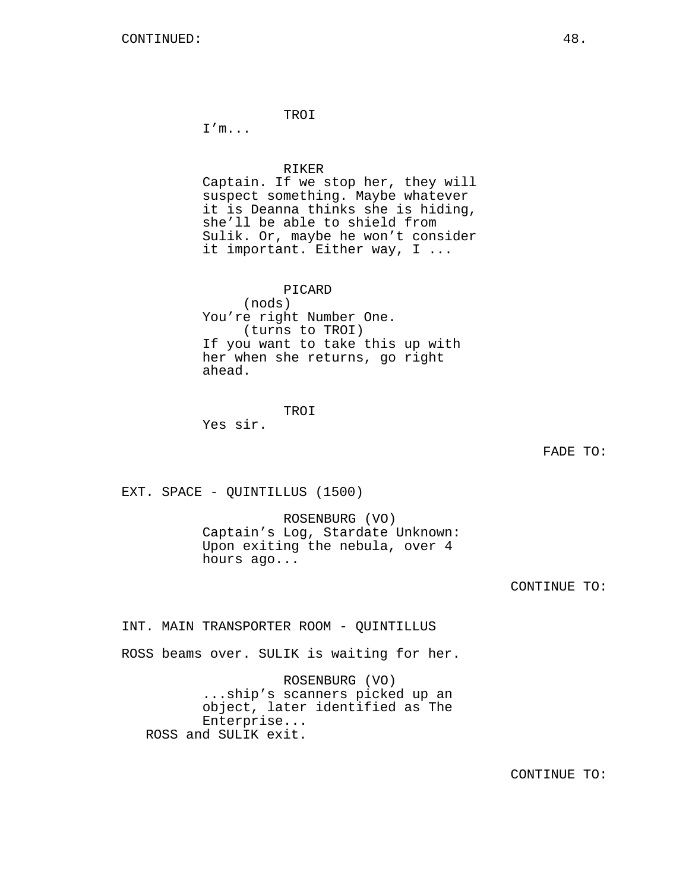CONTINUED:

TROI
I'm...

RIKER
Captain. If we stop her, they will suspect something. Maybe whatever it is Deanna thinks she is hiding, she'll be able to shield from Sulik. Or, maybe he won't consider it important. Either way, I ...

PICARD
(nods)
You're right Number One.
(turns to TROI)
If you want to take this up with her when she returns, go right ahead.

TROI
Yes sir.

FADE TO:

EXT. SPACE - QUINTILLUS (1500)

ROSENBURG (VO)
Captain's Log, Stardate Unknown: Upon exiting the nebula, over 4 hours ago...

CONTINUE TO:

INT. MAIN TRANSPORTER ROOM - QUINTILLUS

ROSS beams over. SULIK is waiting for her.

ROSENBURG (VO)
...ship's scanners picked up an object, later identified as The Enterprise...

ROSS and SULIK exit.

CONTINUE TO: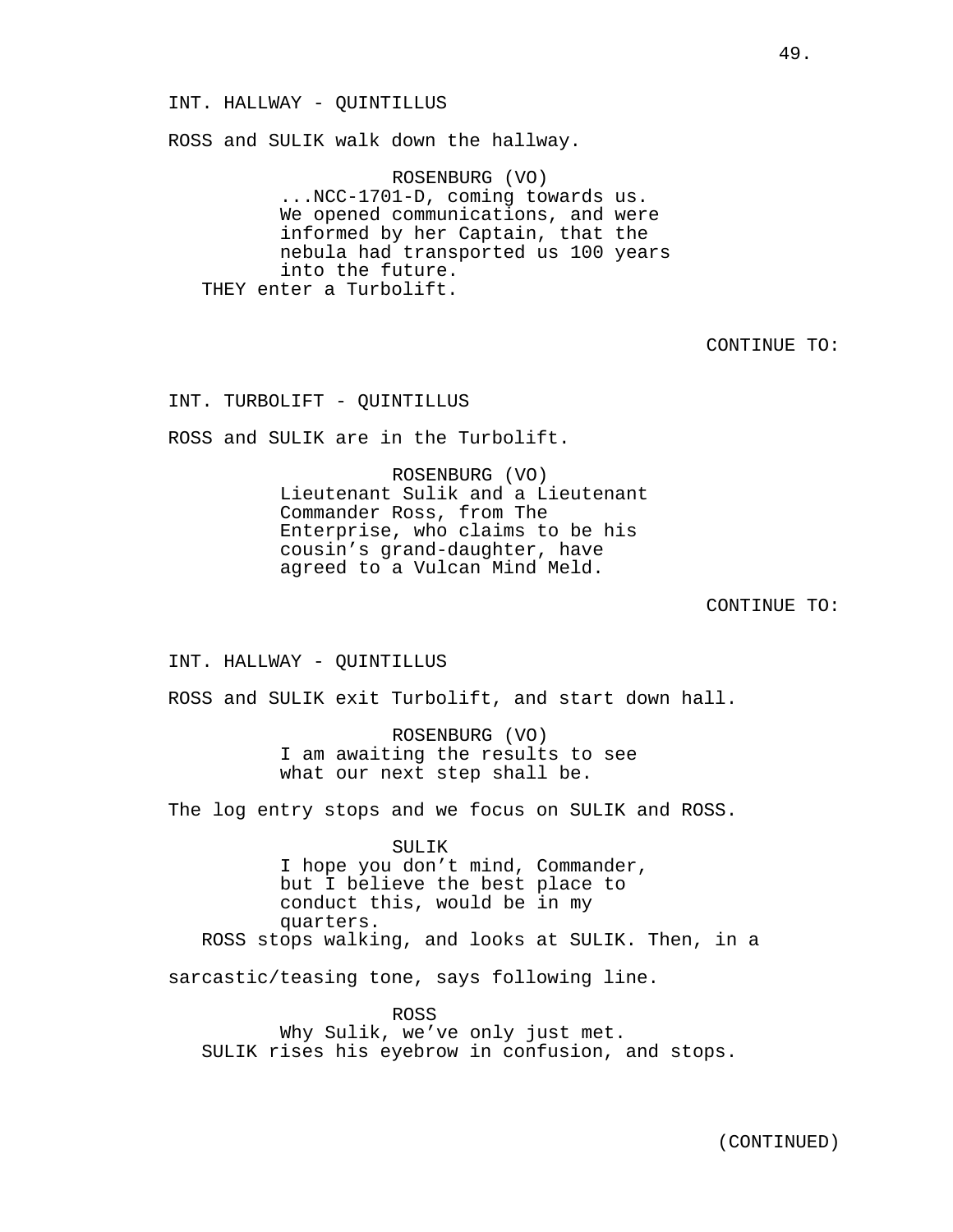INT. HALLWAY - QUINTILLUS

ROSS and SULIK walk down the hallway.

ROSENBURG (VO)
...NCC-1701-D, coming towards us. We opened communications, and were informed by her Captain, that the nebula had transported us 100 years into the future.

THEY enter a Turbolift.

CONTINUE TO:

INT. TURBOLIFT - QUINTILLUS

ROSS and SULIK are in the Turbolift.

ROSENBURG (VO)
Lieutenant Sulik and a Lieutenant Commander Ross, from The Enterprise, who claims to be his cousin’s grand-daughter, have agreed to a Vulcan Mind Meld.

CONTINUE TO:

INT. HALLWAY - QUINTILLUS

ROSS and SULIK exit Turbolift, and start down hall.

ROSENBURG (VO)
I am awaiting the results to see what our next step shall be.

The log entry stops and we focus on SULIK and ROSS.

SULIK
I hope you don’t mind, Commander, but I believe the best place to conduct this, would be in my quarters.

ROSS stops walking, and looks at SULIK. Then, in a sarcastic/teasing tone, says following line.

ROSS
Why Sulik, we’ve only just met.

SULIK rises his eyebrow in confusion, and stops.

(CONTINUED)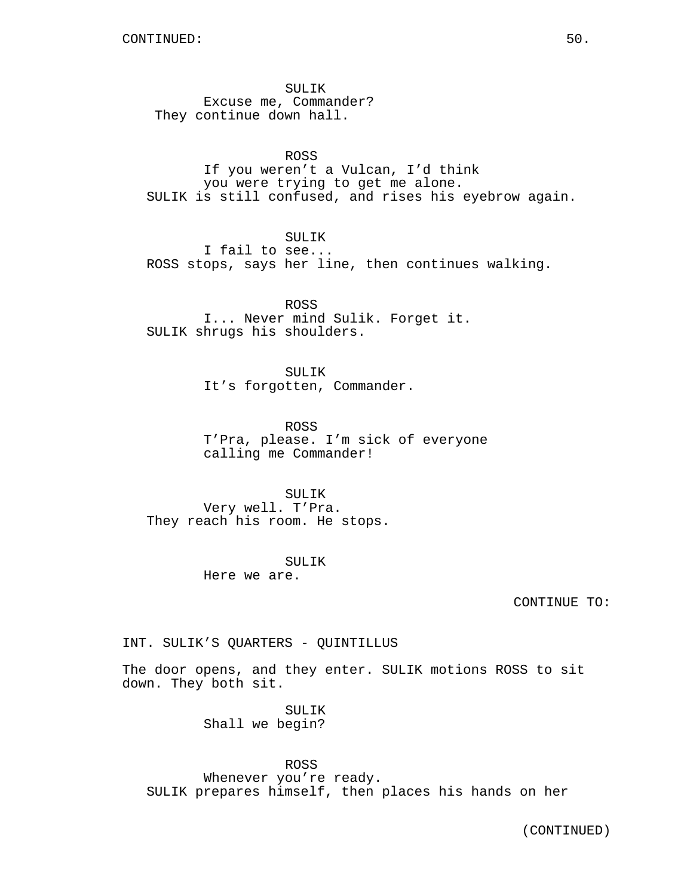SULIK
Excuse me, Commander?
They continue down hall.

ROSS
If you weren't a Vulcan, I'd think
you were trying to get me alone.
SULIK is still confused, and rises his eyebrow again.

SULIK
I fail to see...
ROSS stops, says her line, then continues walking.

ROSS
I... Never mind Sulik. Forget it.
SULIK shrugs his shoulders.

SULIK
It's forgotten, Commander.

ROSS
T'Pra, please. I'm sick of everyone
calling me Commander!

SULIK
Very well. T'Pra.
They reach his room. He stops.

SULIK
Here we are.

CONTINUE TO:

INT. SULIK'S QUARTERS - QUINTILLUS

The door opens, and they enter. SULIK motions ROSS to sit down. They both sit.

SULIK
Shall we begin?

ROSS
Whenever you're ready.
SULIK prepares himself, then places his hands on her

(CONTINUED)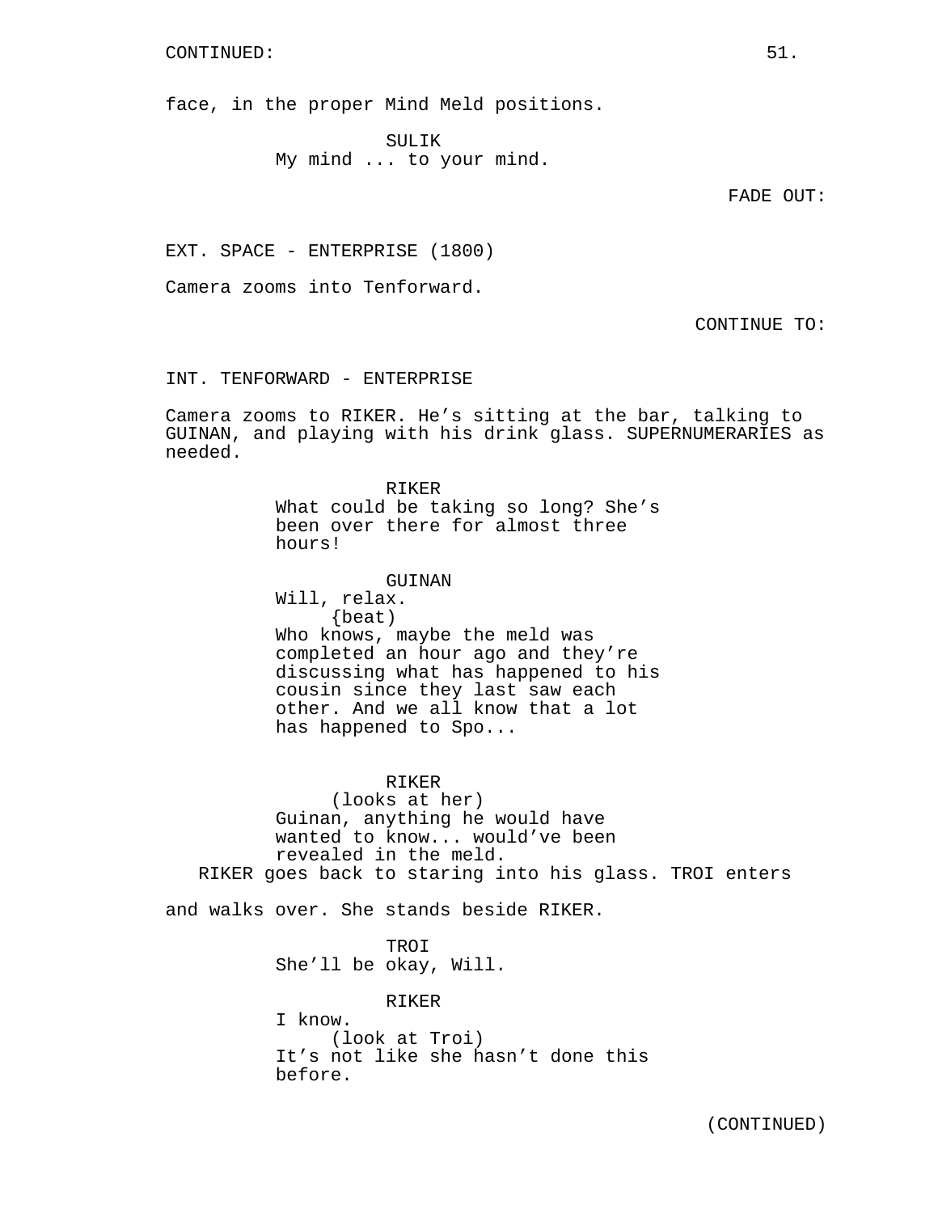CONTINUED:

face, in the proper Mind Meld positions.

SULIK
My mind ... to your mind.

FADE OUT:

EXT. SPACE - ENTERPRISE (1800)

Camera zooms into Tenforward.

CONTINUE TO:

INT. TENFORWARD - ENTERPRISE

Camera zooms to RIKER. He's sitting at the bar, talking to GUINAN, and playing with his drink glass. SUPERNUMERARIES as needed.

RIKER
What could be taking so long? She's been over there for almost three hours!

GUINAN
Will, relax.
{beat}
Who knows, maybe the meld was completed an hour ago and they're discussing what has happened to his cousin since they last saw each other. And we all know that a lot has happened to Spo...

RIKER
(looks at her)
Guinan, anything he would have wanted to know... would've been revealed in the meld.

RIKER goes back to staring into his glass. TROI enters and walks over. She stands beside RIKER.

TROI
She'll be okay, Will.

RIKER
I know.
(look at Troi)
It's not like she hasn't done this before.

(CONTINUED)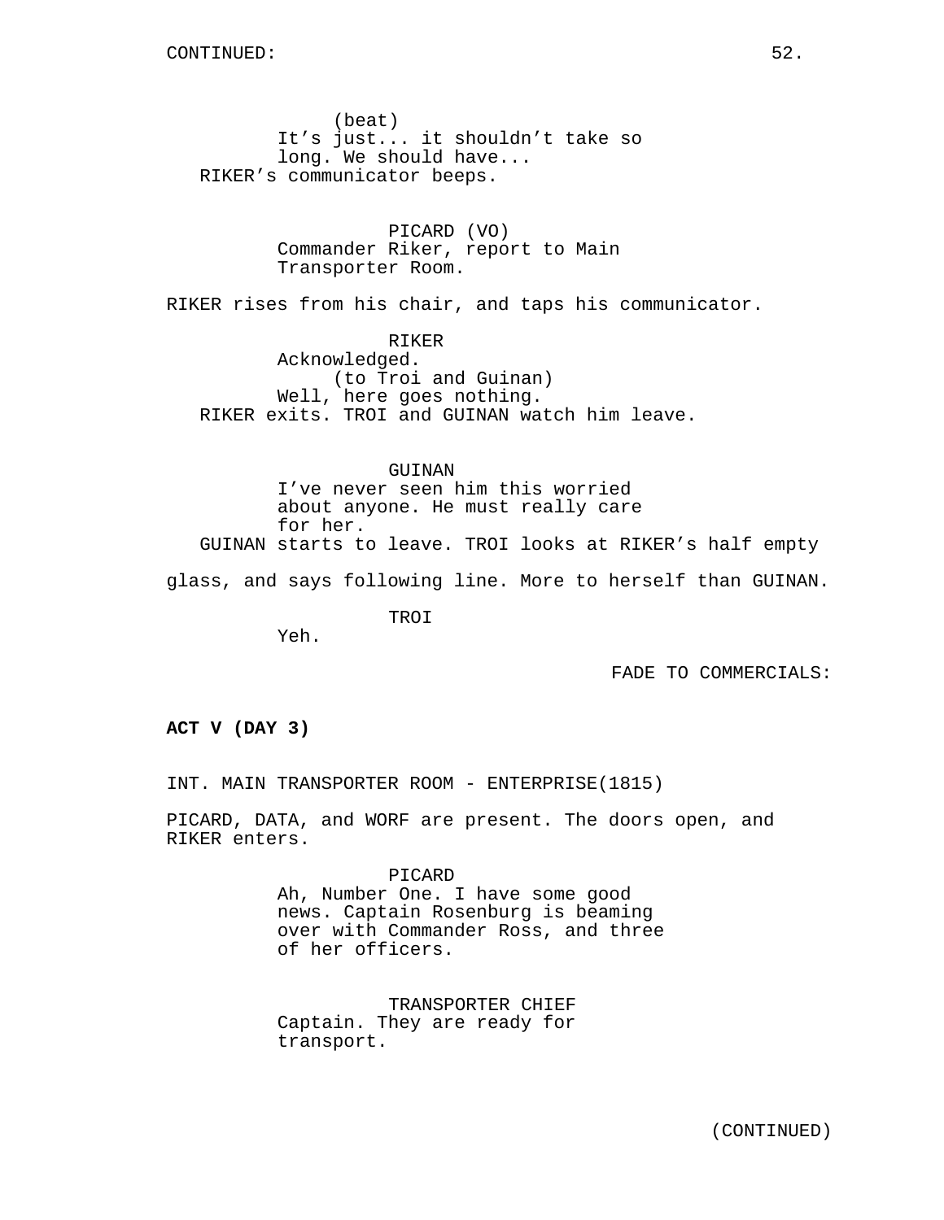CONTINUED:

(beat)
It's just... it shouldn't take so long. We should have...

RIKER's communicator beeps.

PICARD (VO)
Commander Riker, report to Main Transporter Room.

RIKER rises from his chair, and taps his communicator.

RIKER
Acknowledged.
(to Troi and Guinan)
Well, here goes nothing.

RIKER exits. TROI and GUINAN watch him leave.

GUINAN
I've never seen him this worried about anyone. He must really care for her.

GUINAN starts to leave. TROI looks at RIKER's half empty glass, and says following line. More to herself than GUINAN.

TROI
Yeh.

FADE TO COMMERCIALS:

**ACT V (DAY 3)**

INT. MAIN TRANSPORTER ROOM - ENTERPRISE(1815)

PICARD, DATA, and WORF are present. The doors open, and RIKER enters.

PICARD
Ah, Number One. I have some good news. Captain Rosenburg is beaming over with Commander Ross, and three of her officers.

TRANSPORTER CHIEF
Captain. They are ready for transport.

(CONTINUED)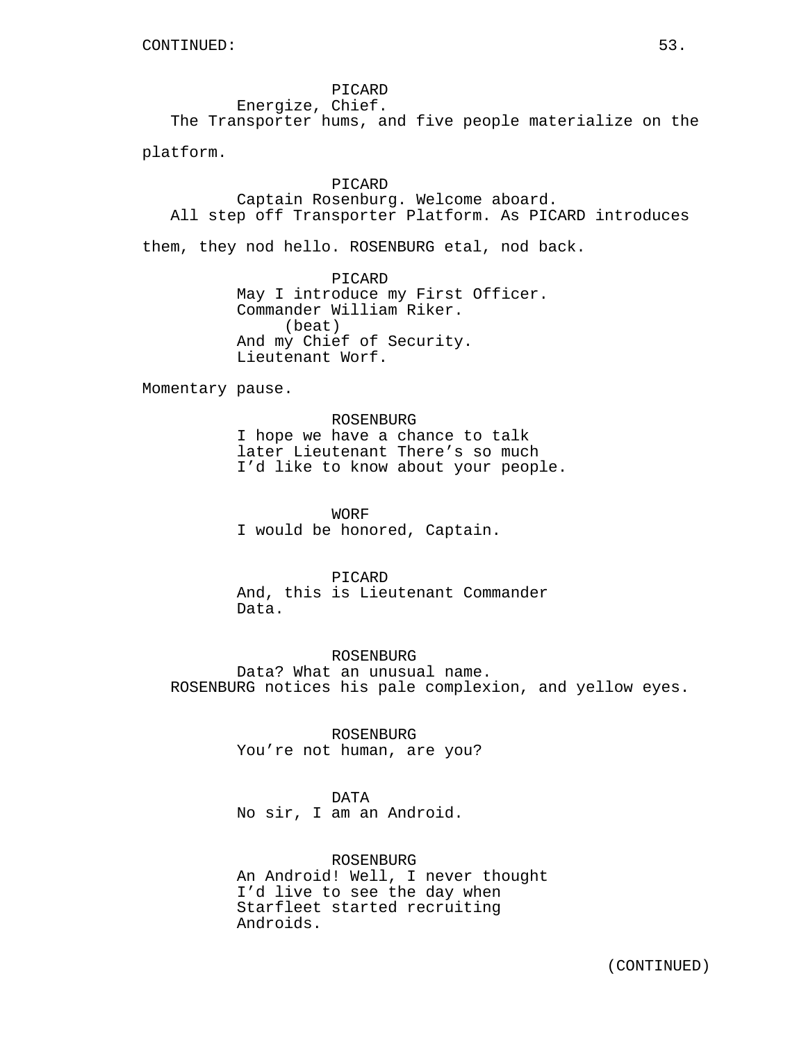CONTINUED:

PICARD
Energize, Chief.

The Transporter hums, and five people materialize on the platform.

PICARD
Captain Rosenburg. Welcome aboard.

All step off Transporter Platform. As PICARD introduces them, they nod hello. ROSENBURG etal, nod back.

PICARD
May I introduce my First Officer.
Commander William Riker.
(beat)
And my Chief of Security.
Lieutenant Worf.

Momentary pause.

ROSENBURG
I hope we have a chance to talk
later Lieutenant There's so much
I'd like to know about your people.

WORF
I would be honored, Captain.

PICARD
And, this is Lieutenant Commander
Data.

ROSENBURG
Data? What an unusual name.

ROSENBURG notices his pale complexion, and yellow eyes.

ROSENBURG
You're not human, are you?

DATA
No sir, I am an Android.

ROSENBURG
An Android! Well, I never thought
I'd live to see the day when
Starfleet started recruiting
Androids.

(CONTINUED)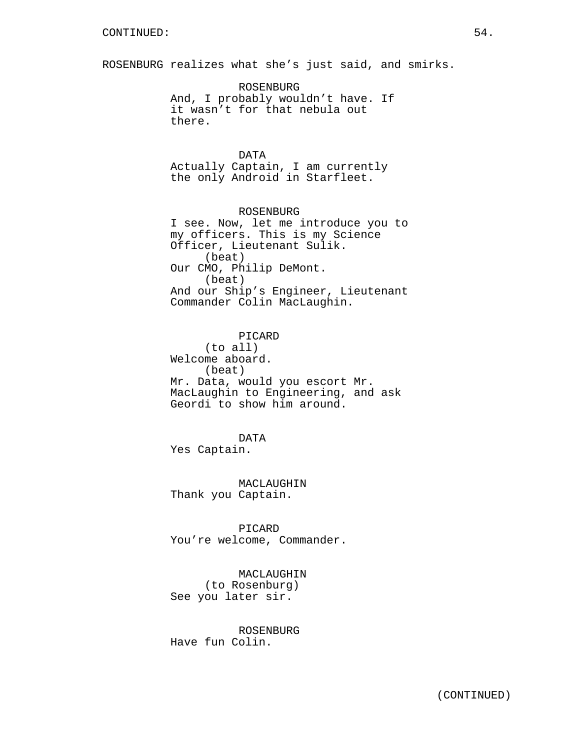CONTINUED:

ROSENBURG realizes what she's just said, and smirks.

ROSENBURG
And, I probably wouldn't have. If it wasn't for that nebula out there.

DATA
Actually Captain, I am currently the only Android in Starfleet.

ROSENBURG
I see. Now, let me introduce you to my officers. This is my Science Officer, Lieutenant Sulik.
(beat)
Our CMO, Philip DeMont.
(beat)
And our Ship's Engineer, Lieutenant Commander Colin MacLaughin.

PICARD
(to all)
Welcome aboard.
(beat)
Mr. Data, would you escort Mr. MacLaughin to Engineering, and ask Geordi to show him around.

DATA
Yes Captain.

MACLAUGHIN
Thank you Captain.

PICARD
You're welcome, Commander.

MACLAUGHIN
(to Rosenburg)
See you later sir.

ROSENBURG
Have fun Colin.

(CONTINUED)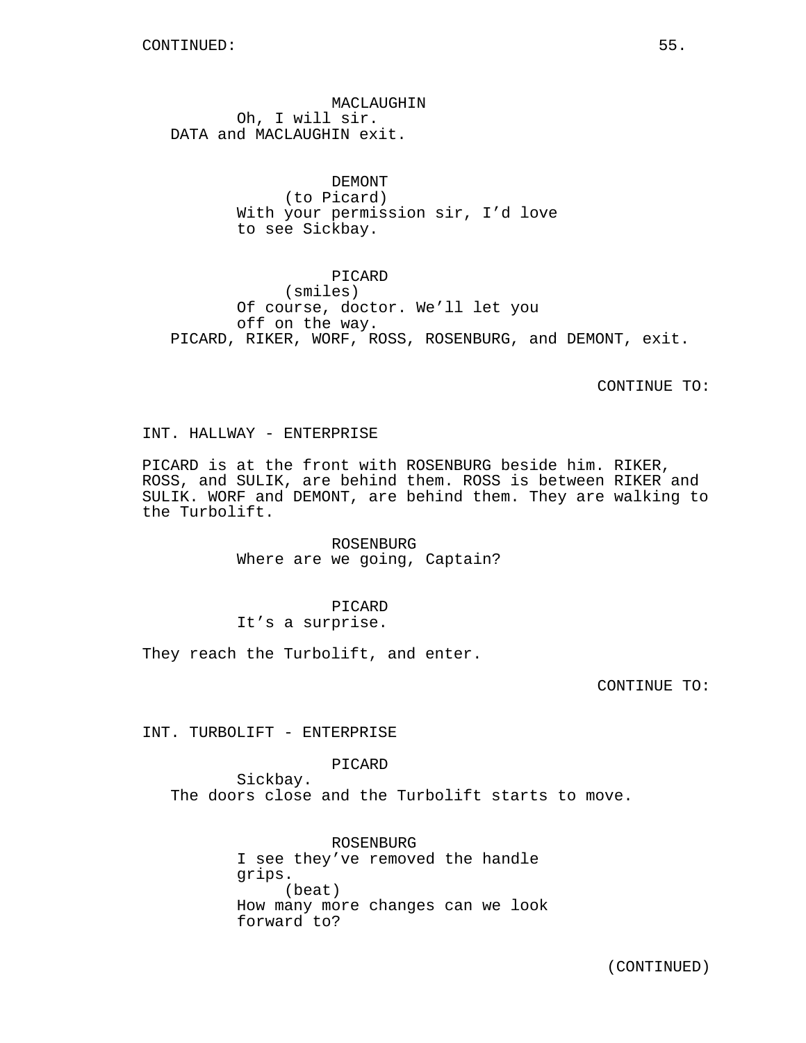CONTINUED:

MACLAUGHIN
Oh, I will sir.
DATA and MACLAUGHIN exit.

DEMONT
(to Picard)
With your permission sir, I'd love to see Sickbay.

PICARD
(smiles)
Of course, doctor. We'll let you off on the way.
PICARD, RIKER, WORF, ROSS, ROSENBURG, and DEMONT, exit.

CONTINUE TO:

INT. HALLWAY - ENTERPRISE

PICARD is at the front with ROSENBURG beside him. RIKER, ROSS, and SULIK, are behind them. ROSS is between RIKER and SULIK. WORF and DEMONT, are behind them. They are walking to the Turbolift.

ROSENBURG
Where are we going, Captain?

PICARD
It's a surprise.

They reach the Turbolift, and enter.

CONTINUE TO:

INT. TURBOLIFT - ENTERPRISE

PICARD
Sickbay.
The doors close and the Turbolift starts to move.

ROSENBURG
I see they've removed the handle grips.
(beat)
How many more changes can we look forward to?

(CONTINUED)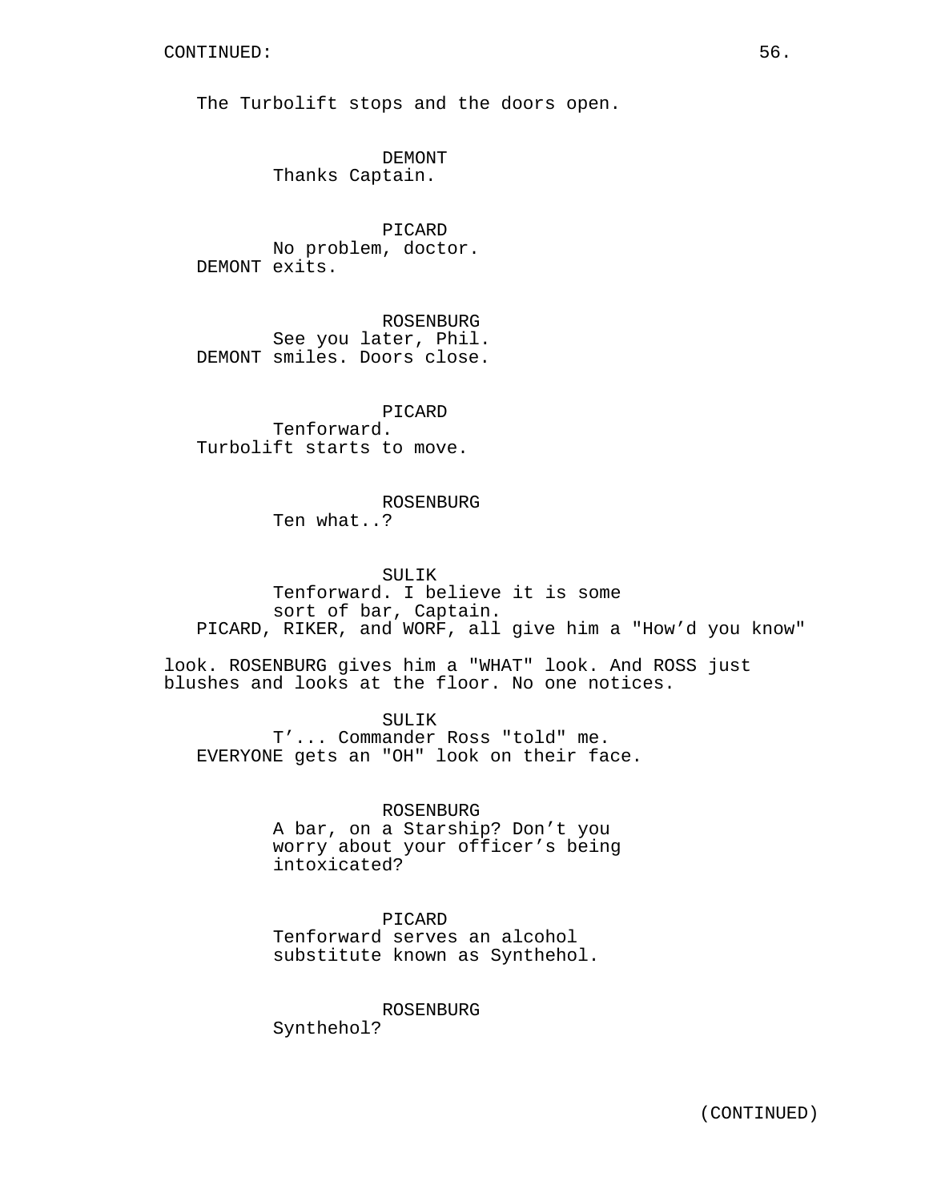CONTINUED:

The Turbolift stops and the doors open.

DEMONT
Thanks Captain.

PICARD
No problem, doctor.

DEMONT exits.

ROSENBURG
See you later, Phil.

DEMONT smiles. Doors close.

PICARD
Tenforward.

Turbolift starts to move.

ROSENBURG
Ten what..?

SULIK
Tenforward. I believe it is some sort of bar, Captain.

PICARD, RIKER, and WORF, all give him a "How'd you know" look. ROSENBURG gives him a "WHAT" look. And ROSS just blushes and looks at the floor. No one notices.

SULIK
T'... Commander Ross "told" me.

EVERYONE gets an "OH" look on their face.

ROSENBURG
A bar, on a Starship? Don't you worry about your officer's being intoxicated?

PICARD
Tenforward serves an alcohol substitute known as Synthehol.

ROSENBURG
Synthehol?

(CONTINUED)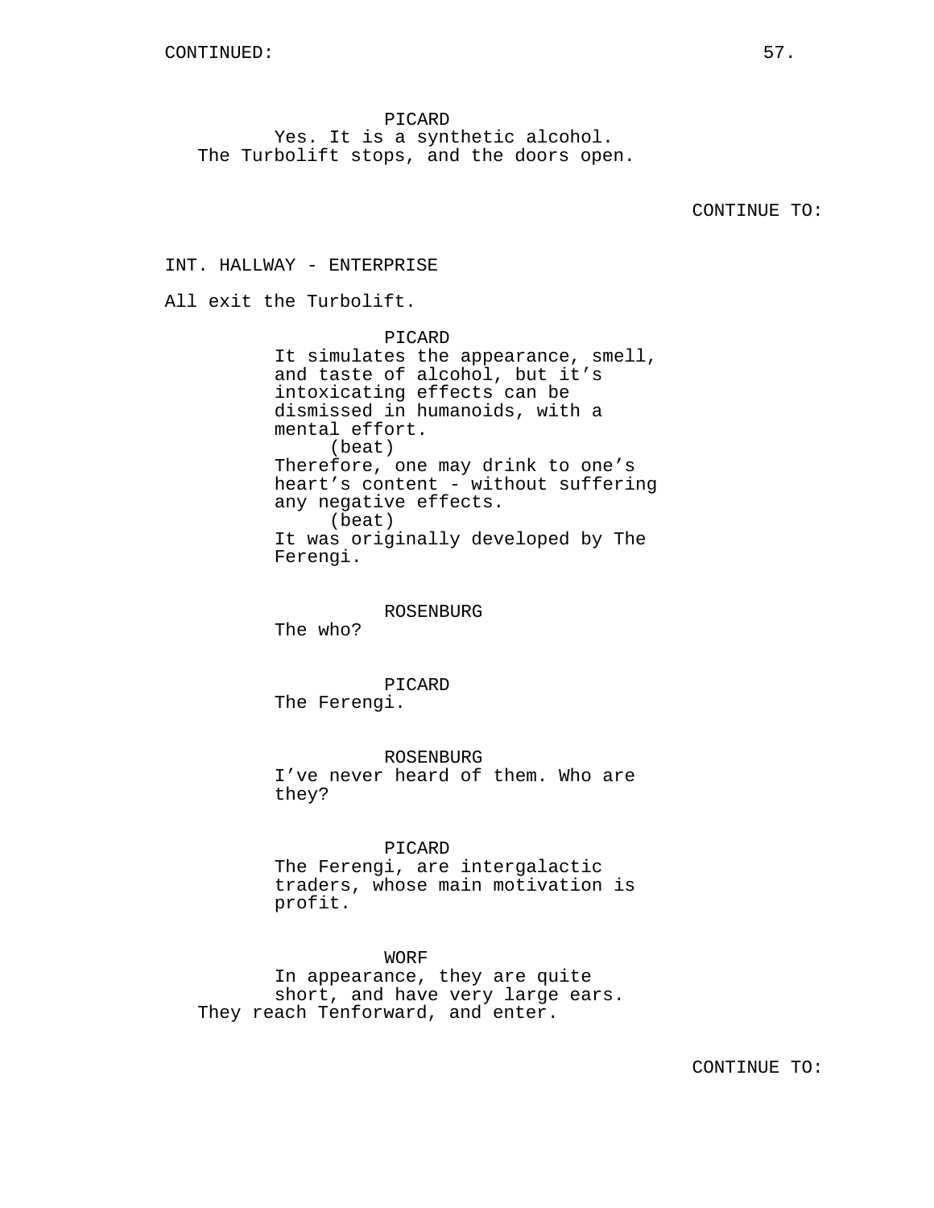CONTINUED:

PICARD
Yes. It is a synthetic alcohol.
The Turbolift stops, and the doors open.

CONTINUE TO:

INT. HALLWAY - ENTERPRISE

All exit the Turbolift.

PICARD
It simulates the appearance, smell, and taste of alcohol, but it’s intoxicating effects can be dismissed in humanoids, with a mental effort.
(beat)
Therefore, one may drink to one’s heart’s content - without suffering any negative effects.
(beat)
It was originally developed by The Ferengi.

ROSENBURG
The who?

PICARD
The Ferengi.

ROSENBURG
I’ve never heard of them. Who are they?

PICARD
The Ferengi, are intergalactic traders, whose main motivation is profit.

WORF
In appearance, they are quite short, and have very large ears.
They reach Tenforward, and enter.

CONTINUE TO: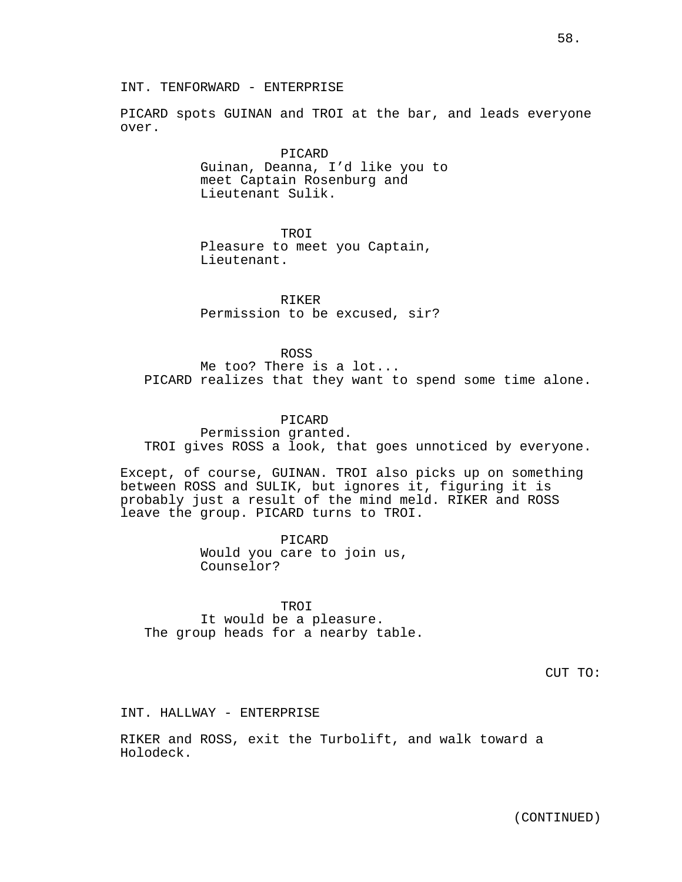INT. TENFORWARD - ENTERPRISE

PICARD spots GUINAN and TROI at the bar, and leads everyone over.

PICARD
Guinan, Deanna, I'd like you to meet Captain Rosenburg and Lieutenant Sulik.

TROI
Pleasure to meet you Captain, Lieutenant.

RIKER
Permission to be excused, sir?

ROSS
Me too? There is a lot...

PICARD realizes that they want to spend some time alone.

PICARD
Permission granted.

TROI gives ROSS a look, that goes unnoticed by everyone.

Except, of course, GUINAN. TROI also picks up on something between ROSS and SULIK, but ignores it, figuring it is probably just a result of the mind meld. RIKER and ROSS leave the group. PICARD turns to TROI.

PICARD
Would you care to join us, Counselor?

TROI
It would be a pleasure.

The group heads for a nearby table.

CUT TO:

INT. HALLWAY - ENTERPRISE

RIKER and ROSS, exit the Turbolift, and walk toward a Holodeck.

(CONTINUED)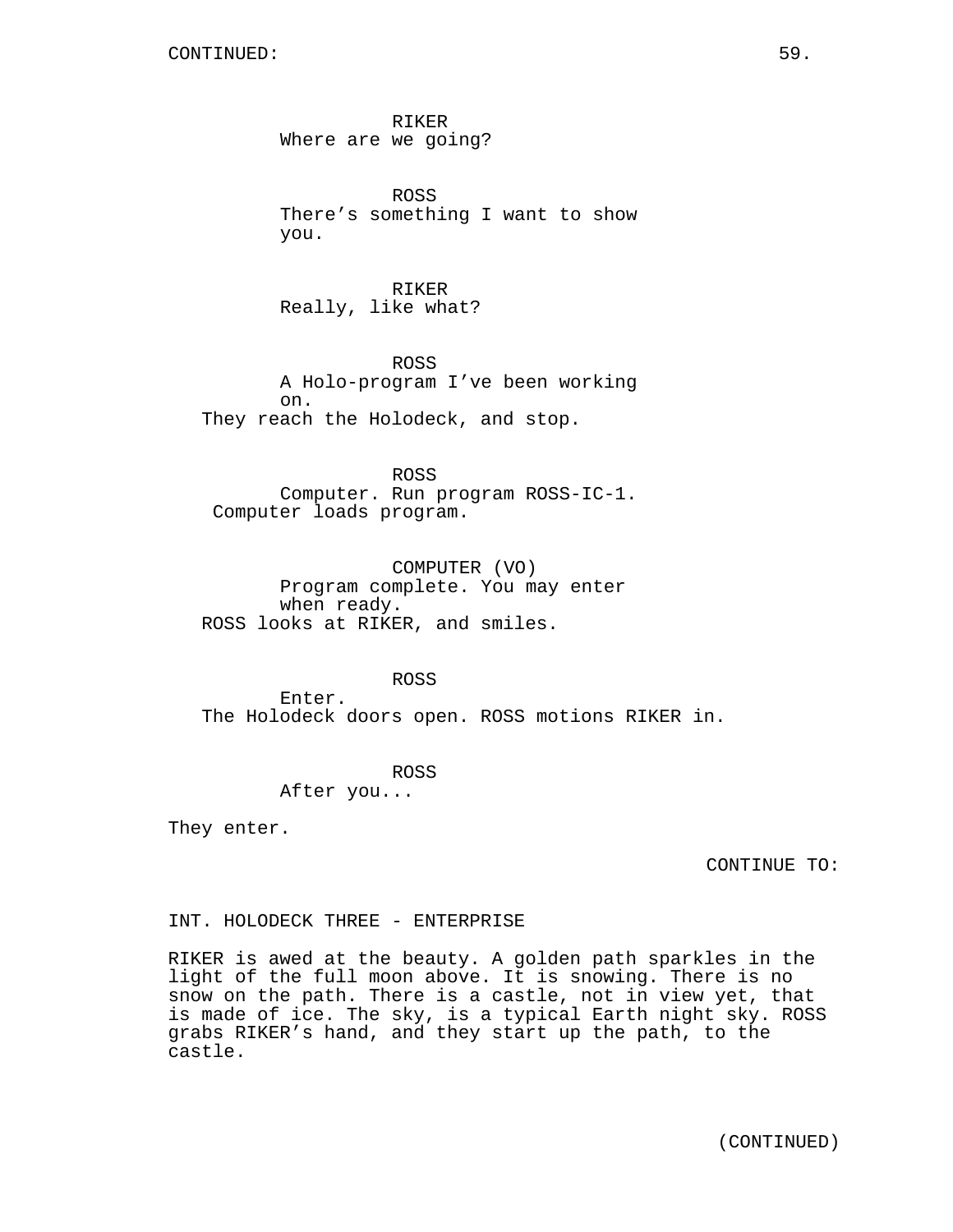CONTINUED:

RIKER
Where are we going?

ROSS
There's something I want to show you.

RIKER
Really, like what?

ROSS
A Holo-program I've been working on.

They reach the Holodeck, and stop.

ROSS
Computer. Run program ROSS-IC-1.

Computer loads program.

COMPUTER (VO)
Program complete. You may enter when ready.

ROSS looks at RIKER, and smiles.

ROSS
Enter.

The Holodeck doors open. ROSS motions RIKER in.

ROSS
After you...

They enter.

CONTINUE TO:

INT. HOLODECK THREE - ENTERPRISE

RIKER is awed at the beauty. A golden path sparkles in the light of the full moon above. It is snowing. There is no snow on the path. There is a castle, not in view yet, that is made of ice. The sky, is a typical Earth night sky. ROSS grabs RIKER's hand, and they start up the path, to the castle.

(CONTINUED)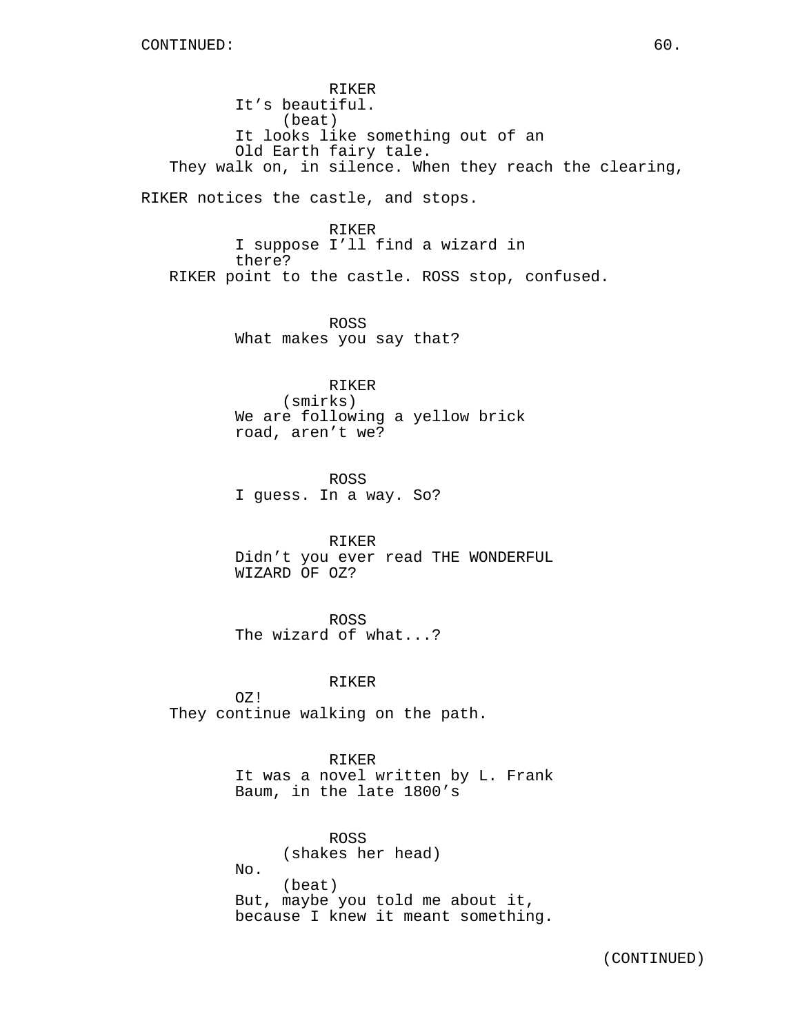CONTINUED:

RIKER
It's beautiful.
(beat)
It looks like something out of an Old Earth fairy tale.

They walk on, in silence. When they reach the clearing, RIKER notices the castle, and stops.

RIKER
I suppose I'll find a wizard in there?

RIKER point to the castle. ROSS stop, confused.

ROSS
What makes you say that?

RIKER
(smirks)
We are following a yellow brick road, aren't we?

ROSS
I guess. In a way. So?

RIKER
Didn't you ever read THE WONDERFUL WIZARD OF OZ?

ROSS
The wizard of what...?

RIKER
OZ!

They continue walking on the path.

RIKER
It was a novel written by L. Frank Baum, in the late 1800's

ROSS
(shakes her head)
No.
(beat)
But, maybe you told me about it, because I knew it meant something.

(CONTINUED)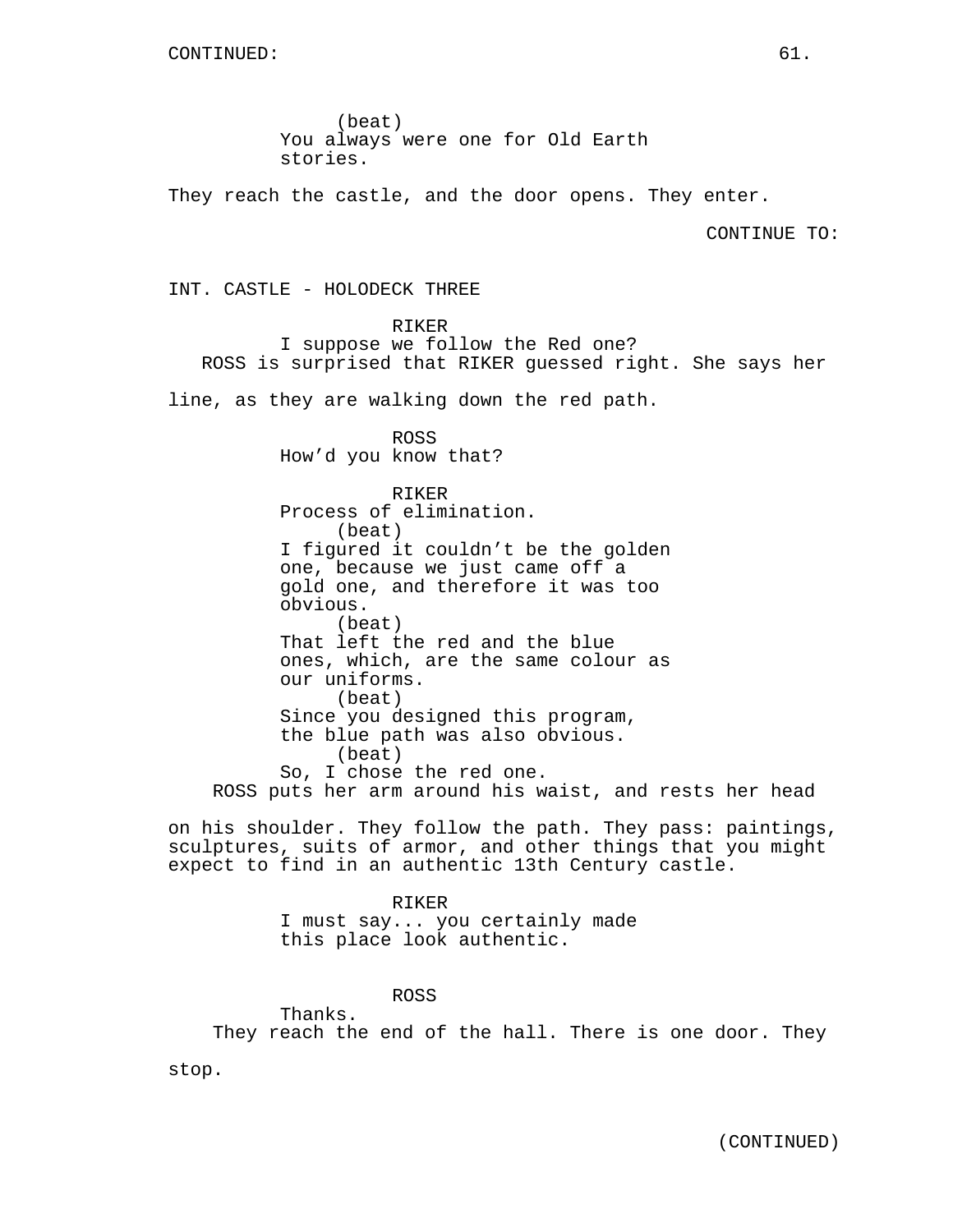(beat)
You always were one for Old Earth stories.

They reach the castle, and the door opens. They enter.

CONTINUE TO:

INT. CASTLE - HOLODECK THREE

RIKER
I suppose we follow the Red one?

ROSS is surprised that RIKER guessed right. She says her line, as they are walking down the red path.

ROSS
How'd you know that?

RIKER
Process of elimination.
(beat)
I figured it couldn't be the golden one, because we just came off a gold one, and therefore it was too obvious.
(beat)
That left the red and the blue ones, which, are the same colour as our uniforms.
(beat)
Since you designed this program, the blue path was also obvious.
(beat)
So, I chose the red one.

ROSS puts her arm around his waist, and rests her head on his shoulder. They follow the path. They pass: paintings, sculptures, suits of armor, and other things that you might expect to find in an authentic 13th Century castle.

RIKER
I must say... you certainly made this place look authentic.

ROSS
Thanks.

They reach the end of the hall. There is one door. They stop.

(CONTINUED)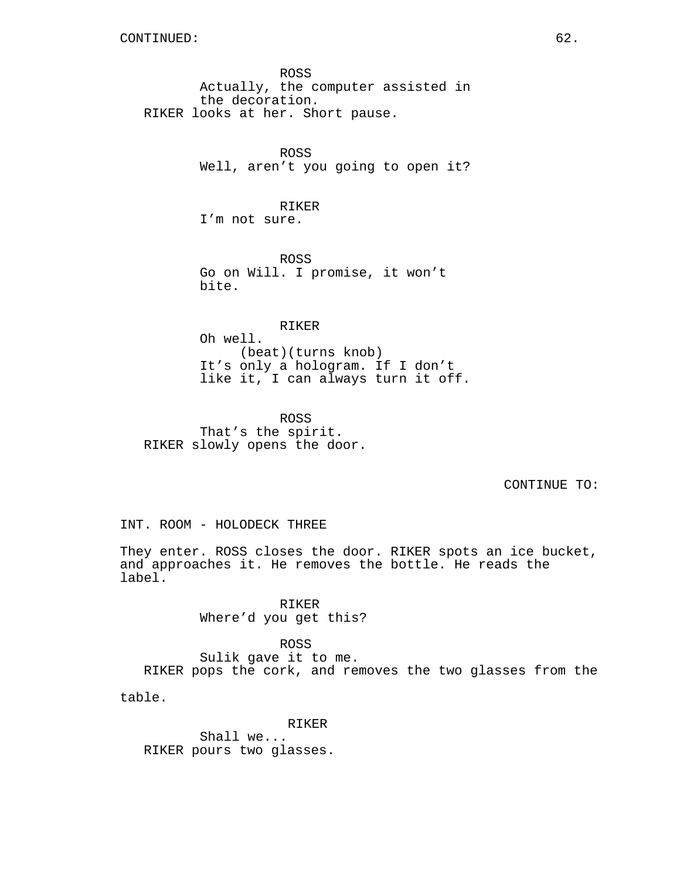CONTINUED:

ROSS
Actually, the computer assisted in the decoration.

RIKER looks at her. Short pause.

ROSS
Well, aren't you going to open it?

RIKER
I'm not sure.

ROSS
Go on Will. I promise, it won't bite.

RIKER
Oh well.
(beat)(turns knob)
It's only a hologram. If I don't like it, I can always turn it off.

ROSS
That's the spirit.

RIKER slowly opens the door.

CONTINUE TO:

INT. ROOM - HOLODECK THREE

They enter. ROSS closes the door. RIKER spots an ice bucket, and approaches it. He removes the bottle. He reads the label.

RIKER
Where'd you get this?

ROSS
Sulik gave it to me.

RIKER pops the cork, and removes the two glasses from the table.

RIKER
Shall we...

RIKER pours two glasses.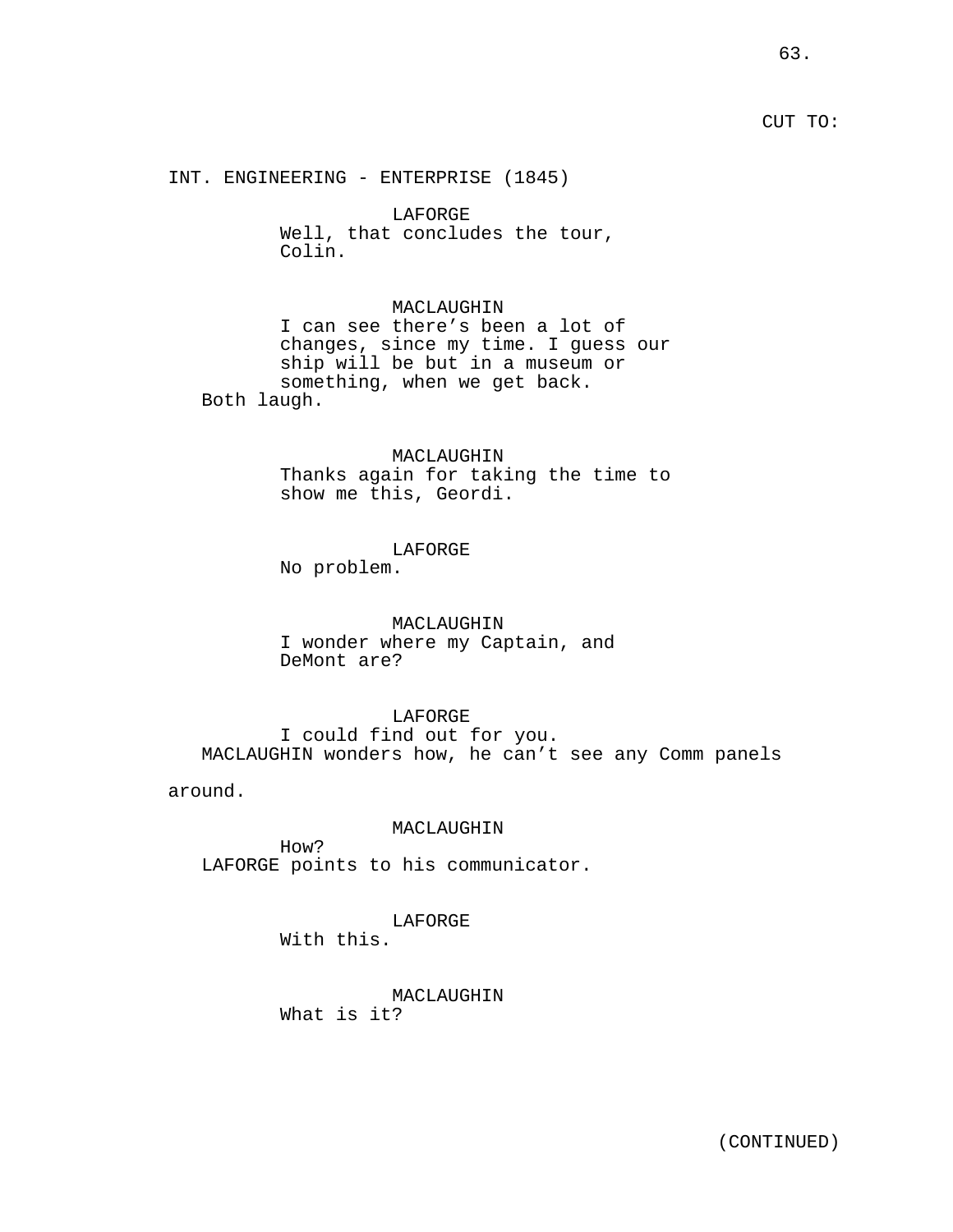CUT TO:

INT. ENGINEERING - ENTERPRISE (1845)

LAFORGE
Well, that concludes the tour, Colin.

MACLAUGHIN
I can see there's been a lot of changes, since my time. I guess our ship will be but in a museum or something, when we get back.

Both laugh.

MACLAUGHIN
Thanks again for taking the time to show me this, Geordi.

LAFORGE
No problem.

MACLAUGHIN
I wonder where my Captain, and DeMont are?

LAFORGE
I could find out for you.

MACLAUGHIN wonders how, he can't see any Comm panels around.

MACLAUGHIN
How?

LAFORGE points to his communicator.

LAFORGE
With this.

MACLAUGHIN
What is it?

(CONTINUED)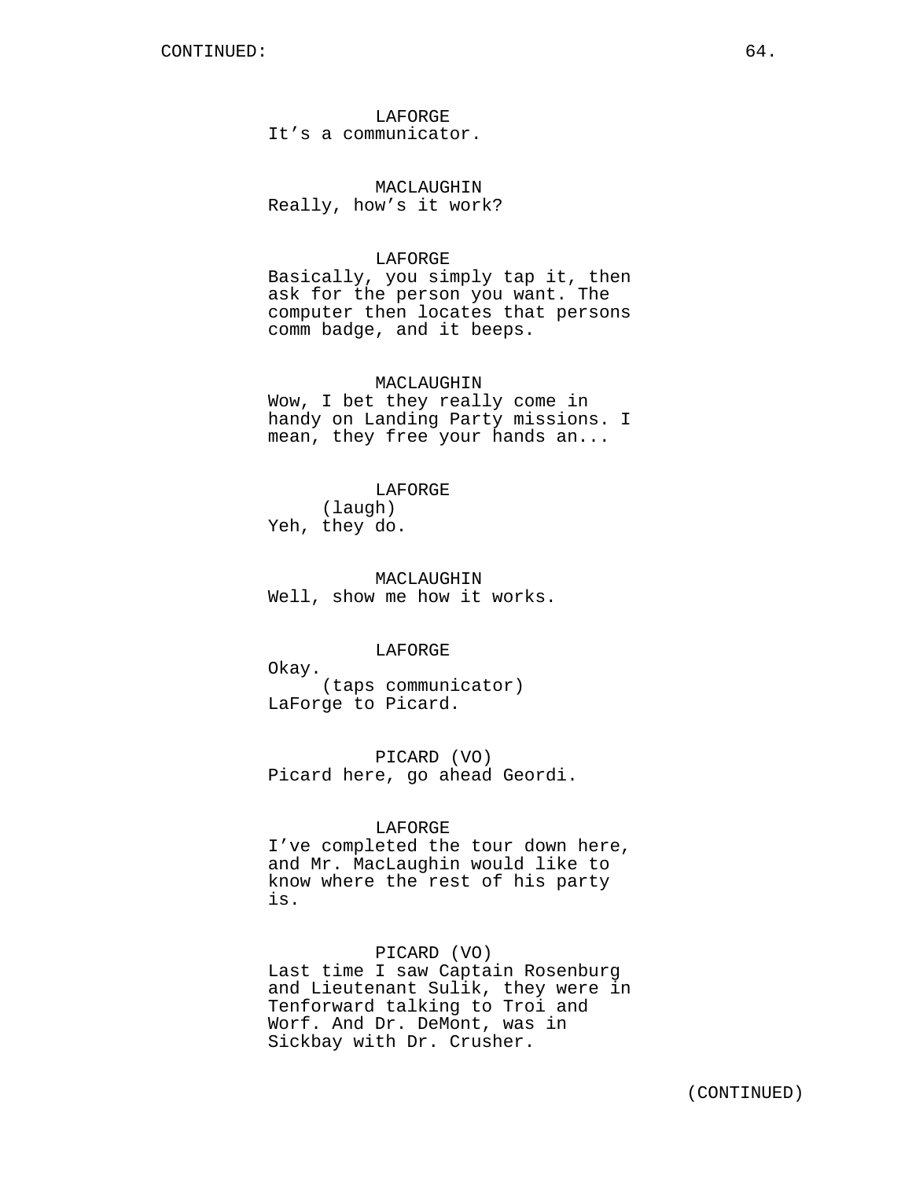CONTINUED:

LAFORGE
It’s a communicator.

MACLAUGHIN
Really, how’s it work?

LAFORGE
Basically, you simply tap it, then ask for the person you want. The computer then locates that persons comm badge, and it beeps.

MACLAUGHIN
Wow, I bet they really come in handy on Landing Party missions. I mean, they free your hands an...

LAFORGE
(laugh)
Yeh, they do.

MACLAUGHIN
Well, show me how it works.

LAFORGE
Okay.
(taps communicator)
LaForge to Picard.

PICARD (VO)
Picard here, go ahead Geordi.

LAFORGE
I’ve completed the tour down here, and Mr. MacLaughin would like to know where the rest of his party is.

PICARD (VO)
Last time I saw Captain Rosenburg and Lieutenant Sulik, they were in Tenforward talking to Troi and Worf. And Dr. DeMont, was in Sickbay with Dr. Crusher.

(CONTINUED)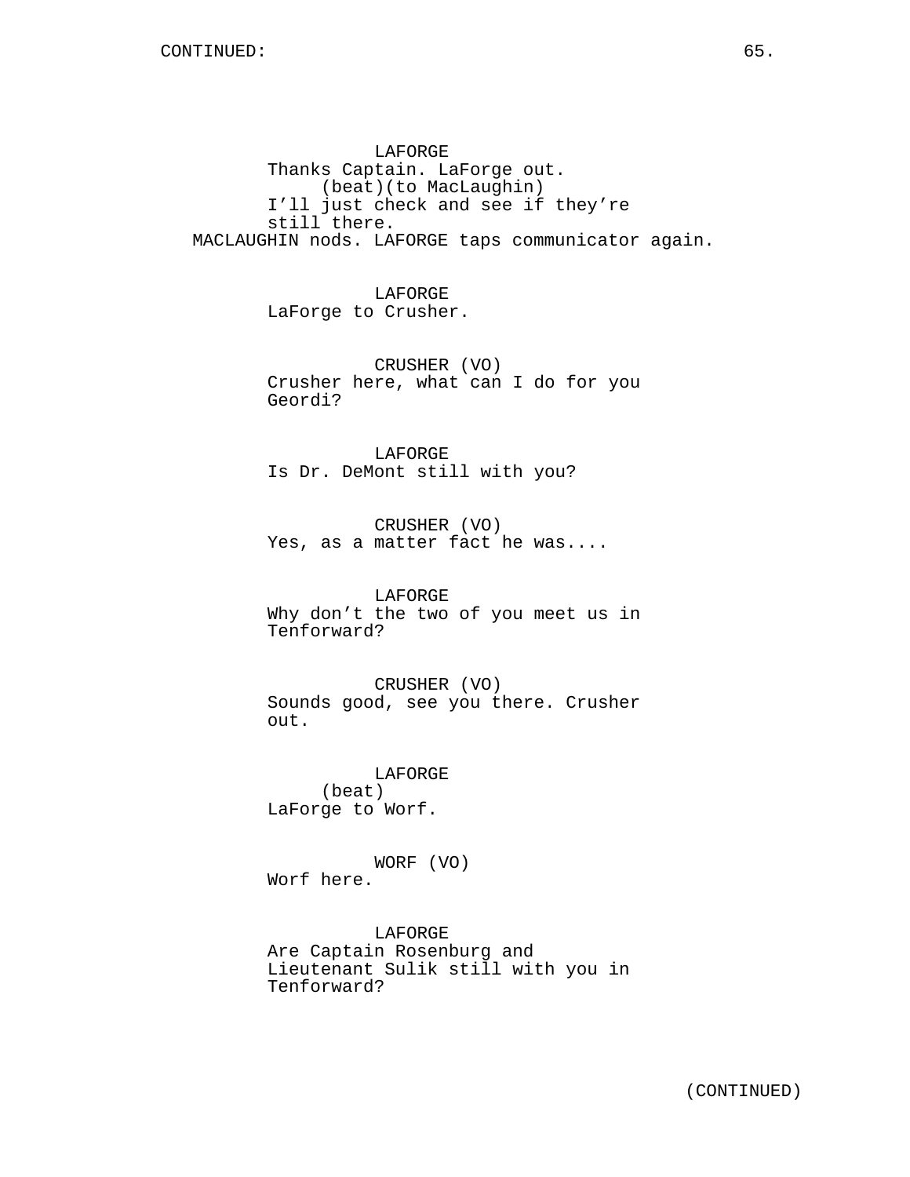LAFORGE
Thanks Captain. LaForge out.
(beat)(to MacLaughin)
I'll just check and see if they're still there.

MACLAUGHIN nods. LAFORGE taps communicator again.

LAFORGE
LaForge to Crusher.

CRUSHER (VO)
Crusher here, what can I do for you Geordi?

LAFORGE
Is Dr. DeMont still with you?

CRUSHER (VO)
Yes, as a matter fact he was....

LAFORGE
Why don't the two of you meet us in Tenforward?

CRUSHER (VO)
Sounds good, see you there. Crusher out.

LAFORGE
(beat)
LaForge to Worf.

WORF (VO)
Worf here.

LAFORGE
Are Captain Rosenburg and Lieutenant Sulik still with you in Tenforward?

(CONTINUED)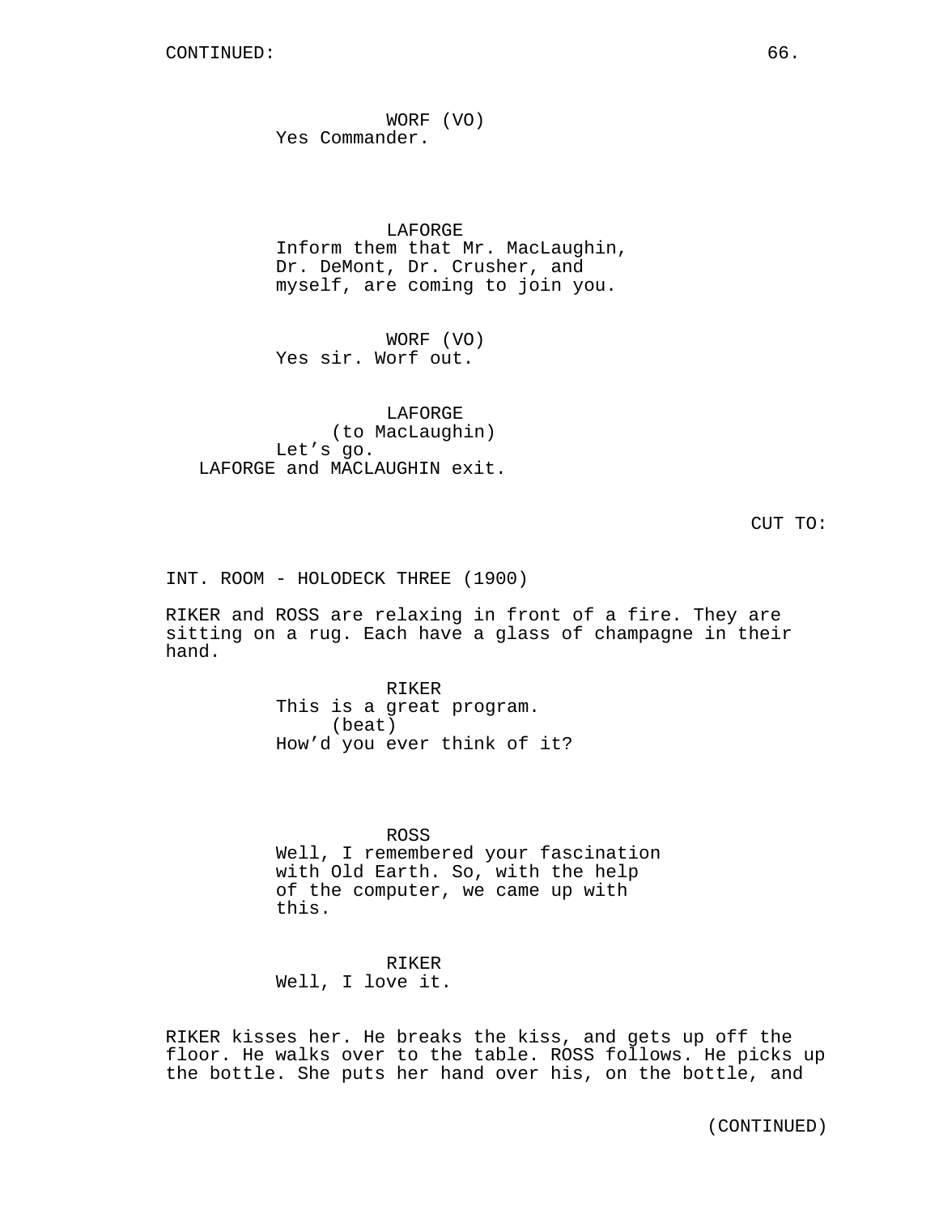WORF (VO)
Yes Commander.

LAFORGE
Inform them that Mr. MacLaughin, Dr. DeMont, Dr. Crusher, and myself, are coming to join you.

WORF (VO)
Yes sir. Worf out.

LAFORGE
(to MacLaughin)
Let's go.

LAFORGE and MACLAUGHIN exit.

CUT TO:

INT. ROOM - HOLODECK THREE (1900)

RIKER and ROSS are relaxing in front of a fire. They are sitting on a rug. Each have a glass of champagne in their hand.

RIKER
This is a great program.
(beat)
How'd you ever think of it?

ROSS
Well, I remembered your fascination with Old Earth. So, with the help of the computer, we came up with this.

RIKER
Well, I love it.

RIKER kisses her. He breaks the kiss, and gets up off the floor. He walks over to the table. ROSS follows. He picks up the bottle. She puts her hand over his, on the bottle, and

(CONTINUED)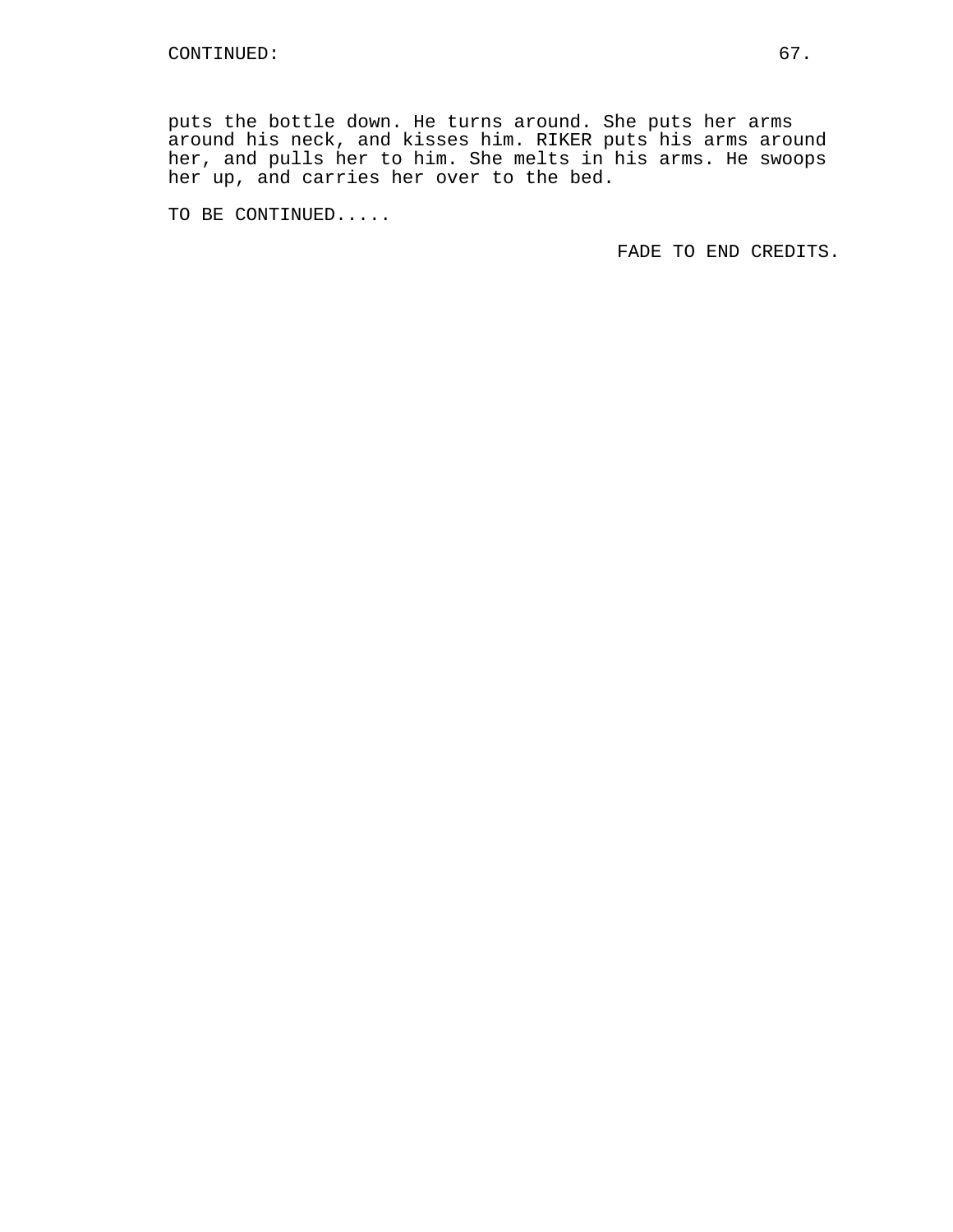CONTINUED:

puts the bottle down. He turns around. She puts her arms around his neck, and kisses him. RIKER puts his arms around her, and pulls her to him. She melts in his arms. He swoops her up, and carries her over to the bed.

TO BE CONTINUED.....

FADE TO END CREDITS.